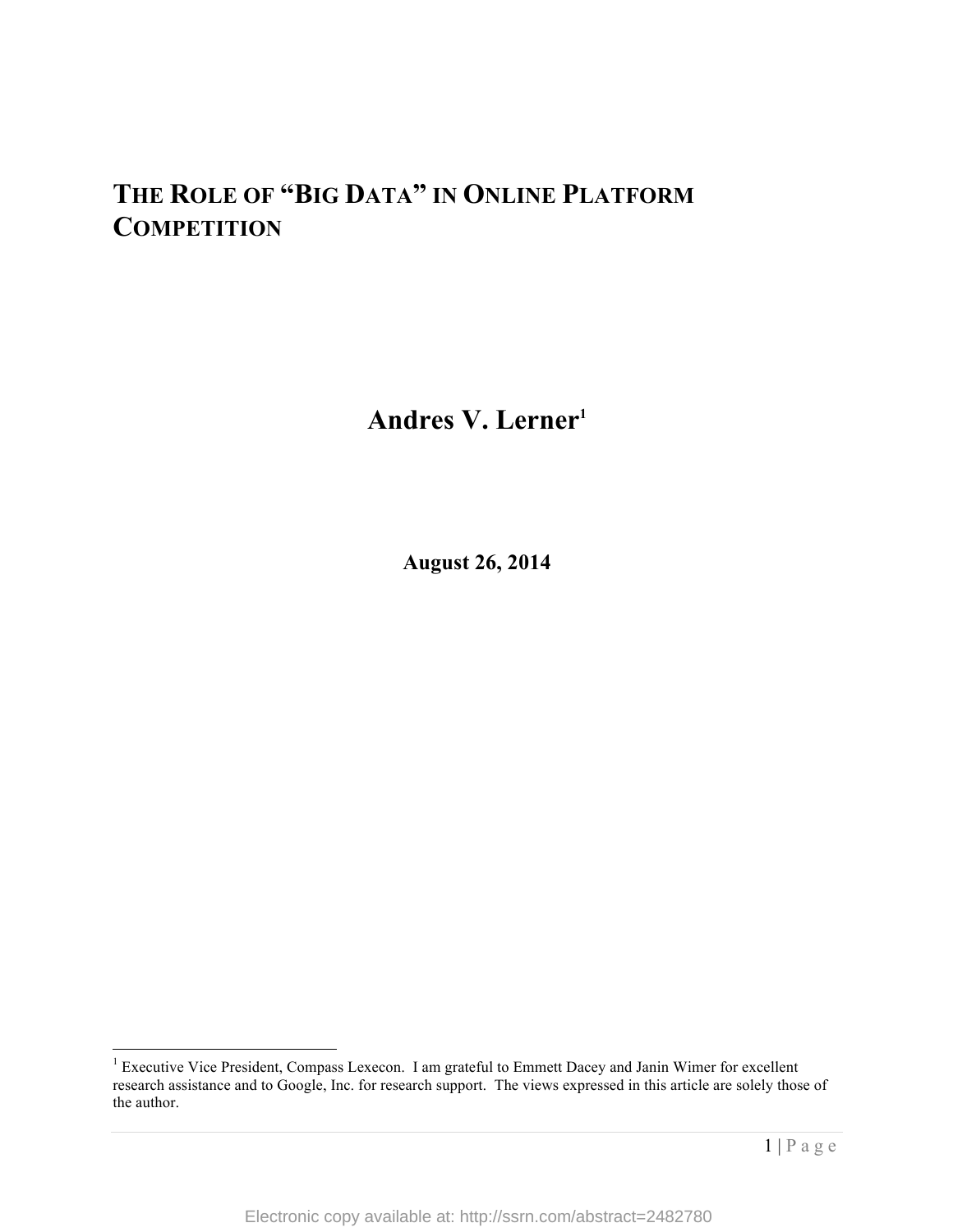# THE ROLE OF "BIG DATA" IN ONLINE PLATFORM COMPETITION

**Andres V. Lerner**[1]

**August 26, 2014**

---

[1] Executive Vice President, Compass Lexecon. I am grateful to Emmett Dacey and Janin Wimer for excellent research assistance and to Google, Inc. for research support. The views expressed in this article are solely those of the author.

Electronic copy available at: http://ssrn.com/abstract=2482780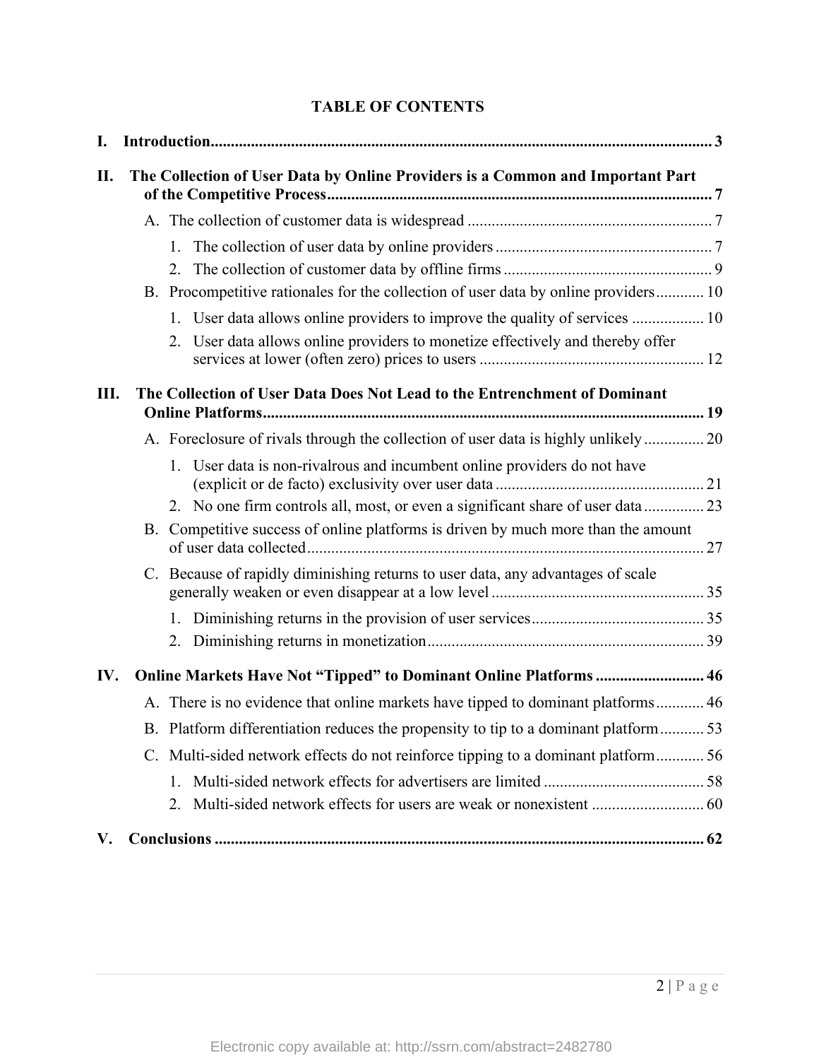# TABLE OF CONTENTS

**I. Introduction** ... 3

**II. The Collection of User Data by Online Providers is a Common and Important Part of the Competitive Process** ... 7

- A. The collection of customer data is widespread ... 7
  1. The collection of user data by online providers ... 7
  2. The collection of customer data by offline firms ... 9
- B. Procompetitive rationales for the collection of user data by online providers ... 10
  1. User data allows online providers to improve the quality of services ... 10
  2. User data allows online providers to monetize effectively and thereby offer services at lower (often zero) prices to users ... 12

**III. The Collection of User Data Does Not Lead to the Entrenchment of Dominant Online Platforms** ... 19

- A. Foreclosure of rivals through the collection of user data is highly unlikely ... 20
  1. User data is non-rivalrous and incumbent online providers do not have (explicit or de facto) exclusivity over user data ... 21
  2. No one firm controls all, most, or even a significant share of user data ... 23
- B. Competitive success of online platforms is driven by much more than the amount of user data collected ... 27
- C. Because of rapidly diminishing returns to user data, any advantages of scale generally weaken or even disappear at a low level ... 35
  1. Diminishing returns in the provision of user services ... 35
  2. Diminishing returns in monetization ... 39

**IV. Online Markets Have Not "Tipped" to Dominant Online Platforms** ... 46

- A. There is no evidence that online markets have tipped to dominant platforms ... 46
- B. Platform differentiation reduces the propensity to tip to a dominant platform ... 53
- C. Multi-sided network effects do not reinforce tipping to a dominant platform ... 56
  1. Multi-sided network effects for advertisers are limited ... 58
  2. Multi-sided network effects for users are weak or nonexistent ... 60

**V. Conclusions** ... 62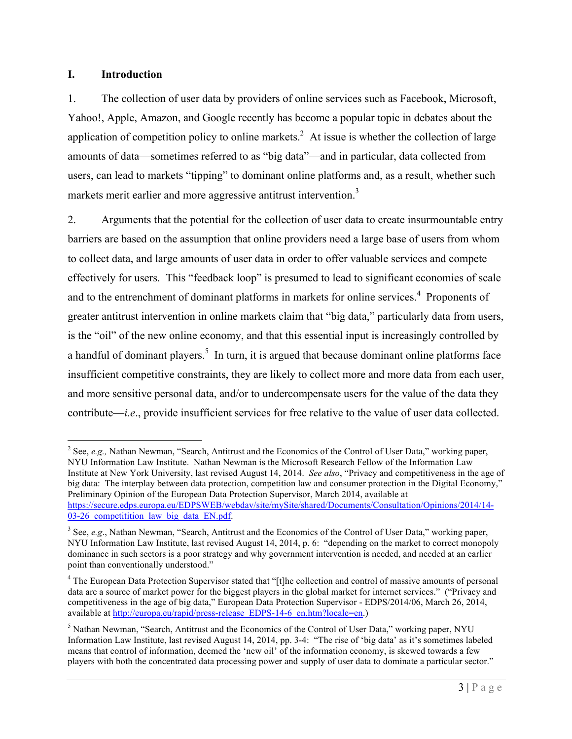## I. Introduction

1. The collection of user data by providers of online services such as Facebook, Microsoft, Yahoo!, Apple, Amazon, and Google recently has become a popular topic in debates about the application of competition policy to online markets.[2] At issue is whether the collection of large amounts of data—sometimes referred to as "big data"—and in particular, data collected from users, can lead to markets "tipping" to dominant online platforms and, as a result, whether such markets merit earlier and more aggressive antitrust intervention.[3]

2. Arguments that the potential for the collection of user data to create insurmountable entry barriers are based on the assumption that online providers need a large base of users from whom to collect data, and large amounts of user data in order to offer valuable services and compete effectively for users. This "feedback loop" is presumed to lead to significant economies of scale and to the entrenchment of dominant platforms in markets for online services.[4] Proponents of greater antitrust intervention in online markets claim that "big data," particularly data from users, is the "oil" of the new online economy, and that this essential input is increasingly controlled by a handful of dominant players.[5] In turn, it is argued that because dominant online platforms face insufficient competitive constraints, they are likely to collect more and more data from each user, and more sensitive personal data, and/or to undercompensate users for the value of the data they contribute—*i.e.*, provide insufficient services for free relative to the value of user data collected.

---

[2] See, *e.g.,* Nathan Newman, "Search, Antitrust and the Economics of the Control of User Data," working paper, NYU Information Law Institute. Nathan Newman is the Microsoft Research Fellow of the Information Law Institute at New York University, last revised August 14, 2014. *See also*, "Privacy and competitiveness in the age of big data: The interplay between data protection, competition law and consumer protection in the Digital Economy," Preliminary Opinion of the European Data Protection Supervisor, March 2014, available at https://secure.edps.europa.eu/EDPSWEB/webdav/site/mySite/shared/Documents/Consultation/Opinions/2014/14-03-26_competitition_law_big_data_EN.pdf.

[3] See, *e.g*., Nathan Newman, "Search, Antitrust and the Economics of the Control of User Data," working paper, NYU Information Law Institute, last revised August 14, 2014, p. 6: "depending on the market to correct monopoly dominance in such sectors is a poor strategy and why government intervention is needed, and needed at an earlier point than conventionally understood."

[4] The European Data Protection Supervisor stated that "[t]he collection and control of massive amounts of personal data are a source of market power for the biggest players in the global market for internet services." ("Privacy and competitiveness in the age of big data," European Data Protection Supervisor - EDPS/2014/06, March 26, 2014, available at http://europa.eu/rapid/press-release_EDPS-14-6_en.htm?locale=en.)

[5] Nathan Newman, "Search, Antitrust and the Economics of the Control of User Data," working paper, NYU Information Law Institute, last revised August 14, 2014, pp. 3-4: "The rise of 'big data' as it's sometimes labeled means that control of information, deemed the 'new oil' of the information economy, is skewed towards a few players with both the concentrated data processing power and supply of user data to dominate a particular sector."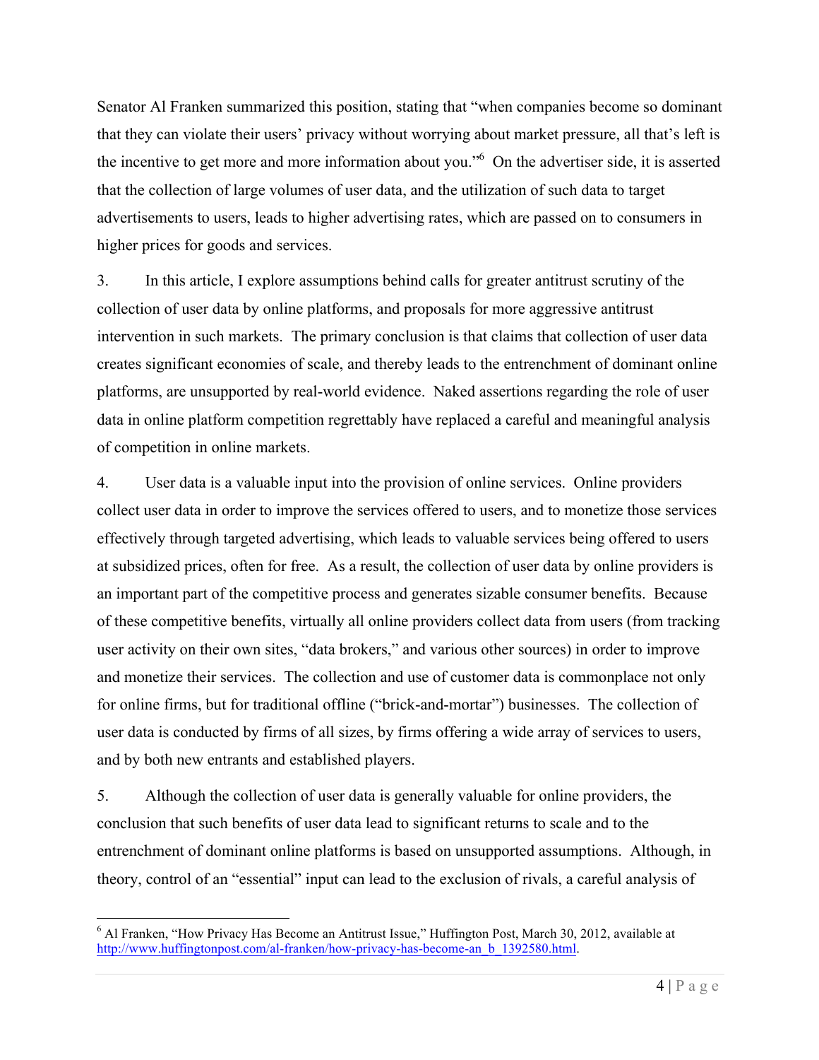Senator Al Franken summarized this position, stating that "when companies become so dominant that they can violate their users' privacy without worrying about market pressure, all that's left is the incentive to get more and more information about you."[6] On the advertiser side, it is asserted that the collection of large volumes of user data, and the utilization of such data to target advertisements to users, leads to higher advertising rates, which are passed on to consumers in higher prices for goods and services.

3. In this article, I explore assumptions behind calls for greater antitrust scrutiny of the collection of user data by online platforms, and proposals for more aggressive antitrust intervention in such markets. The primary conclusion is that claims that collection of user data creates significant economies of scale, and thereby leads to the entrenchment of dominant online platforms, are unsupported by real-world evidence. Naked assertions regarding the role of user data in online platform competition regrettably have replaced a careful and meaningful analysis of competition in online markets.

4. User data is a valuable input into the provision of online services. Online providers collect user data in order to improve the services offered to users, and to monetize those services effectively through targeted advertising, which leads to valuable services being offered to users at subsidized prices, often for free. As a result, the collection of user data by online providers is an important part of the competitive process and generates sizable consumer benefits. Because of these competitive benefits, virtually all online providers collect data from users (from tracking user activity on their own sites, "data brokers," and various other sources) in order to improve and monetize their services. The collection and use of customer data is commonplace not only for online firms, but for traditional offline ("brick-and-mortar") businesses. The collection of user data is conducted by firms of all sizes, by firms offering a wide array of services to users, and by both new entrants and established players.

5. Although the collection of user data is generally valuable for online providers, the conclusion that such benefits of user data lead to significant returns to scale and to the entrenchment of dominant online platforms is based on unsupported assumptions. Although, in theory, control of an "essential" input can lead to the exclusion of rivals, a careful analysis of

---

[6] Al Franken, "How Privacy Has Become an Antitrust Issue," Huffington Post, March 30, 2012, available at http://www.huffingtonpost.com/al-franken/how-privacy-has-become-an_b_1392580.html.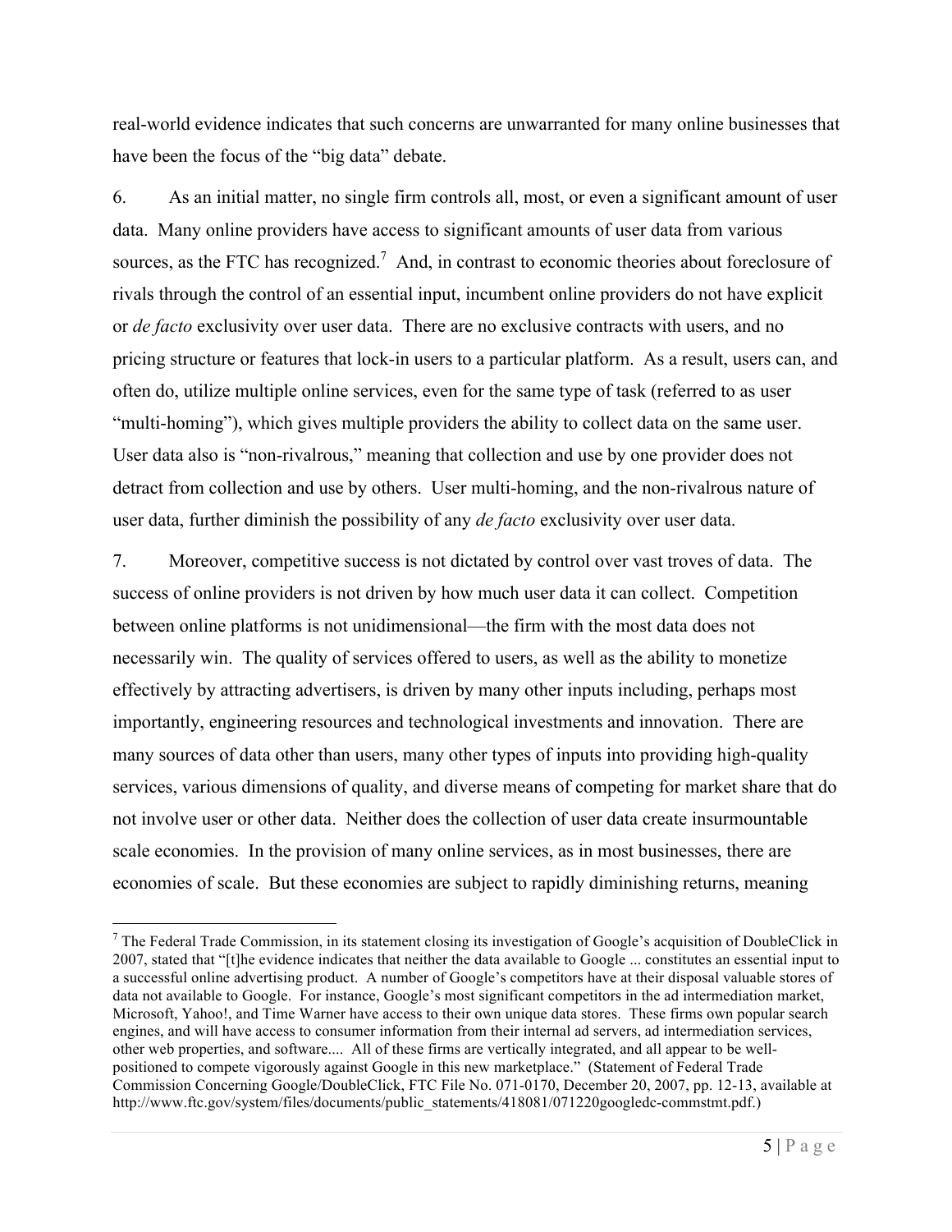real-world evidence indicates that such concerns are unwarranted for many online businesses that have been the focus of the "big data" debate.

6. As an initial matter, no single firm controls all, most, or even a significant amount of user data. Many online providers have access to significant amounts of user data from various sources, as the FTC has recognized.[7] And, in contrast to economic theories about foreclosure of rivals through the control of an essential input, incumbent online providers do not have explicit or *de facto* exclusivity over user data. There are no exclusive contracts with users, and no pricing structure or features that lock-in users to a particular platform. As a result, users can, and often do, utilize multiple online services, even for the same type of task (referred to as user "multi-homing"), which gives multiple providers the ability to collect data on the same user. User data also is "non-rivalrous," meaning that collection and use by one provider does not detract from collection and use by others. User multi-homing, and the non-rivalrous nature of user data, further diminish the possibility of any *de facto* exclusivity over user data.

7. Moreover, competitive success is not dictated by control over vast troves of data. The success of online providers is not driven by how much user data it can collect. Competition between online platforms is not unidimensional—the firm with the most data does not necessarily win. The quality of services offered to users, as well as the ability to monetize effectively by attracting advertisers, is driven by many other inputs including, perhaps most importantly, engineering resources and technological investments and innovation. There are many sources of data other than users, many other types of inputs into providing high-quality services, various dimensions of quality, and diverse means of competing for market share that do not involve user or other data. Neither does the collection of user data create insurmountable scale economies. In the provision of many online services, as in most businesses, there are economies of scale. But these economies are subject to rapidly diminishing returns, meaning

---

[7] The Federal Trade Commission, in its statement closing its investigation of Google's acquisition of DoubleClick in 2007, stated that "[t]he evidence indicates that neither the data available to Google ... constitutes an essential input to a successful online advertising product. A number of Google's competitors have at their disposal valuable stores of data not available to Google. For instance, Google's most significant competitors in the ad intermediation market, Microsoft, Yahoo!, and Time Warner have access to their own unique data stores. These firms own popular search engines, and will have access to consumer information from their internal ad servers, ad intermediation services, other web properties, and software.... All of these firms are vertically integrated, and all appear to be well-positioned to compete vigorously against Google in this new marketplace." (Statement of Federal Trade Commission Concerning Google/DoubleClick, FTC File No. 071-0170, December 20, 2007, pp. 12-13, available at http://www.ftc.gov/system/files/documents/public_statements/418081/071220googledc-commstmt.pdf.)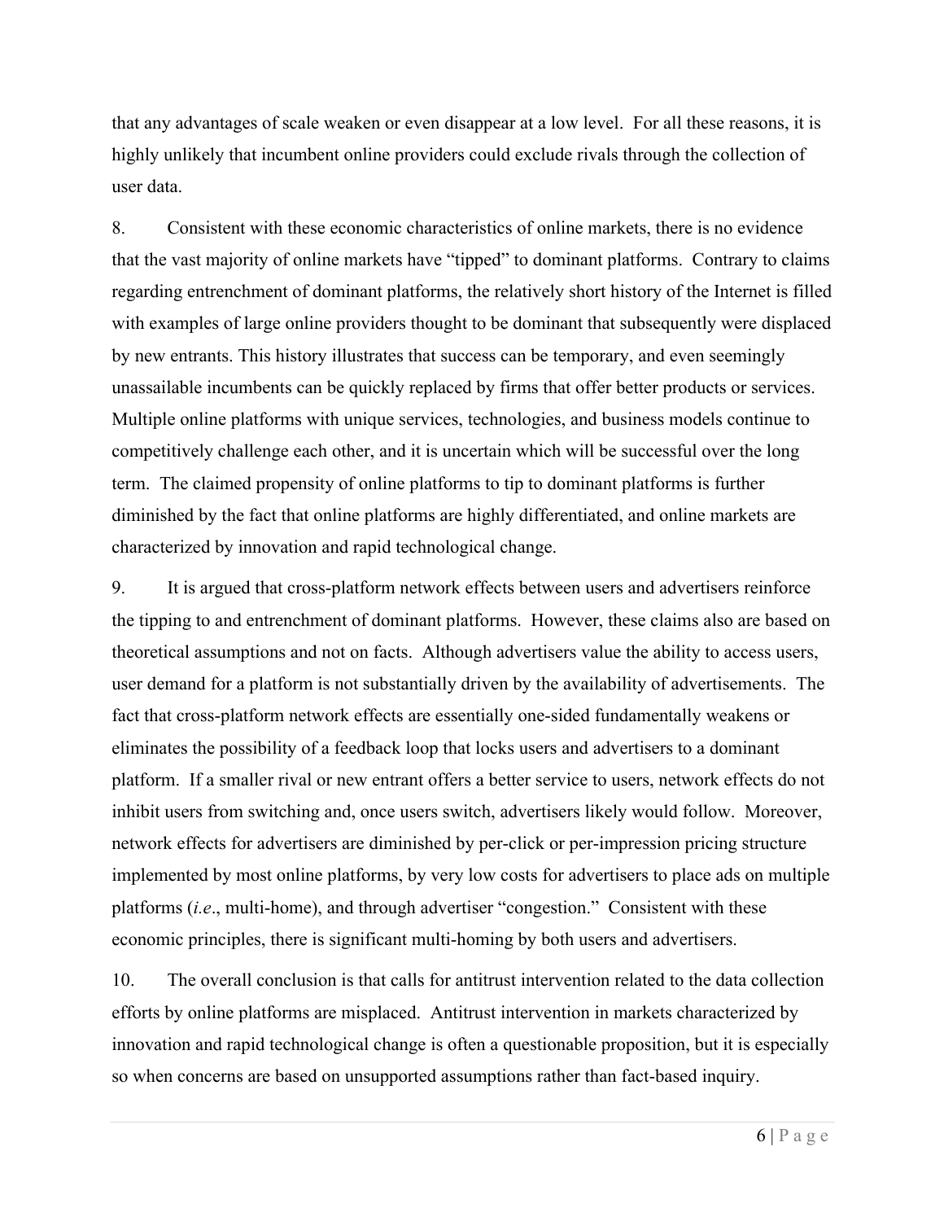that any advantages of scale weaken or even disappear at a low level. For all these reasons, it is highly unlikely that incumbent online providers could exclude rivals through the collection of user data.

8. Consistent with these economic characteristics of online markets, there is no evidence that the vast majority of online markets have "tipped" to dominant platforms. Contrary to claims regarding entrenchment of dominant platforms, the relatively short history of the Internet is filled with examples of large online providers thought to be dominant that subsequently were displaced by new entrants. This history illustrates that success can be temporary, and even seemingly unassailable incumbents can be quickly replaced by firms that offer better products or services. Multiple online platforms with unique services, technologies, and business models continue to competitively challenge each other, and it is uncertain which will be successful over the long term. The claimed propensity of online platforms to tip to dominant platforms is further diminished by the fact that online platforms are highly differentiated, and online markets are characterized by innovation and rapid technological change.

9. It is argued that cross-platform network effects between users and advertisers reinforce the tipping to and entrenchment of dominant platforms. However, these claims also are based on theoretical assumptions and not on facts. Although advertisers value the ability to access users, user demand for a platform is not substantially driven by the availability of advertisements. The fact that cross-platform network effects are essentially one-sided fundamentally weakens or eliminates the possibility of a feedback loop that locks users and advertisers to a dominant platform. If a smaller rival or new entrant offers a better service to users, network effects do not inhibit users from switching and, once users switch, advertisers likely would follow. Moreover, network effects for advertisers are diminished by per-click or per-impression pricing structure implemented by most online platforms, by very low costs for advertisers to place ads on multiple platforms (*i.e*., multi-home), and through advertiser "congestion." Consistent with these economic principles, there is significant multi-homing by both users and advertisers.

10. The overall conclusion is that calls for antitrust intervention related to the data collection efforts by online platforms are misplaced. Antitrust intervention in markets characterized by innovation and rapid technological change is often a questionable proposition, but it is especially so when concerns are based on unsupported assumptions rather than fact-based inquiry.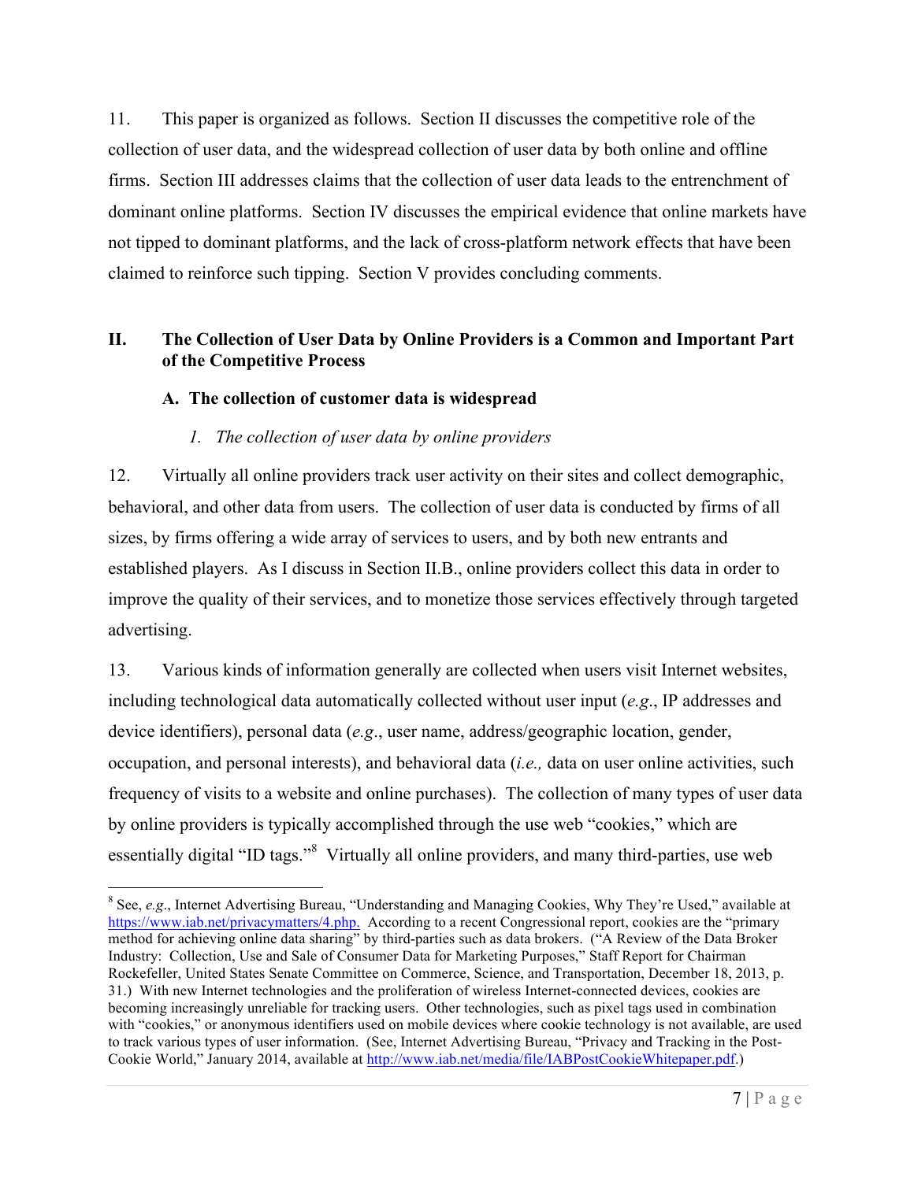11. This paper is organized as follows. Section II discusses the competitive role of the collection of user data, and the widespread collection of user data by both online and offline firms. Section III addresses claims that the collection of user data leads to the entrenchment of dominant online platforms. Section IV discusses the empirical evidence that online markets have not tipped to dominant platforms, and the lack of cross-platform network effects that have been claimed to reinforce such tipping. Section V provides concluding comments.

## II. The Collection of User Data by Online Providers is a Common and Important Part of the Competitive Process

### A. The collection of customer data is widespread

#### *1. The collection of user data by online providers*

12. Virtually all online providers track user activity on their sites and collect demographic, behavioral, and other data from users. The collection of user data is conducted by firms of all sizes, by firms offering a wide array of services to users, and by both new entrants and established players. As I discuss in Section II.B., online providers collect this data in order to improve the quality of their services, and to monetize those services effectively through targeted advertising.

13. Various kinds of information generally are collected when users visit Internet websites, including technological data automatically collected without user input (*e.g*., IP addresses and device identifiers), personal data (*e.g*., user name, address/geographic location, gender, occupation, and personal interests), and behavioral data (*i.e.,* data on user online activities, such frequency of visits to a website and online purchases). The collection of many types of user data by online providers is typically accomplished through the use web "cookies," which are essentially digital "ID tags."[8] Virtually all online providers, and many third-parties, use web

---

[8] See, *e.g*., Internet Advertising Bureau, "Understanding and Managing Cookies, Why They're Used," available at https://www.iab.net/privacymatters/4.php. According to a recent Congressional report, cookies are the "primary method for achieving online data sharing" by third-parties such as data brokers. ("A Review of the Data Broker Industry: Collection, Use and Sale of Consumer Data for Marketing Purposes," Staff Report for Chairman Rockefeller, United States Senate Committee on Commerce, Science, and Transportation, December 18, 2013, p. 31.) With new Internet technologies and the proliferation of wireless Internet-connected devices, cookies are becoming increasingly unreliable for tracking users. Other technologies, such as pixel tags used in combination with "cookies," or anonymous identifiers used on mobile devices where cookie technology is not available, are used to track various types of user information. (See, Internet Advertising Bureau, "Privacy and Tracking in the Post-Cookie World," January 2014, available at http://www.iab.net/media/file/IABPostCookieWhitepaper.pdf.)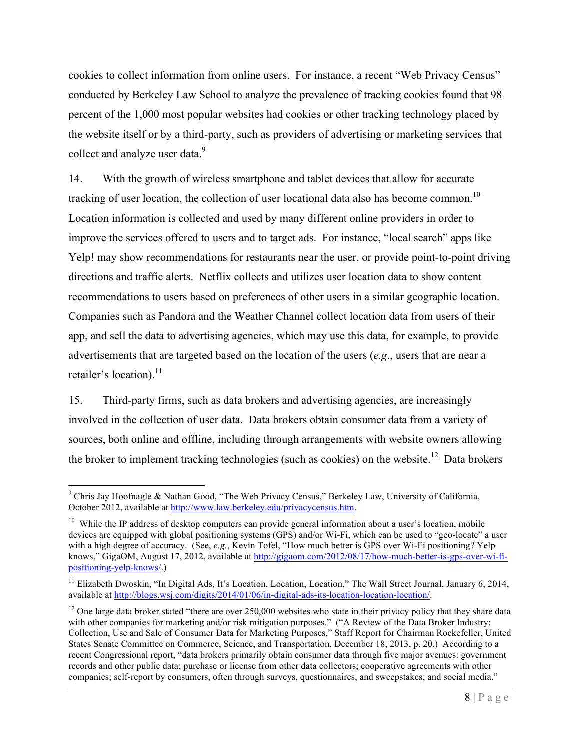cookies to collect information from online users. For instance, a recent "Web Privacy Census" conducted by Berkeley Law School to analyze the prevalence of tracking cookies found that 98 percent of the 1,000 most popular websites had cookies or other tracking technology placed by the website itself or by a third-party, such as providers of advertising or marketing services that collect and analyze user data.[9]

14. With the growth of wireless smartphone and tablet devices that allow for accurate tracking of user location, the collection of user locational data also has become common.[10] Location information is collected and used by many different online providers in order to improve the services offered to users and to target ads. For instance, "local search" apps like Yelp! may show recommendations for restaurants near the user, or provide point-to-point driving directions and traffic alerts. Netflix collects and utilizes user location data to show content recommendations to users based on preferences of other users in a similar geographic location. Companies such as Pandora and the Weather Channel collect location data from users of their app, and sell the data to advertising agencies, which may use this data, for example, to provide advertisements that are targeted based on the location of the users (*e.g.*, users that are near a retailer's location).[11]

15. Third-party firms, such as data brokers and advertising agencies, are increasingly involved in the collection of user data. Data brokers obtain consumer data from a variety of sources, both online and offline, including through arrangements with website owners allowing the broker to implement tracking technologies (such as cookies) on the website.[12] Data brokers

---

[9] Chris Jay Hoofnagle & Nathan Good, "The Web Privacy Census," Berkeley Law, University of California, October 2012, available at http://www.law.berkeley.edu/privacycensus.htm.

[10] While the IP address of desktop computers can provide general information about a user's location, mobile devices are equipped with global positioning systems (GPS) and/or Wi-Fi, which can be used to "geo-locate" a user with a high degree of accuracy. (See, *e.g.*, Kevin Tofel, "How much better is GPS over Wi-Fi positioning? Yelp knows," GigaOM, August 17, 2012, available at http://gigaom.com/2012/08/17/how-much-better-is-gps-over-wi-fi-positioning-yelp-knows/.)

[11] Elizabeth Dwoskin, "In Digital Ads, It's Location, Location, Location," The Wall Street Journal, January 6, 2014, available at http://blogs.wsj.com/digits/2014/01/06/in-digital-ads-its-location-location-location/.

[12] One large data broker stated "there are over 250,000 websites who state in their privacy policy that they share data with other companies for marketing and/or risk mitigation purposes." ("A Review of the Data Broker Industry: Collection, Use and Sale of Consumer Data for Marketing Purposes," Staff Report for Chairman Rockefeller, United States Senate Committee on Commerce, Science, and Transportation, December 18, 2013, p. 20.) According to a recent Congressional report, "data brokers primarily obtain consumer data through five major avenues: government records and other public data; purchase or license from other data collectors; cooperative agreements with other companies; self-report by consumers, often through surveys, questionnaires, and sweepstakes; and social media."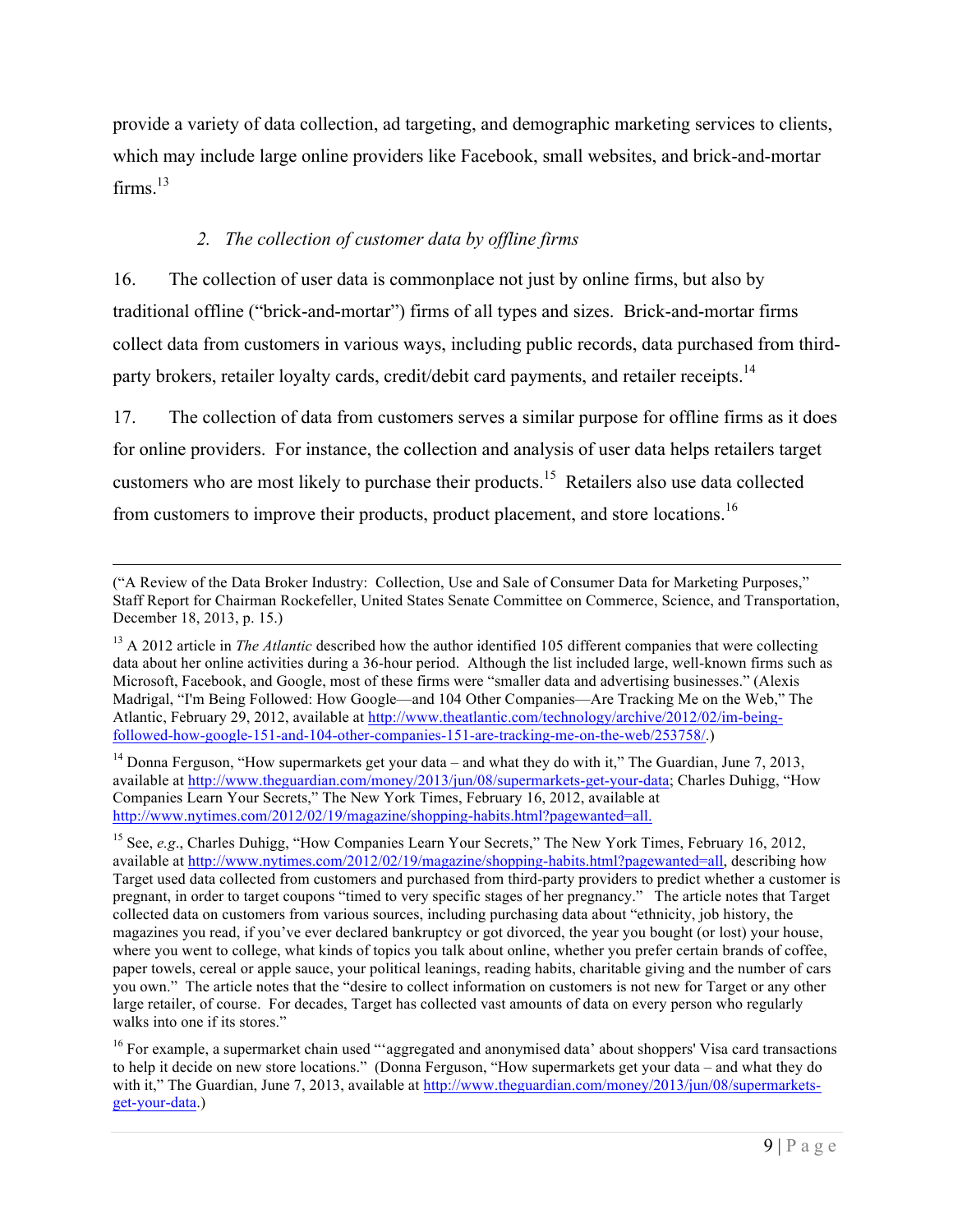provide a variety of data collection, ad targeting, and demographic marketing services to clients, which may include large online providers like Facebook, small websites, and brick-and-mortar firms.[13]

### *2. The collection of customer data by offline firms*

16. The collection of user data is commonplace not just by online firms, but also by traditional offline ("brick-and-mortar") firms of all types and sizes. Brick-and-mortar firms collect data from customers in various ways, including public records, data purchased from third-party brokers, retailer loyalty cards, credit/debit card payments, and retailer receipts.[14]

17. The collection of data from customers serves a similar purpose for offline firms as it does for online providers. For instance, the collection and analysis of user data helps retailers target customers who are most likely to purchase their products.[15] Retailers also use data collected from customers to improve their products, product placement, and store locations.[16]

---

("A Review of the Data Broker Industry: Collection, Use and Sale of Consumer Data for Marketing Purposes," Staff Report for Chairman Rockefeller, United States Senate Committee on Commerce, Science, and Transportation, December 18, 2013, p. 15.)

[13] A 2012 article in *The Atlantic* described how the author identified 105 different companies that were collecting data about her online activities during a 36-hour period. Although the list included large, well-known firms such as Microsoft, Facebook, and Google, most of these firms were "smaller data and advertising businesses." (Alexis Madrigal, "I'm Being Followed: How Google—and 104 Other Companies—Are Tracking Me on the Web," The Atlantic, February 29, 2012, available at http://www.theatlantic.com/technology/archive/2012/02/im-being-followed-how-google-151-and-104-other-companies-151-are-tracking-me-on-the-web/253758/.)

[14] Donna Ferguson, "How supermarkets get your data – and what they do with it," The Guardian, June 7, 2013, available at http://www.theguardian.com/money/2013/jun/08/supermarkets-get-your-data; Charles Duhigg, "How Companies Learn Your Secrets," The New York Times, February 16, 2012, available at http://www.nytimes.com/2012/02/19/magazine/shopping-habits.html?pagewanted=all.

[15] See, *e.g.*, Charles Duhigg, "How Companies Learn Your Secrets," The New York Times, February 16, 2012, available at http://www.nytimes.com/2012/02/19/magazine/shopping-habits.html?pagewanted=all, describing how Target used data collected from customers and purchased from third-party providers to predict whether a customer is pregnant, in order to target coupons "timed to very specific stages of her pregnancy." The article notes that Target collected data on customers from various sources, including purchasing data about "ethnicity, job history, the magazines you read, if you've ever declared bankruptcy or got divorced, the year you bought (or lost) your house, where you went to college, what kinds of topics you talk about online, whether you prefer certain brands of coffee, paper towels, cereal or apple sauce, your political leanings, reading habits, charitable giving and the number of cars you own." The article notes that the "desire to collect information on customers is not new for Target or any other large retailer, of course. For decades, Target has collected vast amounts of data on every person who regularly walks into one if its stores."

[16] For example, a supermarket chain used "'aggregated and anonymised data' about shoppers' Visa card transactions to help it decide on new store locations." (Donna Ferguson, "How supermarkets get your data – and what they do with it," The Guardian, June 7, 2013, available at http://www.theguardian.com/money/2013/jun/08/supermarkets-get-your-data.)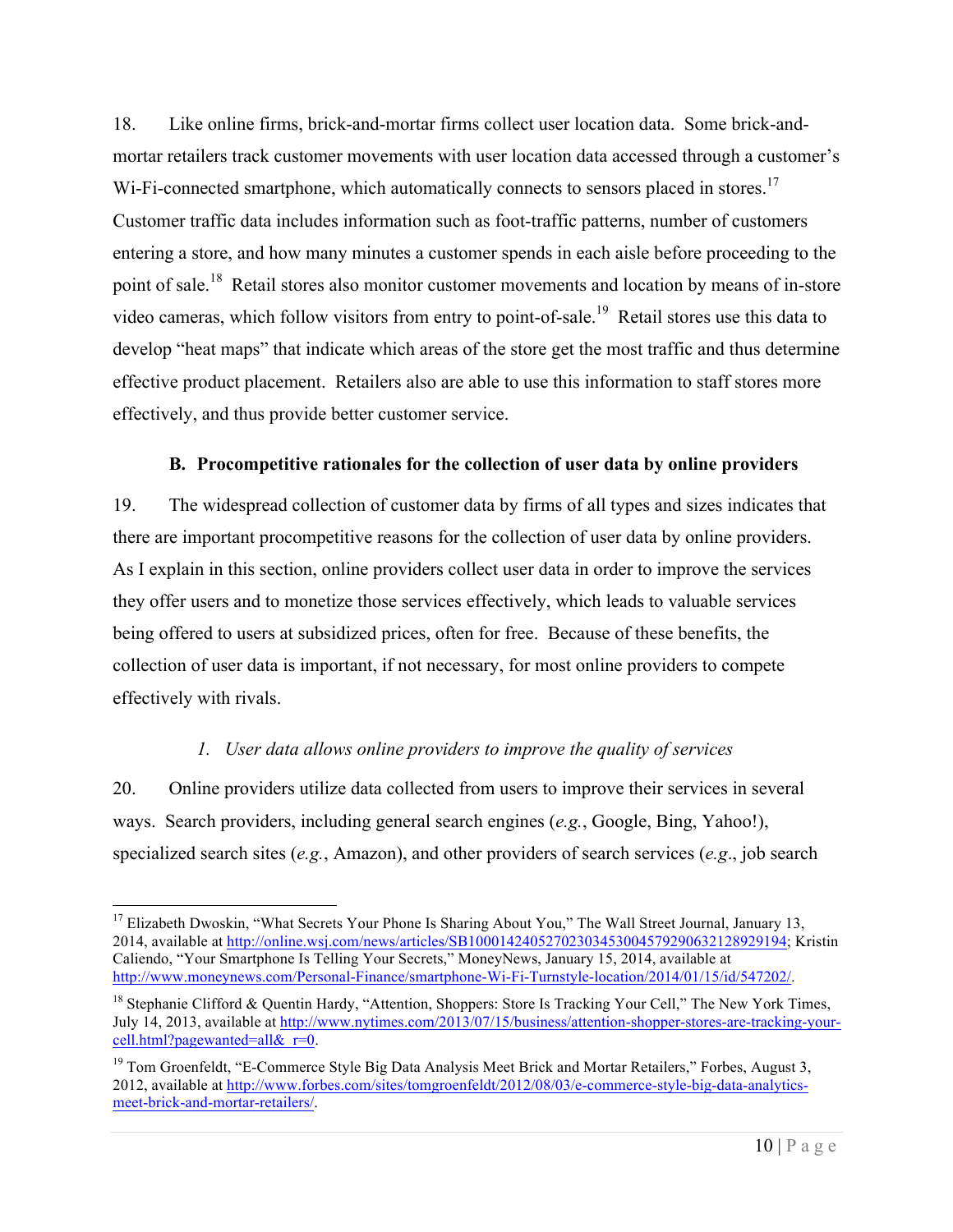18. Like online firms, brick-and-mortar firms collect user location data. Some brick-and-mortar retailers track customer movements with user location data accessed through a customer's Wi-Fi-connected smartphone, which automatically connects to sensors placed in stores.[17] Customer traffic data includes information such as foot-traffic patterns, number of customers entering a store, and how many minutes a customer spends in each aisle before proceeding to the point of sale.[18] Retail stores also monitor customer movements and location by means of in-store video cameras, which follow visitors from entry to point-of-sale.[19] Retail stores use this data to develop "heat maps" that indicate which areas of the store get the most traffic and thus determine effective product placement. Retailers also are able to use this information to staff stores more effectively, and thus provide better customer service.

### B. Procompetitive rationales for the collection of user data by online providers

19. The widespread collection of customer data by firms of all types and sizes indicates that there are important procompetitive reasons for the collection of user data by online providers. As I explain in this section, online providers collect user data in order to improve the services they offer users and to monetize those services effectively, which leads to valuable services being offered to users at subsidized prices, often for free. Because of these benefits, the collection of user data is important, if not necessary, for most online providers to compete effectively with rivals.

#### *1. User data allows online providers to improve the quality of services*

20. Online providers utilize data collected from users to improve their services in several ways. Search providers, including general search engines (*e.g.*, Google, Bing, Yahoo!), specialized search sites (*e.g.*, Amazon), and other providers of search services (*e.g.*, job search

---

[17] Elizabeth Dwoskin, "What Secrets Your Phone Is Sharing About You," The Wall Street Journal, January 13, 2014, available at http://online.wsj.com/news/articles/SB10001424052702303453004579290632128929194; Kristin Caliendo, "Your Smartphone Is Telling Your Secrets," MoneyNews, January 15, 2014, available at http://www.moneynews.com/Personal-Finance/smartphone-Wi-Fi-Turnstyle-location/2014/01/15/id/547202/.

[18] Stephanie Clifford & Quentin Hardy, "Attention, Shoppers: Store Is Tracking Your Cell," The New York Times, July 14, 2013, available at http://www.nytimes.com/2013/07/15/business/attention-shopper-stores-are-tracking-your-cell.html?pagewanted=all&_r=0.

[19] Tom Groenfeldt, "E-Commerce Style Big Data Analysis Meet Brick and Mortar Retailers," Forbes, August 3, 2012, available at http://www.forbes.com/sites/tomgroenfeldt/2012/08/03/e-commerce-style-big-data-analytics-meet-brick-and-mortar-retailers/.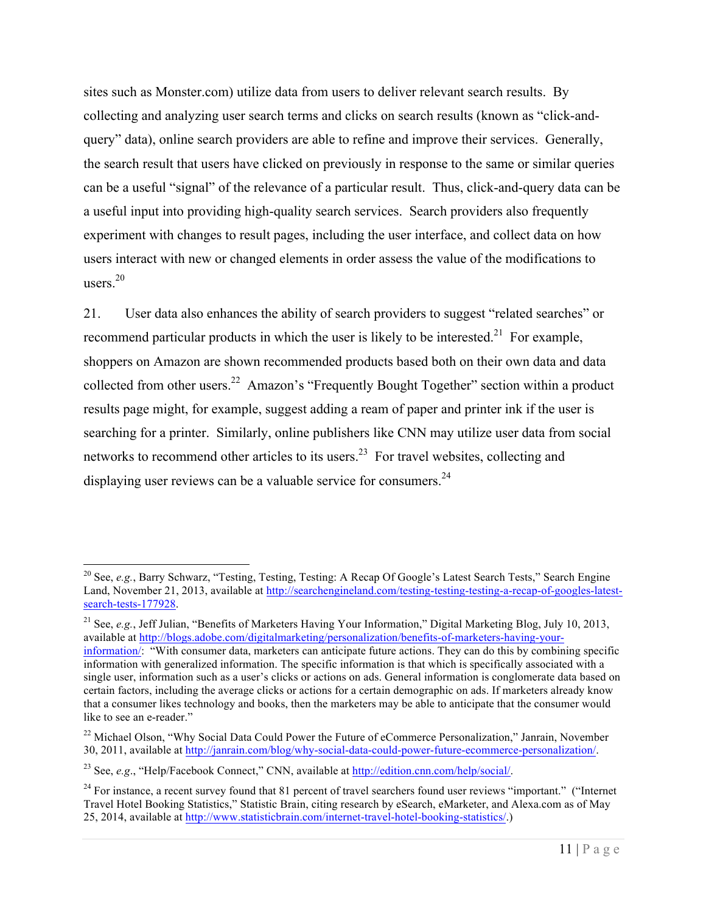sites such as Monster.com) utilize data from users to deliver relevant search results. By collecting and analyzing user search terms and clicks on search results (known as "click-and-query" data), online search providers are able to refine and improve their services. Generally, the search result that users have clicked on previously in response to the same or similar queries can be a useful "signal" of the relevance of a particular result. Thus, click-and-query data can be a useful input into providing high-quality search services. Search providers also frequently experiment with changes to result pages, including the user interface, and collect data on how users interact with new or changed elements in order assess the value of the modifications to users.[20]

21. User data also enhances the ability of search providers to suggest "related searches" or recommend particular products in which the user is likely to be interested.[21] For example, shoppers on Amazon are shown recommended products based both on their own data and data collected from other users.[22] Amazon's "Frequently Bought Together" section within a product results page might, for example, suggest adding a ream of paper and printer ink if the user is searching for a printer. Similarly, online publishers like CNN may utilize user data from social networks to recommend other articles to its users.[23] For travel websites, collecting and displaying user reviews can be a valuable service for consumers.[24]

---

[20] See, *e.g.*, Barry Schwarz, "Testing, Testing, Testing: A Recap Of Google's Latest Search Tests," Search Engine Land, November 21, 2013, available at http://searchengineland.com/testing-testing-testing-a-recap-of-googles-latest-search-tests-177928.

[21] See, *e.g.*, Jeff Julian, "Benefits of Marketers Having Your Information," Digital Marketing Blog, July 10, 2013, available at http://blogs.adobe.com/digitalmarketing/personalization/benefits-of-marketers-having-your-information/: "With consumer data, marketers can anticipate future actions. They can do this by combining specific information with generalized information. The specific information is that which is specifically associated with a single user, information such as a user's clicks or actions on ads. General information is conglomerate data based on certain factors, including the average clicks or actions for a certain demographic on ads. If marketers already know that a consumer likes technology and books, then the marketers may be able to anticipate that the consumer would like to see an e-reader."

[22] Michael Olson, "Why Social Data Could Power the Future of eCommerce Personalization," Janrain, November 30, 2011, available at http://janrain.com/blog/why-social-data-could-power-future-ecommerce-personalization/.

[23] See, *e.g.*, "Help/Facebook Connect," CNN, available at http://edition.cnn.com/help/social/.

[24] For instance, a recent survey found that 81 percent of travel searchers found user reviews "important." ("Internet Travel Hotel Booking Statistics," Statistic Brain, citing research by eSearch, eMarketer, and Alexa.com as of May 25, 2014, available at http://www.statisticbrain.com/internet-travel-hotel-booking-statistics/.)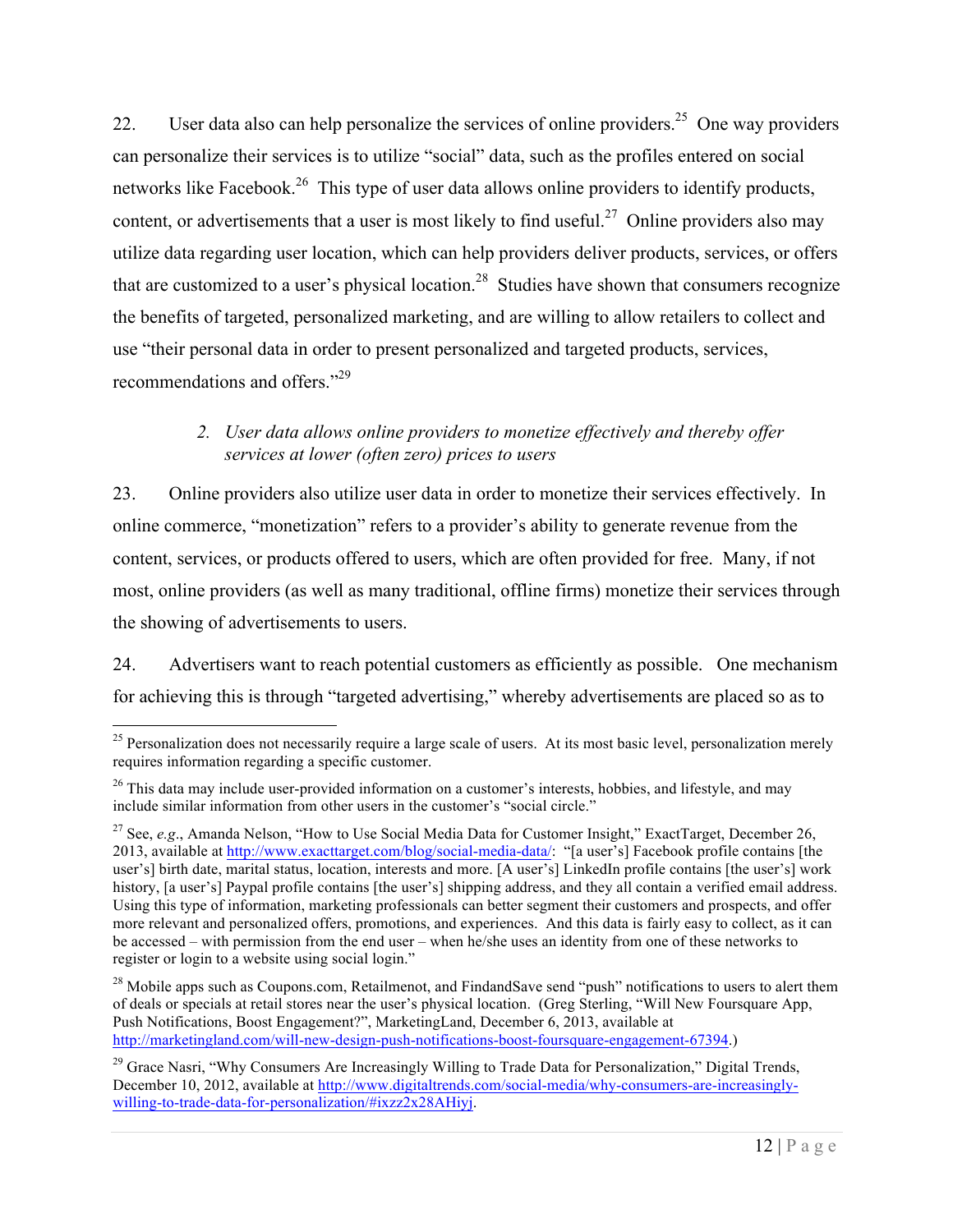22. User data also can help personalize the services of online providers.[25] One way providers can personalize their services is to utilize "social" data, such as the profiles entered on social networks like Facebook.[26] This type of user data allows online providers to identify products, content, or advertisements that a user is most likely to find useful.[27] Online providers also may utilize data regarding user location, which can help providers deliver products, services, or offers that are customized to a user's physical location.[28] Studies have shown that consumers recognize the benefits of targeted, personalized marketing, and are willing to allow retailers to collect and use "their personal data in order to present personalized and targeted products, services, recommendations and offers."[29]

### *2. User data allows online providers to monetize effectively and thereby offer services at lower (often zero) prices to users*

23. Online providers also utilize user data in order to monetize their services effectively. In online commerce, "monetization" refers to a provider's ability to generate revenue from the content, services, or products offered to users, which are often provided for free. Many, if not most, online providers (as well as many traditional, offline firms) monetize their services through the showing of advertisements to users.

24. Advertisers want to reach potential customers as efficiently as possible. One mechanism for achieving this is through "targeted advertising," whereby advertisements are placed so as to

---

[25] Personalization does not necessarily require a large scale of users. At its most basic level, personalization merely requires information regarding a specific customer.

[26] This data may include user-provided information on a customer's interests, hobbies, and lifestyle, and may include similar information from other users in the customer's "social circle."

[27] See, *e.g.*, Amanda Nelson, "How to Use Social Media Data for Customer Insight," ExactTarget, December 26, 2013, available at http://www.exacttarget.com/blog/social-media-data/: "[a user's] Facebook profile contains [the user's] birth date, marital status, location, interests and more. [A user's] LinkedIn profile contains [the user's] work history, [a user's] Paypal profile contains [the user's] shipping address, and they all contain a verified email address. Using this type of information, marketing professionals can better segment their customers and prospects, and offer more relevant and personalized offers, promotions, and experiences. And this data is fairly easy to collect, as it can be accessed – with permission from the end user – when he/she uses an identity from one of these networks to register or login to a website using social login."

[28] Mobile apps such as Coupons.com, Retailmenot, and FindandSave send "push" notifications to users to alert them of deals or specials at retail stores near the user's physical location. (Greg Sterling, "Will New Foursquare App, Push Notifications, Boost Engagement?", MarketingLand, December 6, 2013, available at http://marketingland.com/will-new-design-push-notifications-boost-foursquare-engagement-67394.)

[29] Grace Nasri, "Why Consumers Are Increasingly Willing to Trade Data for Personalization," Digital Trends, December 10, 2012, available at http://www.digitaltrends.com/social-media/why-consumers-are-increasingly-willing-to-trade-data-for-personalization/#ixzz2x28AHiyj.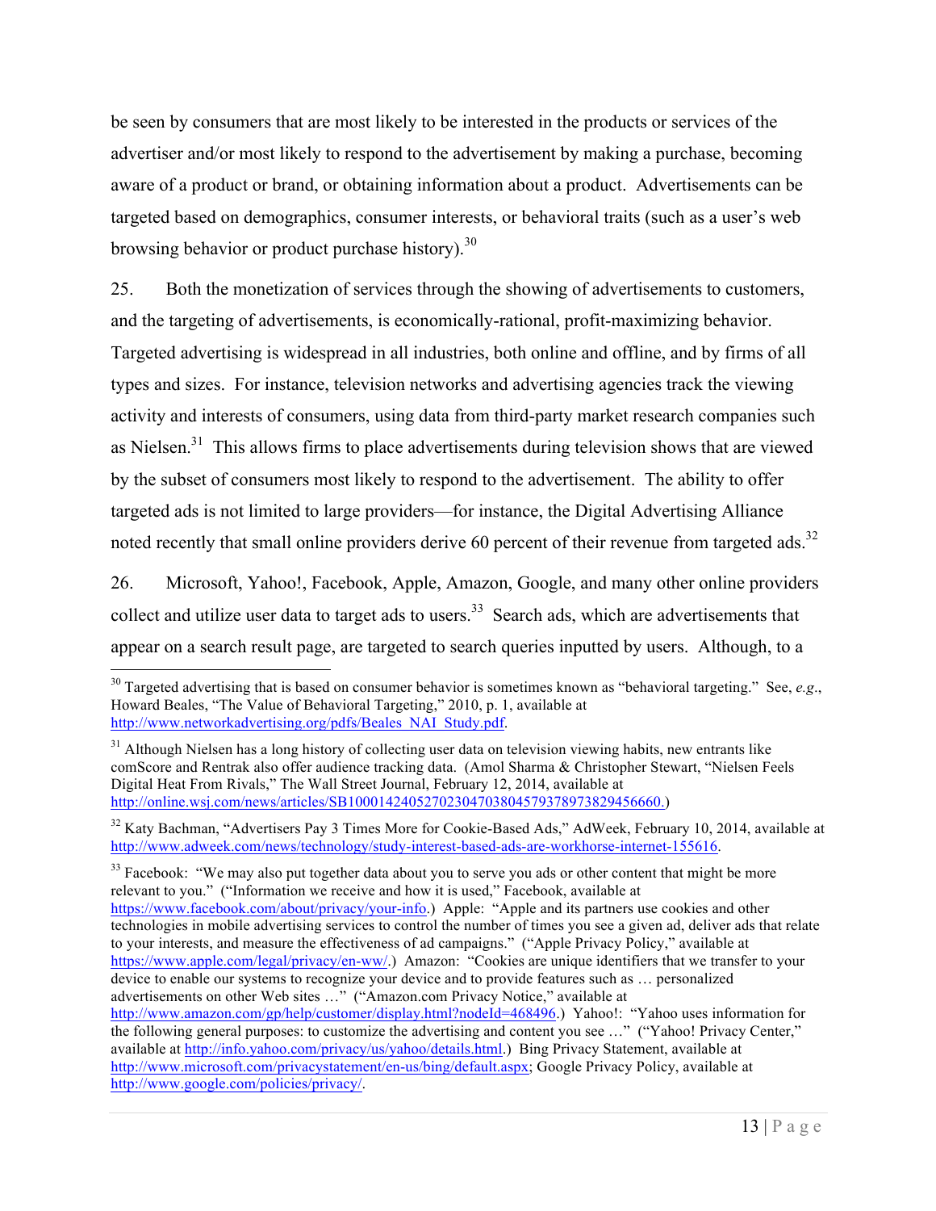be seen by consumers that are most likely to be interested in the products or services of the advertiser and/or most likely to respond to the advertisement by making a purchase, becoming aware of a product or brand, or obtaining information about a product. Advertisements can be targeted based on demographics, consumer interests, or behavioral traits (such as a user's web browsing behavior or product purchase history).[30]

25. Both the monetization of services through the showing of advertisements to customers, and the targeting of advertisements, is economically-rational, profit-maximizing behavior. Targeted advertising is widespread in all industries, both online and offline, and by firms of all types and sizes. For instance, television networks and advertising agencies track the viewing activity and interests of consumers, using data from third-party market research companies such as Nielsen.[31] This allows firms to place advertisements during television shows that are viewed by the subset of consumers most likely to respond to the advertisement. The ability to offer targeted ads is not limited to large providers—for instance, the Digital Advertising Alliance noted recently that small online providers derive 60 percent of their revenue from targeted ads.[32]

26. Microsoft, Yahoo!, Facebook, Apple, Amazon, Google, and many other online providers collect and utilize user data to target ads to users.[33] Search ads, which are advertisements that appear on a search result page, are targeted to search queries inputted by users. Although, to a

---

[30] Targeted advertising that is based on consumer behavior is sometimes known as "behavioral targeting." See, *e.g*., Howard Beales, "The Value of Behavioral Targeting," 2010, p. 1, available at http://www.networkadvertising.org/pdfs/Beales_NAI_Study.pdf.

[31] Although Nielsen has a long history of collecting user data on television viewing habits, new entrants like comScore and Rentrak also offer audience tracking data. (Amol Sharma & Christopher Stewart, "Nielsen Feels Digital Heat From Rivals," The Wall Street Journal, February 12, 2014, available at http://online.wsj.com/news/articles/SB10001424052702304703804579378973829456660.)

[32] Katy Bachman, "Advertisers Pay 3 Times More for Cookie-Based Ads," AdWeek, February 10, 2014, available at http://www.adweek.com/news/technology/study-interest-based-ads-are-workhorse-internet-155616.

[33] Facebook: "We may also put together data about you to serve you ads or other content that might be more relevant to you." ("Information we receive and how it is used," Facebook, available at https://www.facebook.com/about/privacy/your-info.) Apple: "Apple and its partners use cookies and other technologies in mobile advertising services to control the number of times you see a given ad, deliver ads that relate to your interests, and measure the effectiveness of ad campaigns." ("Apple Privacy Policy," available at https://www.apple.com/legal/privacy/en-ww/.) Amazon: "Cookies are unique identifiers that we transfer to your device to enable our systems to recognize your device and to provide features such as … personalized advertisements on other Web sites …" ("Amazon.com Privacy Notice," available at http://www.amazon.com/gp/help/customer/display.html?nodeId=468496.) Yahoo!: "Yahoo uses information for the following general purposes: to customize the advertising and content you see …" ("Yahoo! Privacy Center," available at http://info.yahoo.com/privacy/us/yahoo/details.html.) Bing Privacy Statement, available at http://www.microsoft.com/privacystatement/en-us/bing/default.aspx; Google Privacy Policy, available at http://www.google.com/policies/privacy/.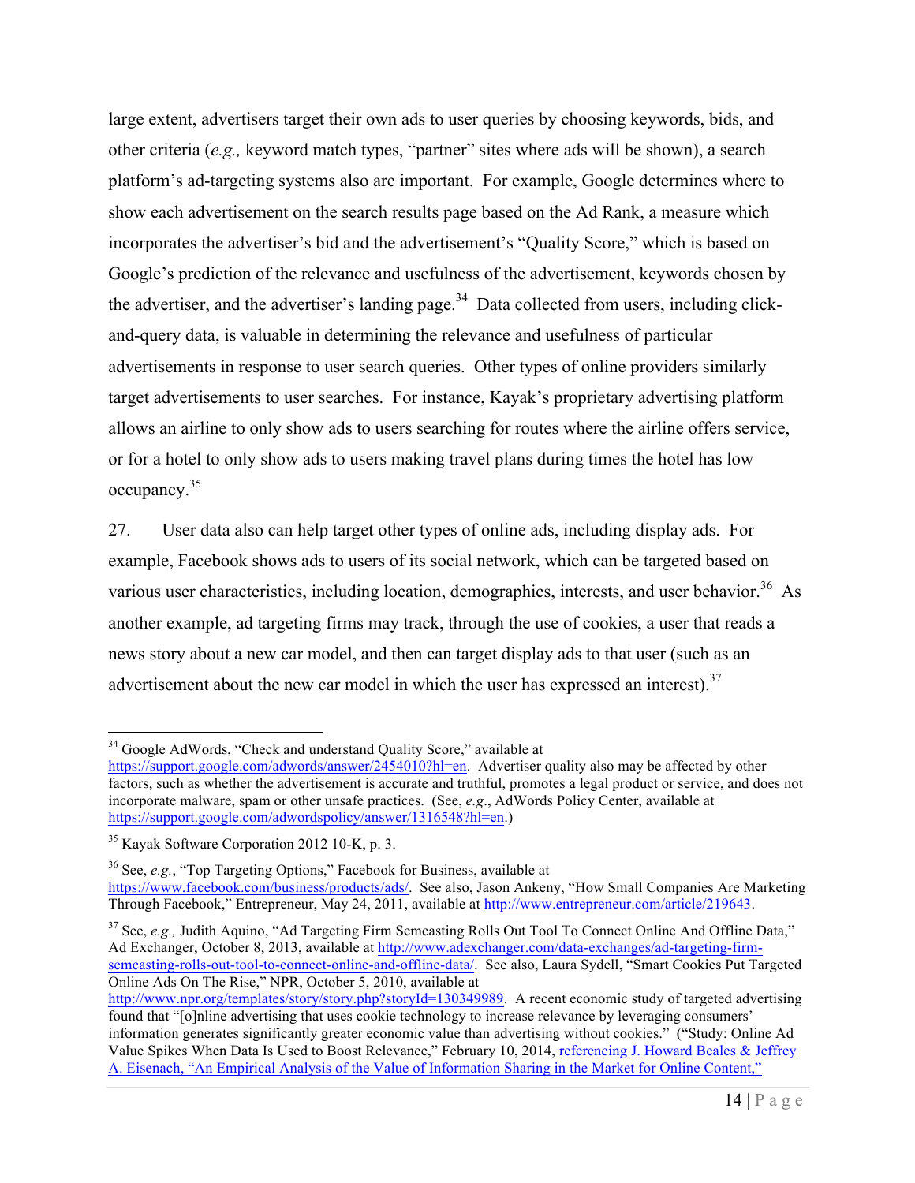large extent, advertisers target their own ads to user queries by choosing keywords, bids, and other criteria (*e.g.,* keyword match types, "partner" sites where ads will be shown), a search platform's ad-targeting systems also are important. For example, Google determines where to show each advertisement on the search results page based on the Ad Rank, a measure which incorporates the advertiser's bid and the advertisement's "Quality Score," which is based on Google's prediction of the relevance and usefulness of the advertisement, keywords chosen by the advertiser, and the advertiser's landing page.[34] Data collected from users, including click-and-query data, is valuable in determining the relevance and usefulness of particular advertisements in response to user search queries. Other types of online providers similarly target advertisements to user searches. For instance, Kayak's proprietary advertising platform allows an airline to only show ads to users searching for routes where the airline offers service, or for a hotel to only show ads to users making travel plans during times the hotel has low occupancy.[35]

27. User data also can help target other types of online ads, including display ads. For example, Facebook shows ads to users of its social network, which can be targeted based on various user characteristics, including location, demographics, interests, and user behavior.[36] As another example, ad targeting firms may track, through the use of cookies, a user that reads a news story about a new car model, and then can target display ads to that user (such as an advertisement about the new car model in which the user has expressed an interest).[37]

---

[34] Google AdWords, "Check and understand Quality Score," available at https://support.google.com/adwords/answer/2454010?hl=en. Advertiser quality also may be affected by other factors, such as whether the advertisement is accurate and truthful, promotes a legal product or service, and does not incorporate malware, spam or other unsafe practices. (See, *e.g.*, AdWords Policy Center, available at https://support.google.com/adwordspolicy/answer/1316548?hl=en.)

[35] Kayak Software Corporation 2012 10-K, p. 3.

[36] See, *e.g.*, "Top Targeting Options," Facebook for Business, available at https://www.facebook.com/business/products/ads/. See also, Jason Ankeny, "How Small Companies Are Marketing Through Facebook," Entrepreneur, May 24, 2011, available at http://www.entrepreneur.com/article/219643.

[37] See, *e.g.,* Judith Aquino, "Ad Targeting Firm Semcasting Rolls Out Tool To Connect Online And Offline Data," Ad Exchanger, October 8, 2013, available at http://www.adexchanger.com/data-exchanges/ad-targeting-firm-semcasting-rolls-out-tool-to-connect-online-and-offline-data/. See also, Laura Sydell, "Smart Cookies Put Targeted Online Ads On The Rise," NPR, October 5, 2010, available at http://www.npr.org/templates/story/story.php?storyId=130349989. A recent economic study of targeted advertising found that "[o]nline advertising that uses cookie technology to increase relevance by leveraging consumers' information generates significantly greater economic value than advertising without cookies." ("Study: Online Ad Value Spikes When Data Is Used to Boost Relevance," February 10, 2014, referencing J. Howard Beales & Jeffrey A. Eisenach, "An Empirical Analysis of the Value of Information Sharing in the Market for Online Content,"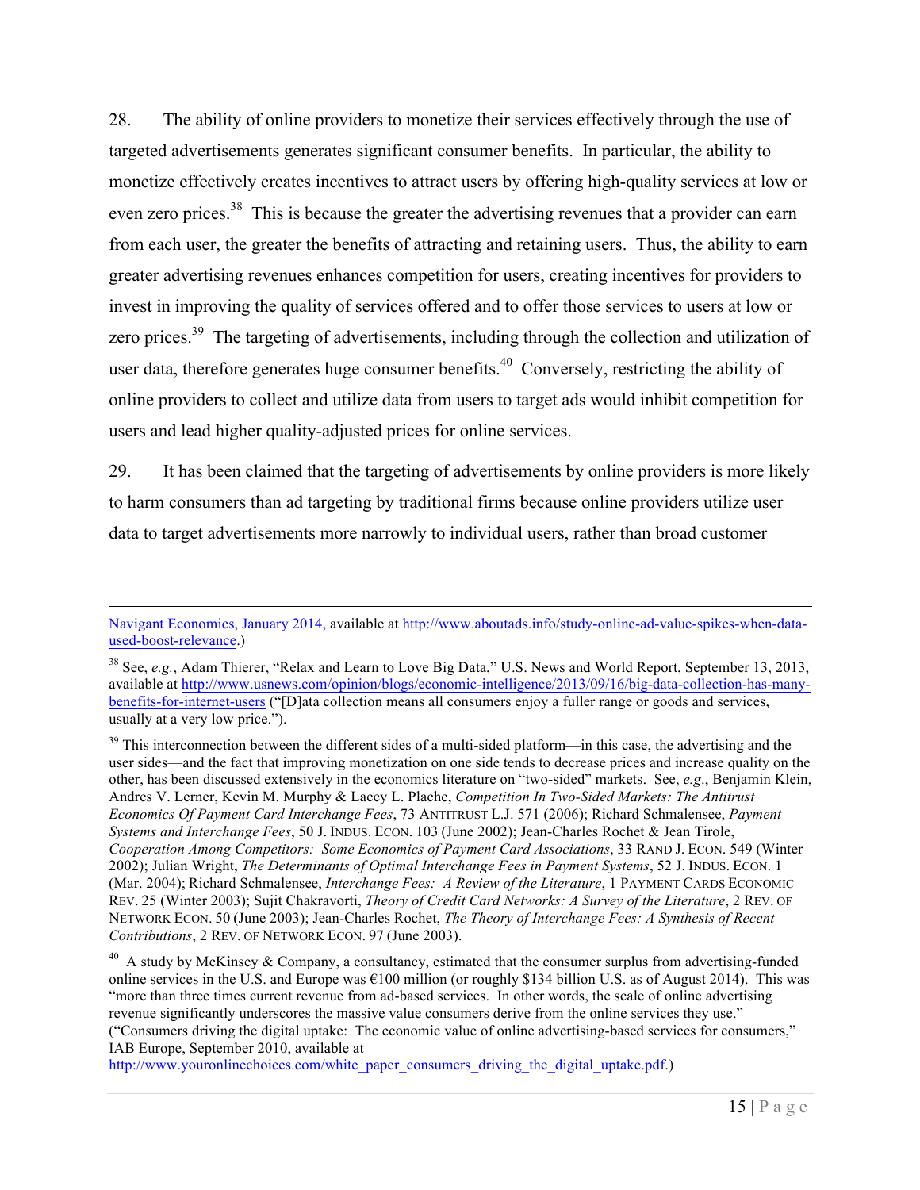28. The ability of online providers to monetize their services effectively through the use of targeted advertisements generates significant consumer benefits. In particular, the ability to monetize effectively creates incentives to attract users by offering high-quality services at low or even zero prices.[38] This is because the greater the advertising revenues that a provider can earn from each user, the greater the benefits of attracting and retaining users. Thus, the ability to earn greater advertising revenues enhances competition for users, creating incentives for providers to invest in improving the quality of services offered and to offer those services to users at low or zero prices.[39] The targeting of advertisements, including through the collection and utilization of user data, therefore generates huge consumer benefits.[40] Conversely, restricting the ability of online providers to collect and utilize data from users to target ads would inhibit competition for users and lead higher quality-adjusted prices for online services.

29. It has been claimed that the targeting of advertisements by online providers is more likely to harm consumers than ad targeting by traditional firms because online providers utilize user data to target advertisements more narrowly to individual users, rather than broad customer

---

Navigant Economics, January 2014, available at http://www.aboutads.info/study-online-ad-value-spikes-when-data-used-boost-relevance.)

[38] See, *e.g.*, Adam Thierer, "Relax and Learn to Love Big Data," U.S. News and World Report, September 13, 2013, available at http://www.usnews.com/opinion/blogs/economic-intelligence/2013/09/16/big-data-collection-has-many-benefits-for-internet-users ("[D]ata collection means all consumers enjoy a fuller range or goods and services, usually at a very low price.").

[39] This interconnection between the different sides of a multi-sided platform—in this case, the advertising and the user sides—and the fact that improving monetization on one side tends to decrease prices and increase quality on the other, has been discussed extensively in the economics literature on "two-sided" markets. See, *e.g.*, Benjamin Klein, Andres V. Lerner, Kevin M. Murphy & Lacey L. Plache, *Competition In Two-Sided Markets: The Antitrust Economics Of Payment Card Interchange Fees*, 73 ANTITRUST L.J. 571 (2006); Richard Schmalensee, *Payment Systems and Interchange Fees*, 50 J. INDUS. ECON. 103 (June 2002); Jean-Charles Rochet & Jean Tirole, *Cooperation Among Competitors: Some Economics of Payment Card Associations*, 33 RAND J. ECON. 549 (Winter 2002); Julian Wright, *The Determinants of Optimal Interchange Fees in Payment Systems*, 52 J. INDUS. ECON. 1 (Mar. 2004); Richard Schmalensee, *Interchange Fees: A Review of the Literature*, 1 PAYMENT CARDS ECONOMIC REV. 25 (Winter 2003); Sujit Chakravorti, *Theory of Credit Card Networks: A Survey of the Literature*, 2 REV. OF NETWORK ECON. 50 (June 2003); Jean-Charles Rochet, *The Theory of Interchange Fees: A Synthesis of Recent Contributions*, 2 REV. OF NETWORK ECON. 97 (June 2003).

[40] A study by McKinsey & Company, a consultancy, estimated that the consumer surplus from advertising-funded online services in the U.S. and Europe was €100 million (or roughly $134 billion U.S. as of August 2014). This was "more than three times current revenue from ad-based services. In other words, the scale of online advertising revenue significantly underscores the massive value consumers derive from the online services they use." ("Consumers driving the digital uptake: The economic value of online advertising-based services for consumers," IAB Europe, September 2010, available at http://www.youronlinechoices.com/white_paper_consumers_driving_the_digital_uptake.pdf.)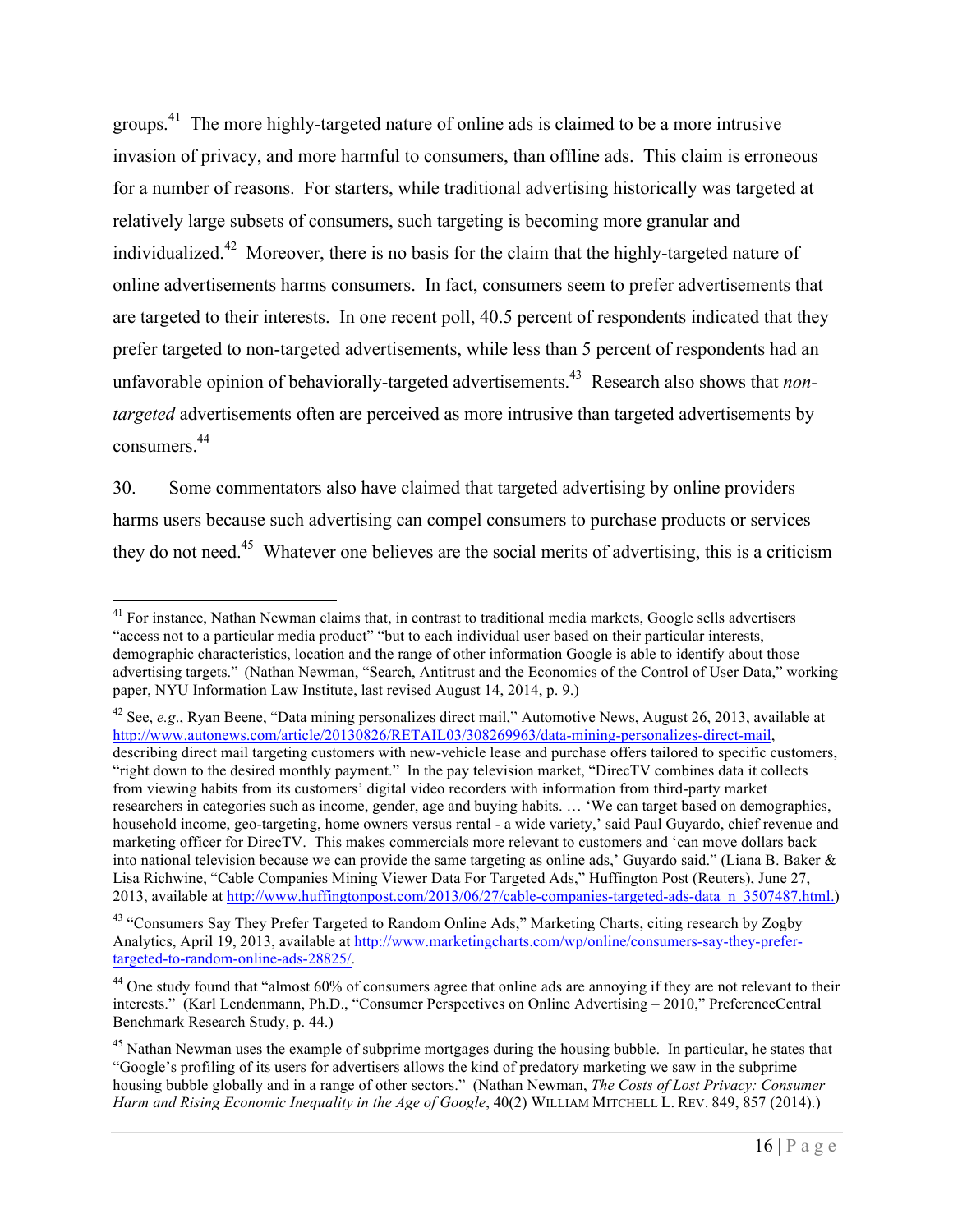groups.[41] The more highly-targeted nature of online ads is claimed to be a more intrusive invasion of privacy, and more harmful to consumers, than offline ads. This claim is erroneous for a number of reasons. For starters, while traditional advertising historically was targeted at relatively large subsets of consumers, such targeting is becoming more granular and individualized.[42] Moreover, there is no basis for the claim that the highly-targeted nature of online advertisements harms consumers. In fact, consumers seem to prefer advertisements that are targeted to their interests. In one recent poll, 40.5 percent of respondents indicated that they prefer targeted to non-targeted advertisements, while less than 5 percent of respondents had an unfavorable opinion of behaviorally-targeted advertisements.[43] Research also shows that *non-targeted* advertisements often are perceived as more intrusive than targeted advertisements by consumers.[44]

30. Some commentators also have claimed that targeted advertising by online providers harms users because such advertising can compel consumers to purchase products or services they do not need.[45] Whatever one believes are the social merits of advertising, this is a criticism

---

[41] For instance, Nathan Newman claims that, in contrast to traditional media markets, Google sells advertisers "access not to a particular media product" "but to each individual user based on their particular interests, demographic characteristics, location and the range of other information Google is able to identify about those advertising targets." (Nathan Newman, "Search, Antitrust and the Economics of the Control of User Data," working paper, NYU Information Law Institute, last revised August 14, 2014, p. 9.)

[42] See, *e.g*., Ryan Beene, "Data mining personalizes direct mail," Automotive News, August 26, 2013, available at http://www.autonews.com/article/20130826/RETAIL03/308269963/data-mining-personalizes-direct-mail, describing direct mail targeting customers with new-vehicle lease and purchase offers tailored to specific customers, "right down to the desired monthly payment." In the pay television market, "DirecTV combines data it collects from viewing habits from its customers' digital video recorders with information from third-party market researchers in categories such as income, gender, age and buying habits. … 'We can target based on demographics, household income, geo-targeting, home owners versus rental - a wide variety,' said Paul Guyardo, chief revenue and marketing officer for DirecTV. This makes commercials more relevant to customers and 'can move dollars back into national television because we can provide the same targeting as online ads,' Guyardo said." (Liana B. Baker & Lisa Richwine, "Cable Companies Mining Viewer Data For Targeted Ads," Huffington Post (Reuters), June 27, 2013, available at http://www.huffingtonpost.com/2013/06/27/cable-companies-targeted-ads-data_n_3507487.html.)

[43] "Consumers Say They Prefer Targeted to Random Online Ads," Marketing Charts, citing research by Zogby Analytics, April 19, 2013, available at http://www.marketingcharts.com/wp/online/consumers-say-they-prefer-targeted-to-random-online-ads-28825/.

[44] One study found that "almost 60% of consumers agree that online ads are annoying if they are not relevant to their interests." (Karl Lendenmann, Ph.D., "Consumer Perspectives on Online Advertising – 2010," PreferenceCentral Benchmark Research Study, p. 44.)

[45] Nathan Newman uses the example of subprime mortgages during the housing bubble. In particular, he states that "Google's profiling of its users for advertisers allows the kind of predatory marketing we saw in the subprime housing bubble globally and in a range of other sectors." (Nathan Newman, *The Costs of Lost Privacy: Consumer Harm and Rising Economic Inequality in the Age of Google*, 40(2) WILLIAM MITCHELL L. REV. 849, 857 (2014).)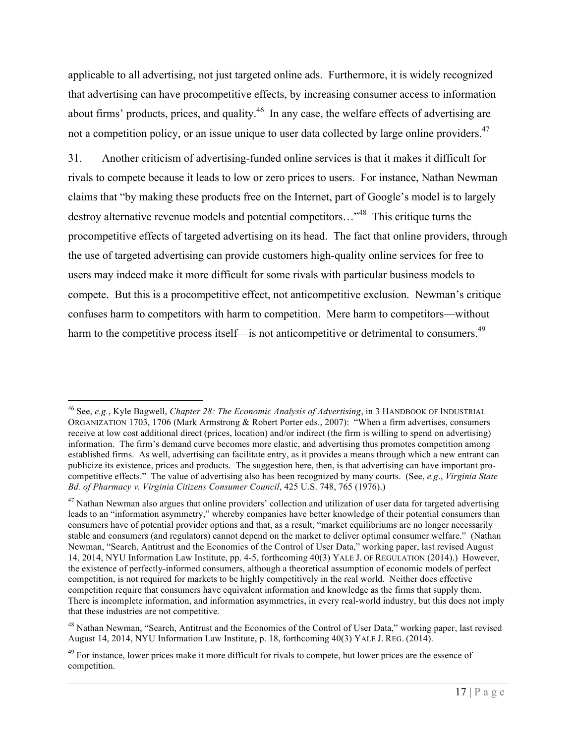applicable to all advertising, not just targeted online ads. Furthermore, it is widely recognized that advertising can have procompetitive effects, by increasing consumer access to information about firms' products, prices, and quality.[46] In any case, the welfare effects of advertising are not a competition policy, or an issue unique to user data collected by large online providers.[47]

31. Another criticism of advertising-funded online services is that it makes it difficult for rivals to compete because it leads to low or zero prices to users. For instance, Nathan Newman claims that "by making these products free on the Internet, part of Google's model is to largely destroy alternative revenue models and potential competitors…"[48] This critique turns the procompetitive effects of targeted advertising on its head. The fact that online providers, through the use of targeted advertising can provide customers high-quality online services for free to users may indeed make it more difficult for some rivals with particular business models to compete. But this is a procompetitive effect, not anticompetitive exclusion. Newman's critique confuses harm to competitors with harm to competition. Mere harm to competitors—without harm to the competitive process itself—is not anticompetitive or detrimental to consumers.[49]

---

[46] See, *e.g.*, Kyle Bagwell, *Chapter 28: The Economic Analysis of Advertising*, in 3 HANDBOOK OF INDUSTRIAL ORGANIZATION 1703, 1706 (Mark Armstrong & Robert Porter eds., 2007): "When a firm advertises, consumers receive at low cost additional direct (prices, location) and/or indirect (the firm is willing to spend on advertising) information. The firm's demand curve becomes more elastic, and advertising thus promotes competition among established firms. As well, advertising can facilitate entry, as it provides a means through which a new entrant can publicize its existence, prices and products. The suggestion here, then, is that advertising can have important pro-competitive effects." The value of advertising also has been recognized by many courts. (See, *e.g*., *Virginia State Bd. of Pharmacy v. Virginia Citizens Consumer Council*, 425 U.S. 748, 765 (1976).)

[47] Nathan Newman also argues that online providers' collection and utilization of user data for targeted advertising leads to an "information asymmetry," whereby companies have better knowledge of their potential consumers than consumers have of potential provider options and that, as a result, "market equilibriums are no longer necessarily stable and consumers (and regulators) cannot depend on the market to deliver optimal consumer welfare." (Nathan Newman, "Search, Antitrust and the Economics of the Control of User Data," working paper, last revised August 14, 2014, NYU Information Law Institute, pp. 4-5, forthcoming 40(3) YALE J. OF REGULATION (2014).) However, the existence of perfectly-informed consumers, although a theoretical assumption of economic models of perfect competition, is not required for markets to be highly competitively in the real world. Neither does effective competition require that consumers have equivalent information and knowledge as the firms that supply them. There is incomplete information, and information asymmetries, in every real-world industry, but this does not imply that these industries are not competitive.

[48] Nathan Newman, "Search, Antitrust and the Economics of the Control of User Data," working paper, last revised August 14, 2014, NYU Information Law Institute, p. 18, forthcoming 40(3) YALE J. REG. (2014).

[49] For instance, lower prices make it more difficult for rivals to compete, but lower prices are the essence of competition.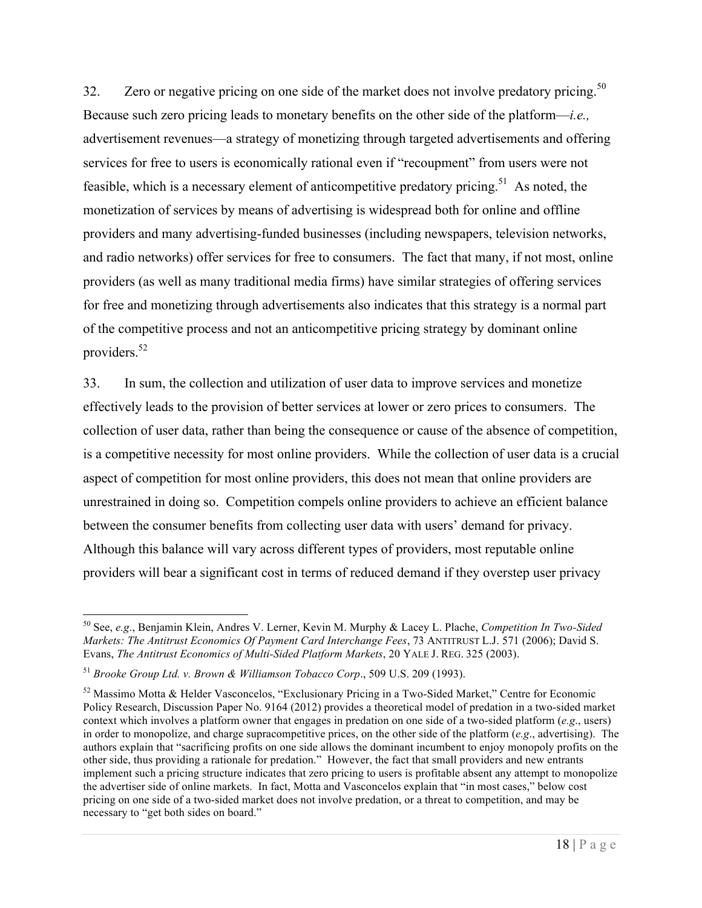32. Zero or negative pricing on one side of the market does not involve predatory pricing.[50] Because such zero pricing leads to monetary benefits on the other side of the platform—*i.e.,* advertisement revenues—a strategy of monetizing through targeted advertisements and offering services for free to users is economically rational even if "recoupment" from users were not feasible, which is a necessary element of anticompetitive predatory pricing.[51] As noted, the monetization of services by means of advertising is widespread both for online and offline providers and many advertising-funded businesses (including newspapers, television networks, and radio networks) offer services for free to consumers. The fact that many, if not most, online providers (as well as many traditional media firms) have similar strategies of offering services for free and monetizing through advertisements also indicates that this strategy is a normal part of the competitive process and not an anticompetitive pricing strategy by dominant online providers.[52]

33. In sum, the collection and utilization of user data to improve services and monetize effectively leads to the provision of better services at lower or zero prices to consumers. The collection of user data, rather than being the consequence or cause of the absence of competition, is a competitive necessity for most online providers. While the collection of user data is a crucial aspect of competition for most online providers, this does not mean that online providers are unrestrained in doing so. Competition compels online providers to achieve an efficient balance between the consumer benefits from collecting user data with users' demand for privacy. Although this balance will vary across different types of providers, most reputable online providers will bear a significant cost in terms of reduced demand if they overstep user privacy

---

[50] See, *e.g*., Benjamin Klein, Andres V. Lerner, Kevin M. Murphy & Lacey L. Plache, *Competition In Two-Sided Markets: The Antitrust Economics Of Payment Card Interchange Fees*, 73 ANTITRUST L.J. 571 (2006); David S. Evans, *The Antitrust Economics of Multi-Sided Platform Markets*, 20 YALE J. REG. 325 (2003).

[51] *Brooke Group Ltd. v. Brown & Williamson Tobacco Corp*., 509 U.S. 209 (1993).

[52] Massimo Motta & Helder Vasconcelos, "Exclusionary Pricing in a Two-Sided Market," Centre for Economic Policy Research, Discussion Paper No. 9164 (2012) provides a theoretical model of predation in a two-sided market context which involves a platform owner that engages in predation on one side of a two-sided platform (*e.g*., users) in order to monopolize, and charge supracompetitive prices, on the other side of the platform (*e.g*., advertising). The authors explain that "sacrificing profits on one side allows the dominant incumbent to enjoy monopoly profits on the other side, thus providing a rationale for predation." However, the fact that small providers and new entrants implement such a pricing structure indicates that zero pricing to users is profitable absent any attempt to monopolize the advertiser side of online markets. In fact, Motta and Vasconcelos explain that "in most cases," below cost pricing on one side of a two-sided market does not involve predation, or a threat to competition, and may be necessary to "get both sides on board."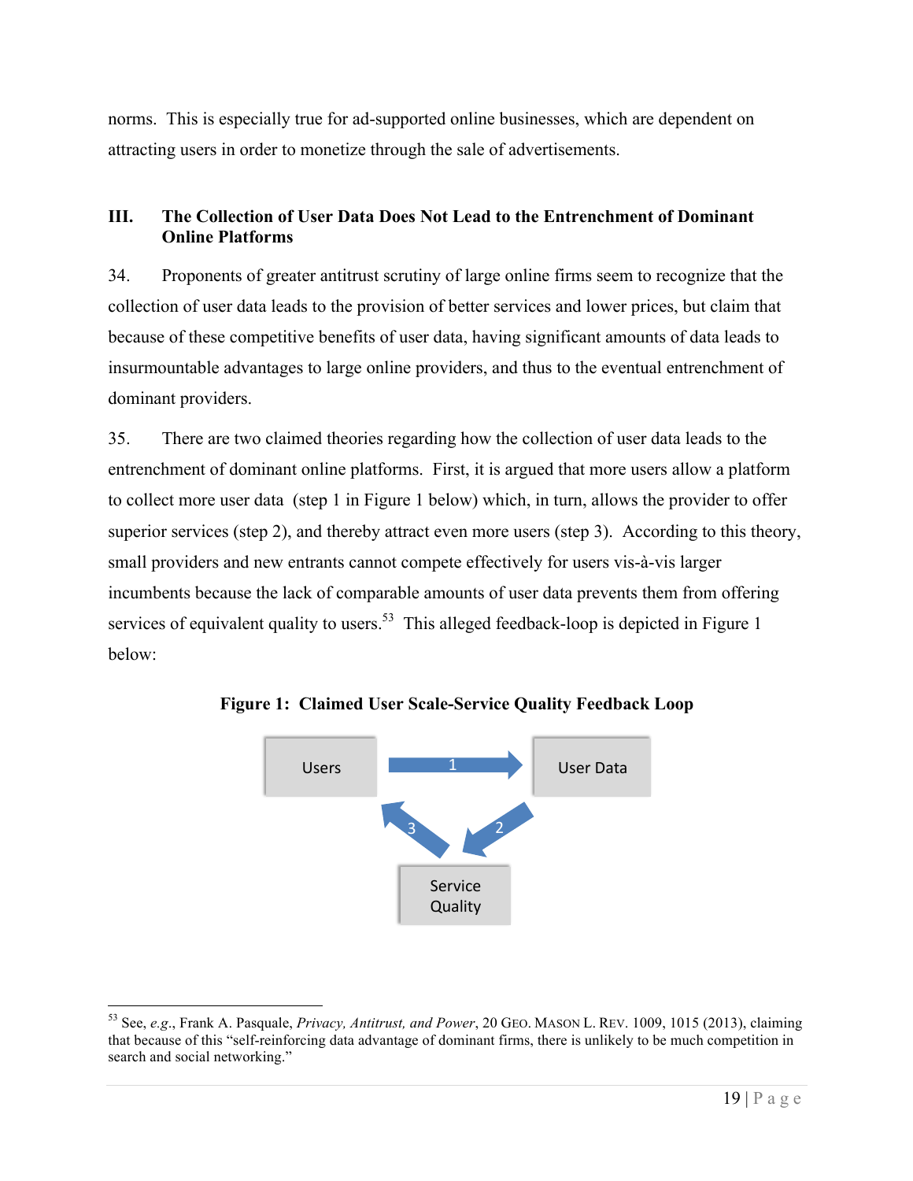norms. This is especially true for ad-supported online businesses, which are dependent on attracting users in order to monetize through the sale of advertisements.

## III. The Collection of User Data Does Not Lead to the Entrenchment of Dominant Online Platforms

34. Proponents of greater antitrust scrutiny of large online firms seem to recognize that the collection of user data leads to the provision of better services and lower prices, but claim that because of these competitive benefits of user data, having significant amounts of data leads to insurmountable advantages to large online providers, and thus to the eventual entrenchment of dominant providers.

35. There are two claimed theories regarding how the collection of user data leads to the entrenchment of dominant online platforms. First, it is argued that more users allow a platform to collect more user data (step 1 in Figure 1 below) which, in turn, allows the provider to offer superior services (step 2), and thereby attract even more users (step 3). According to this theory, small providers and new entrants cannot compete effectively for users vis-à-vis larger incumbents because the lack of comparable amounts of user data prevents them from offering services of equivalent quality to users.[53] This alleged feedback-loop is depicted in Figure 1 below:

**Figure 1: Claimed User Scale-Service Quality Feedback Loop**

Users → (1) → User Data → (2) → Service Quality → (3) → Users

[53] See, *e.g.*, Frank A. Pasquale, *Privacy, Antitrust, and Power*, 20 GEO. MASON L. REV. 1009, 1015 (2013), claiming that because of this "self-reinforcing data advantage of dominant firms, there is unlikely to be much competition in search and social networking."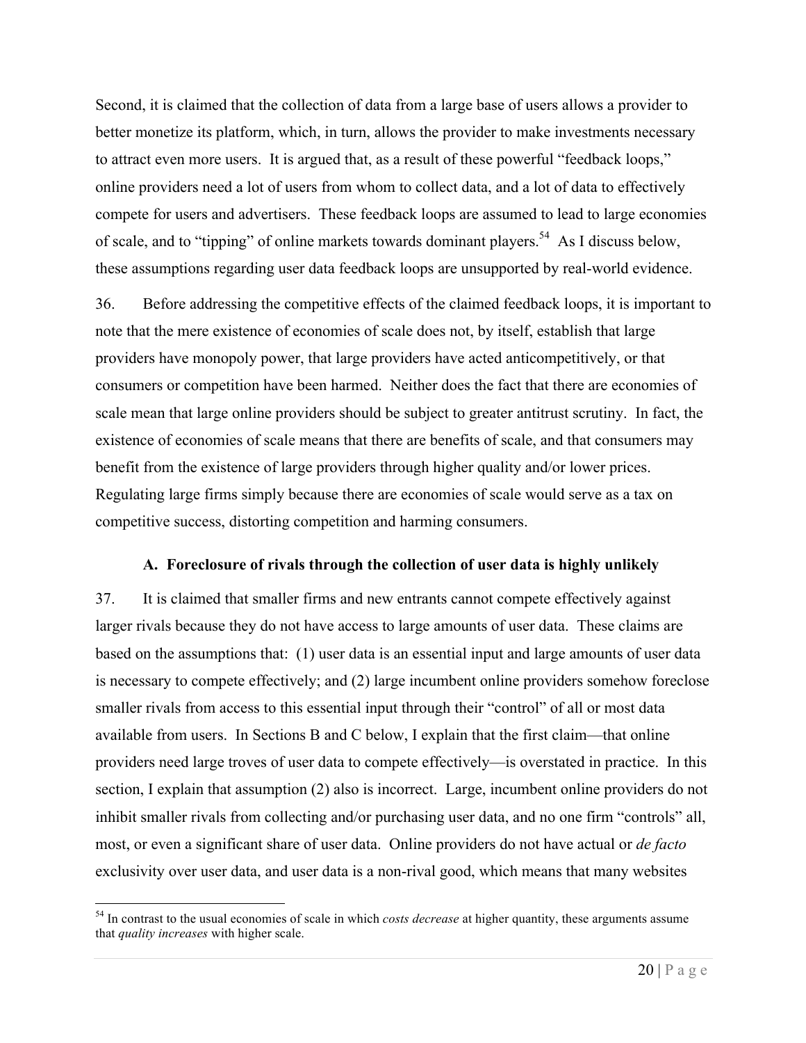Second, it is claimed that the collection of data from a large base of users allows a provider to better monetize its platform, which, in turn, allows the provider to make investments necessary to attract even more users. It is argued that, as a result of these powerful "feedback loops," online providers need a lot of users from whom to collect data, and a lot of data to effectively compete for users and advertisers. These feedback loops are assumed to lead to large economies of scale, and to "tipping" of online markets towards dominant players.[54] As I discuss below, these assumptions regarding user data feedback loops are unsupported by real-world evidence.

36. Before addressing the competitive effects of the claimed feedback loops, it is important to note that the mere existence of economies of scale does not, by itself, establish that large providers have monopoly power, that large providers have acted anticompetitively, or that consumers or competition have been harmed. Neither does the fact that there are economies of scale mean that large online providers should be subject to greater antitrust scrutiny. In fact, the existence of economies of scale means that there are benefits of scale, and that consumers may benefit from the existence of large providers through higher quality and/or lower prices. Regulating large firms simply because there are economies of scale would serve as a tax on competitive success, distorting competition and harming consumers.

### A. Foreclosure of rivals through the collection of user data is highly unlikely

37. It is claimed that smaller firms and new entrants cannot compete effectively against larger rivals because they do not have access to large amounts of user data. These claims are based on the assumptions that: (1) user data is an essential input and large amounts of user data is necessary to compete effectively; and (2) large incumbent online providers somehow foreclose smaller rivals from access to this essential input through their "control" of all or most data available from users. In Sections B and C below, I explain that the first claim—that online providers need large troves of user data to compete effectively—is overstated in practice. In this section, I explain that assumption (2) also is incorrect. Large, incumbent online providers do not inhibit smaller rivals from collecting and/or purchasing user data, and no one firm "controls" all, most, or even a significant share of user data. Online providers do not have actual or *de facto* exclusivity over user data, and user data is a non-rival good, which means that many websites

---

[54] In contrast to the usual economies of scale in which *costs decrease* at higher quantity, these arguments assume that *quality increases* with higher scale.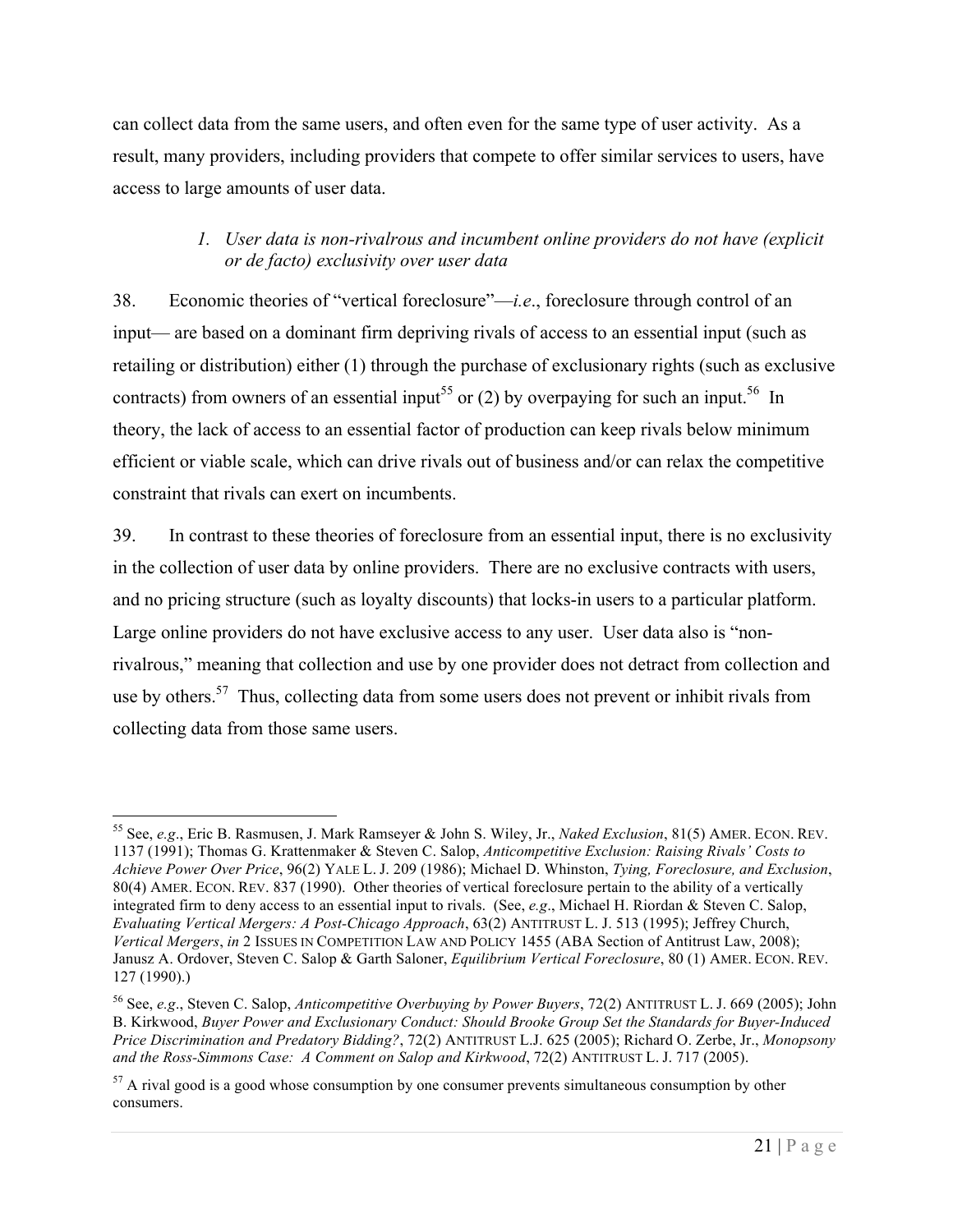can collect data from the same users, and often even for the same type of user activity. As a result, many providers, including providers that compete to offer similar services to users, have access to large amounts of user data.

*1. User data is non-rivalrous and incumbent online providers do not have (explicit or de facto) exclusivity over user data*

38. Economic theories of "vertical foreclosure"—*i.e*., foreclosure through control of an input— are based on a dominant firm depriving rivals of access to an essential input (such as retailing or distribution) either (1) through the purchase of exclusionary rights (such as exclusive contracts) from owners of an essential input[55] or (2) by overpaying for such an input.[56] In theory, the lack of access to an essential factor of production can keep rivals below minimum efficient or viable scale, which can drive rivals out of business and/or can relax the competitive constraint that rivals can exert on incumbents.

39. In contrast to these theories of foreclosure from an essential input, there is no exclusivity in the collection of user data by online providers. There are no exclusive contracts with users, and no pricing structure (such as loyalty discounts) that locks-in users to a particular platform. Large online providers do not have exclusive access to any user. User data also is "non-rivalrous," meaning that collection and use by one provider does not detract from collection and use by others.[57] Thus, collecting data from some users does not prevent or inhibit rivals from collecting data from those same users.

---

[55] See, *e.g*., Eric B. Rasmusen, J. Mark Ramseyer & John S. Wiley, Jr., *Naked Exclusion*, 81(5) AMER. ECON. REV. 1137 (1991); Thomas G. Krattenmaker & Steven C. Salop, *Anticompetitive Exclusion: Raising Rivals' Costs to Achieve Power Over Price*, 96(2) YALE L. J. 209 (1986); Michael D. Whinston, *Tying, Foreclosure, and Exclusion*, 80(4) AMER. ECON. REV. 837 (1990). Other theories of vertical foreclosure pertain to the ability of a vertically integrated firm to deny access to an essential input to rivals. (See, *e.g*., Michael H. Riordan & Steven C. Salop, *Evaluating Vertical Mergers: A Post-Chicago Approach*, 63(2) ANTITRUST L. J. 513 (1995); Jeffrey Church, *Vertical Mergers*, *in* 2 ISSUES IN COMPETITION LAW AND POLICY 1455 (ABA Section of Antitrust Law, 2008); Janusz A. Ordover, Steven C. Salop & Garth Saloner, *Equilibrium Vertical Foreclosure*, 80 (1) AMER. ECON. REV. 127 (1990).)

[56] See, *e.g*., Steven C. Salop, *Anticompetitive Overbuying by Power Buyers*, 72(2) ANTITRUST L. J. 669 (2005); John B. Kirkwood, *Buyer Power and Exclusionary Conduct: Should Brooke Group Set the Standards for Buyer-Induced Price Discrimination and Predatory Bidding?*, 72(2) ANTITRUST L.J. 625 (2005); Richard O. Zerbe, Jr., *Monopsony and the Ross-Simmons Case: A Comment on Salop and Kirkwood*, 72(2) ANTITRUST L. J. 717 (2005).

[57] A rival good is a good whose consumption by one consumer prevents simultaneous consumption by other consumers.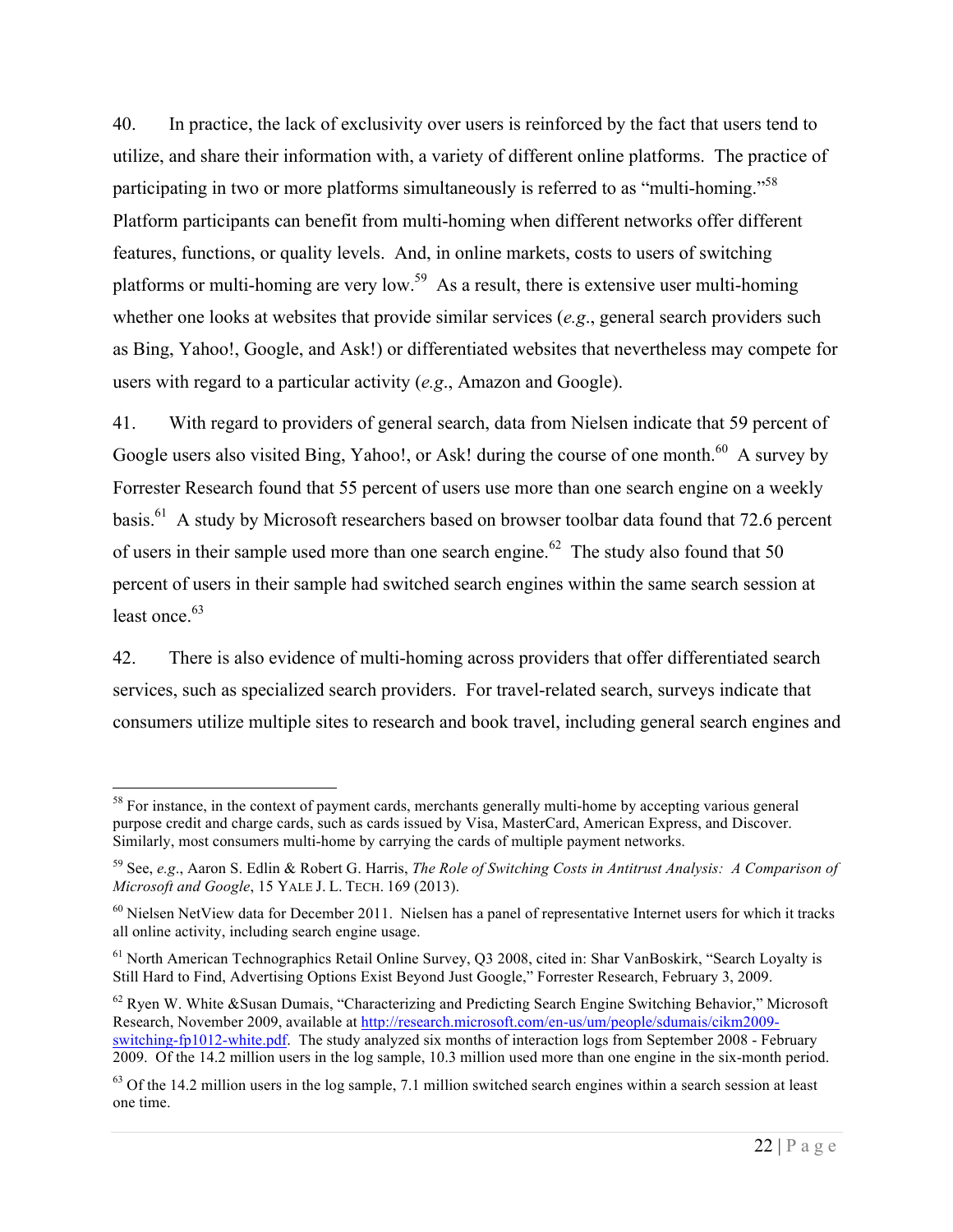40. In practice, the lack of exclusivity over users is reinforced by the fact that users tend to utilize, and share their information with, a variety of different online platforms. The practice of participating in two or more platforms simultaneously is referred to as "multi-homing."[58] Platform participants can benefit from multi-homing when different networks offer different features, functions, or quality levels. And, in online markets, costs to users of switching platforms or multi-homing are very low.[59] As a result, there is extensive user multi-homing whether one looks at websites that provide similar services (*e.g.*, general search providers such as Bing, Yahoo!, Google, and Ask!) or differentiated websites that nevertheless may compete for users with regard to a particular activity (*e.g.*, Amazon and Google).

41. With regard to providers of general search, data from Nielsen indicate that 59 percent of Google users also visited Bing, Yahoo!, or Ask! during the course of one month.[60] A survey by Forrester Research found that 55 percent of users use more than one search engine on a weekly basis.[61] A study by Microsoft researchers based on browser toolbar data found that 72.6 percent of users in their sample used more than one search engine.[62] The study also found that 50 percent of users in their sample had switched search engines within the same search session at least once.[63]

42. There is also evidence of multi-homing across providers that offer differentiated search services, such as specialized search providers. For travel-related search, surveys indicate that consumers utilize multiple sites to research and book travel, including general search engines and

---

[58] For instance, in the context of payment cards, merchants generally multi-home by accepting various general purpose credit and charge cards, such as cards issued by Visa, MasterCard, American Express, and Discover. Similarly, most consumers multi-home by carrying the cards of multiple payment networks.

[59] See, *e.g.*, Aaron S. Edlin & Robert G. Harris, *The Role of Switching Costs in Antitrust Analysis: A Comparison of Microsoft and Google*, 15 YALE J. L. TECH. 169 (2013).

[60] Nielsen NetView data for December 2011. Nielsen has a panel of representative Internet users for which it tracks all online activity, including search engine usage.

[61] North American Technographics Retail Online Survey, Q3 2008, cited in: Shar VanBoskirk, "Search Loyalty is Still Hard to Find, Advertising Options Exist Beyond Just Google," Forrester Research, February 3, 2009.

[62] Ryen W. White &Susan Dumais, "Characterizing and Predicting Search Engine Switching Behavior," Microsoft Research, November 2009, available at http://research.microsoft.com/en-us/um/people/sdumais/cikm2009-switching-fp1012-white.pdf. The study analyzed six months of interaction logs from September 2008 - February 2009. Of the 14.2 million users in the log sample, 10.3 million used more than one engine in the six-month period.

[63] Of the 14.2 million users in the log sample, 7.1 million switched search engines within a search session at least one time.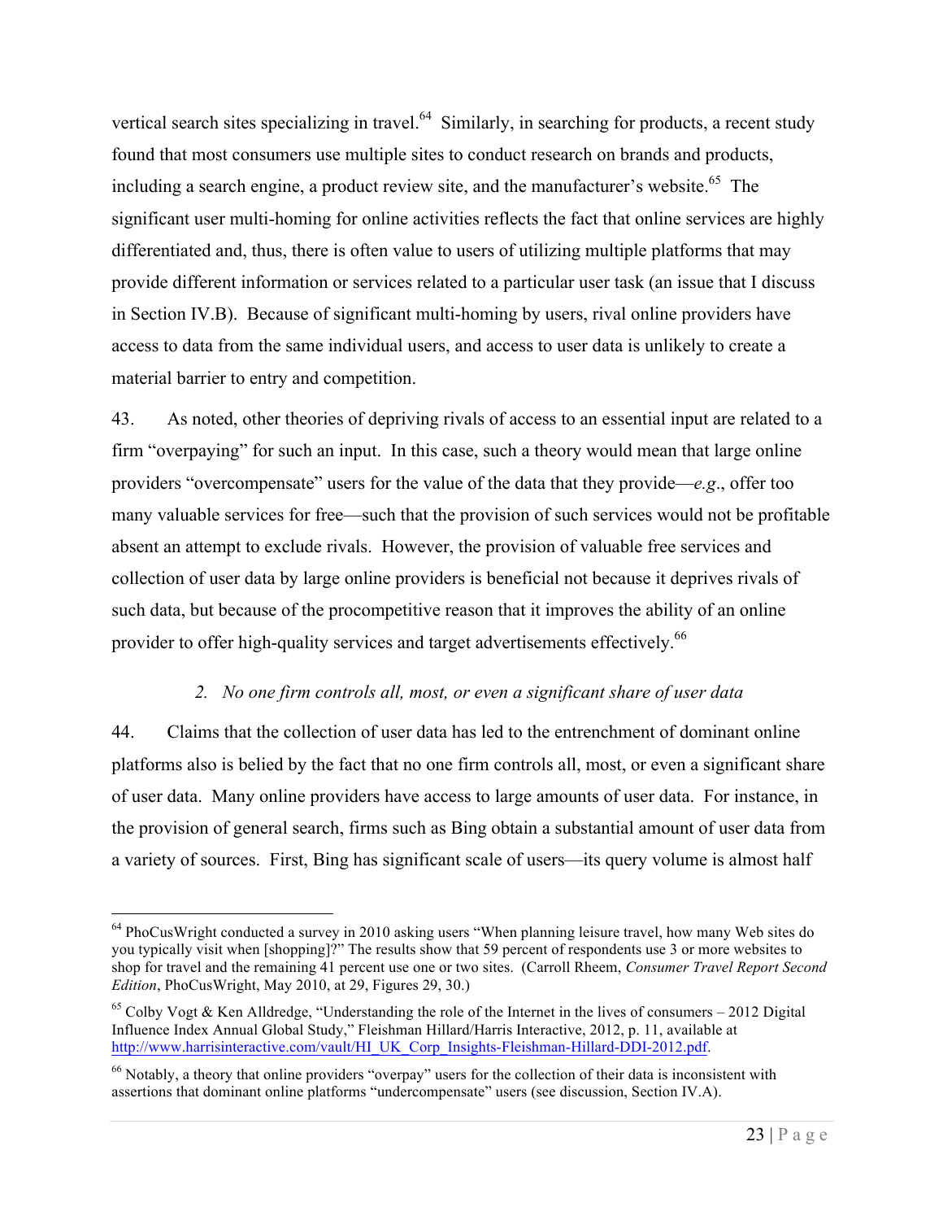vertical search sites specializing in travel.[64] Similarly, in searching for products, a recent study found that most consumers use multiple sites to conduct research on brands and products, including a search engine, a product review site, and the manufacturer's website.[65] The significant user multi-homing for online activities reflects the fact that online services are highly differentiated and, thus, there is often value to users of utilizing multiple platforms that may provide different information or services related to a particular user task (an issue that I discuss in Section IV.B). Because of significant multi-homing by users, rival online providers have access to data from the same individual users, and access to user data is unlikely to create a material barrier to entry and competition.

43. As noted, other theories of depriving rivals of access to an essential input are related to a firm "overpaying" for such an input. In this case, such a theory would mean that large online providers "overcompensate" users for the value of the data that they provide—*e.g*., offer too many valuable services for free—such that the provision of such services would not be profitable absent an attempt to exclude rivals. However, the provision of valuable free services and collection of user data by large online providers is beneficial not because it deprives rivals of such data, but because of the procompetitive reason that it improves the ability of an online provider to offer high-quality services and target advertisements effectively.[66]

### *2. No one firm controls all, most, or even a significant share of user data*

44. Claims that the collection of user data has led to the entrenchment of dominant online platforms also is belied by the fact that no one firm controls all, most, or even a significant share of user data. Many online providers have access to large amounts of user data. For instance, in the provision of general search, firms such as Bing obtain a substantial amount of user data from a variety of sources. First, Bing has significant scale of users—its query volume is almost half

---

[64] PhoCusWright conducted a survey in 2010 asking users "When planning leisure travel, how many Web sites do you typically visit when [shopping]?" The results show that 59 percent of respondents use 3 or more websites to shop for travel and the remaining 41 percent use one or two sites. (Carroll Rheem, *Consumer Travel Report Second Edition*, PhoCusWright, May 2010, at 29, Figures 29, 30.)

[65] Colby Vogt & Ken Alldredge, "Understanding the role of the Internet in the lives of consumers – 2012 Digital Influence Index Annual Global Study," Fleishman Hillard/Harris Interactive, 2012, p. 11, available at http://www.harrisinteractive.com/vault/HI_UK_Corp_Insights-Fleishman-Hillard-DDI-2012.pdf.

[66] Notably, a theory that online providers "overpay" users for the collection of their data is inconsistent with assertions that dominant online platforms "undercompensate" users (see discussion, Section IV.A).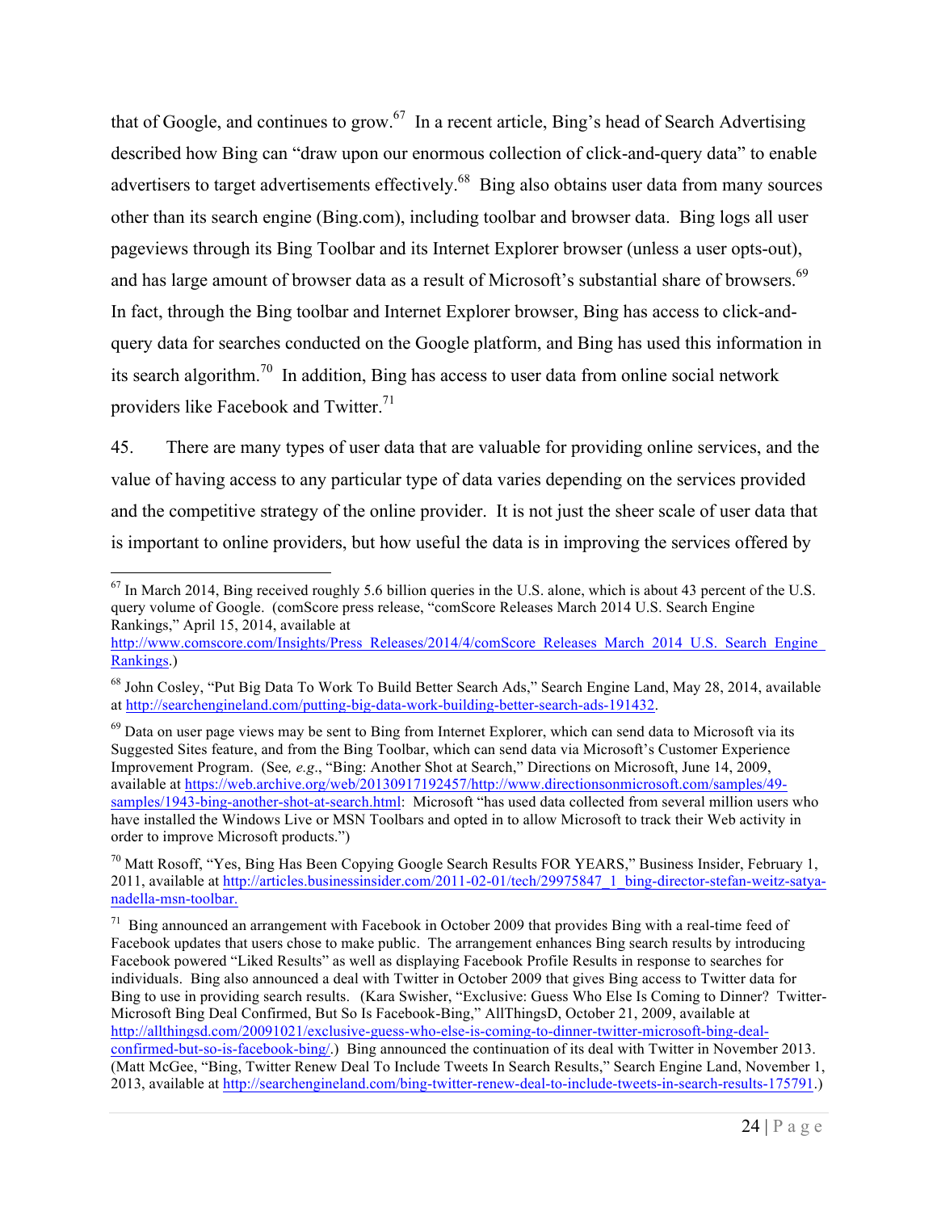that of Google, and continues to grow.[67] In a recent article, Bing's head of Search Advertising described how Bing can "draw upon our enormous collection of click-and-query data" to enable advertisers to target advertisements effectively.[68] Bing also obtains user data from many sources other than its search engine (Bing.com), including toolbar and browser data. Bing logs all user pageviews through its Bing Toolbar and its Internet Explorer browser (unless a user opts-out), and has large amount of browser data as a result of Microsoft's substantial share of browsers.[69] In fact, through the Bing toolbar and Internet Explorer browser, Bing has access to click-and-query data for searches conducted on the Google platform, and Bing has used this information in its search algorithm.[70] In addition, Bing has access to user data from online social network providers like Facebook and Twitter.[71]

45. There are many types of user data that are valuable for providing online services, and the value of having access to any particular type of data varies depending on the services provided and the competitive strategy of the online provider. It is not just the sheer scale of user data that is important to online providers, but how useful the data is in improving the services offered by

---

[67] In March 2014, Bing received roughly 5.6 billion queries in the U.S. alone, which is about 43 percent of the U.S. query volume of Google. (comScore press release, "comScore Releases March 2014 U.S. Search Engine Rankings," April 15, 2014, available at http://www.comscore.com/Insights/Press_Releases/2014/4/comScore_Releases_March_2014_U.S._Search_Engine_Rankings.)

[68] John Cosley, "Put Big Data To Work To Build Better Search Ads," Search Engine Land, May 28, 2014, available at http://searchengineland.com/putting-big-data-work-building-better-search-ads-191432.

[69] Data on user page views may be sent to Bing from Internet Explorer, which can send data to Microsoft via its Suggested Sites feature, and from the Bing Toolbar, which can send data via Microsoft's Customer Experience Improvement Program. (See*, e.g*., "Bing: Another Shot at Search," Directions on Microsoft, June 14, 2009, available at https://web.archive.org/web/20130917192457/http://www.directionsonmicrosoft.com/samples/49-samples/1943-bing-another-shot-at-search.html: Microsoft "has used data collected from several million users who have installed the Windows Live or MSN Toolbars and opted in to allow Microsoft to track their Web activity in order to improve Microsoft products.")

[70] Matt Rosoff, "Yes, Bing Has Been Copying Google Search Results FOR YEARS," Business Insider, February 1, 2011, available at http://articles.businessinsider.com/2011-02-01/tech/29975847_1_bing-director-stefan-weitz-satya-nadella-msn-toolbar.

[71] Bing announced an arrangement with Facebook in October 2009 that provides Bing with a real-time feed of Facebook updates that users chose to make public. The arrangement enhances Bing search results by introducing Facebook powered "Liked Results" as well as displaying Facebook Profile Results in response to searches for individuals. Bing also announced a deal with Twitter in October 2009 that gives Bing access to Twitter data for Bing to use in providing search results. (Kara Swisher, "Exclusive: Guess Who Else Is Coming to Dinner? Twitter-Microsoft Bing Deal Confirmed, But So Is Facebook-Bing," AllThingsD, October 21, 2009, available at http://allthingsd.com/20091021/exclusive-guess-who-else-is-coming-to-dinner-twitter-microsoft-bing-deal-confirmed-but-so-is-facebook-bing/.) Bing announced the continuation of its deal with Twitter in November 2013. (Matt McGee, "Bing, Twitter Renew Deal To Include Tweets In Search Results," Search Engine Land, November 1, 2013, available at http://searchengineland.com/bing-twitter-renew-deal-to-include-tweets-in-search-results-175791.)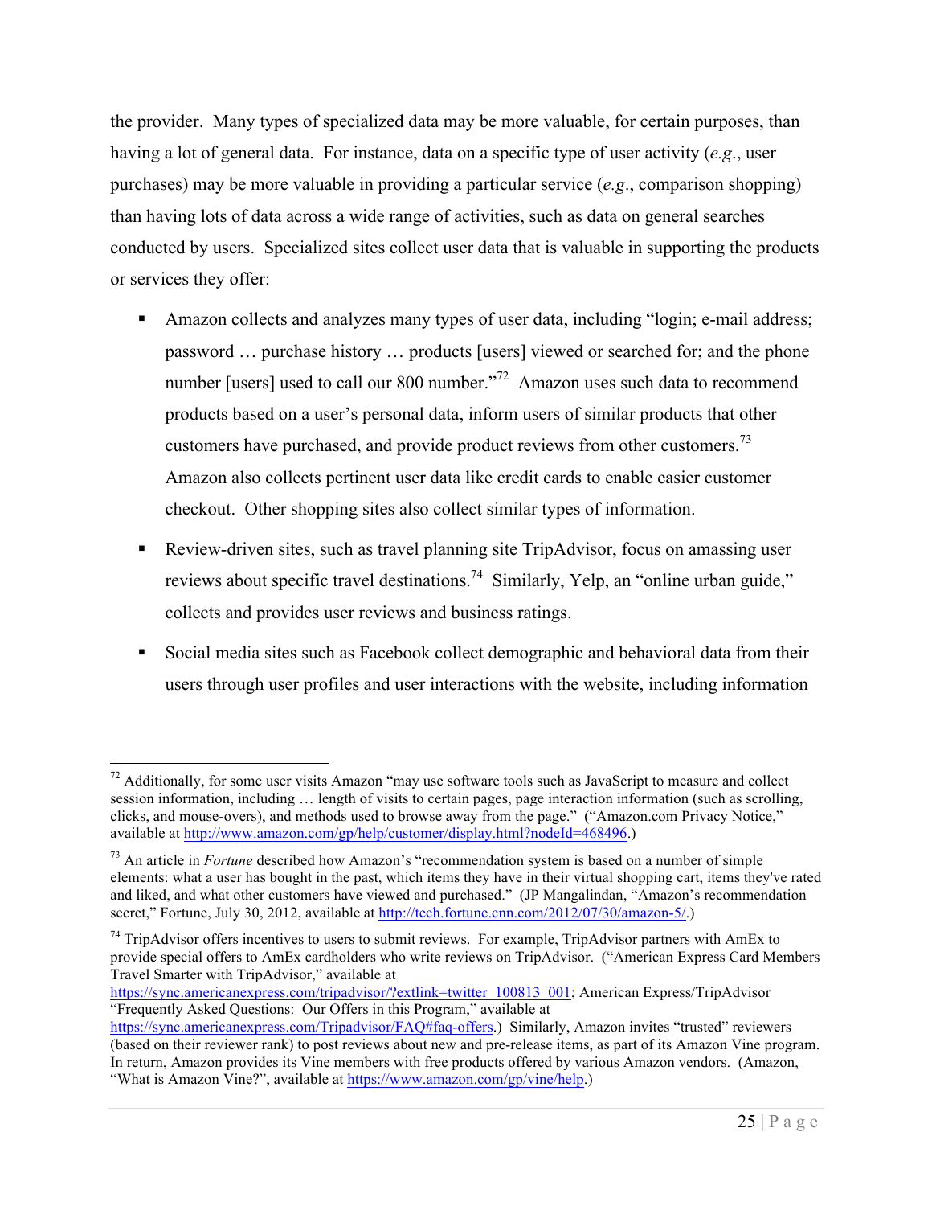the provider. Many types of specialized data may be more valuable, for certain purposes, than having a lot of general data. For instance, data on a specific type of user activity (*e.g.*, user purchases) may be more valuable in providing a particular service (*e.g.*, comparison shopping) than having lots of data across a wide range of activities, such as data on general searches conducted by users. Specialized sites collect user data that is valuable in supporting the products or services they offer:

- Amazon collects and analyzes many types of user data, including "login; e-mail address; password … purchase history … products [users] viewed or searched for; and the phone number [users] used to call our 800 number."[72] Amazon uses such data to recommend products based on a user's personal data, inform users of similar products that other customers have purchased, and provide product reviews from other customers.[73] Amazon also collects pertinent user data like credit cards to enable easier customer checkout. Other shopping sites also collect similar types of information.
- Review-driven sites, such as travel planning site TripAdvisor, focus on amassing user reviews about specific travel destinations.[74] Similarly, Yelp, an "online urban guide," collects and provides user reviews and business ratings.
- Social media sites such as Facebook collect demographic and behavioral data from their users through user profiles and user interactions with the website, including information

---

[72] Additionally, for some user visits Amazon "may use software tools such as JavaScript to measure and collect session information, including … length of visits to certain pages, page interaction information (such as scrolling, clicks, and mouse-overs), and methods used to browse away from the page." ("Amazon.com Privacy Notice," available at http://www.amazon.com/gp/help/customer/display.html?nodeId=468496.)

[73] An article in *Fortune* described how Amazon's "recommendation system is based on a number of simple elements: what a user has bought in the past, which items they have in their virtual shopping cart, items they've rated and liked, and what other customers have viewed and purchased." (JP Mangalindan, "Amazon's recommendation secret," Fortune, July 30, 2012, available at http://tech.fortune.cnn.com/2012/07/30/amazon-5/.)

[74] TripAdvisor offers incentives to users to submit reviews. For example, TripAdvisor partners with AmEx to provide special offers to AmEx cardholders who write reviews on TripAdvisor. ("American Express Card Members Travel Smarter with TripAdvisor," available at https://sync.americanexpress.com/tripadvisor/?extlink=twitter_100813_001; American Express/TripAdvisor "Frequently Asked Questions: Our Offers in this Program," available at https://sync.americanexpress.com/Tripadvisor/FAQ#faq-offers.) Similarly, Amazon invites "trusted" reviewers (based on their reviewer rank) to post reviews about new and pre-release items, as part of its Amazon Vine program. In return, Amazon provides its Vine members with free products offered by various Amazon vendors. (Amazon, "What is Amazon Vine?", available at https://www.amazon.com/gp/vine/help.)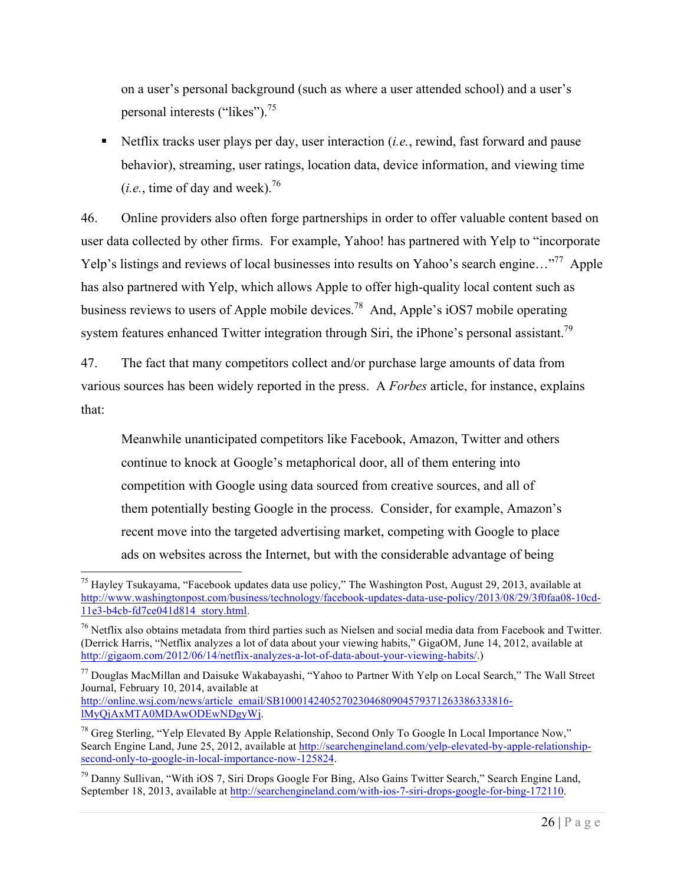on a user's personal background (such as where a user attended school) and a user's personal interests ("likes").[75]

- Netflix tracks user plays per day, user interaction (*i.e.*, rewind, fast forward and pause behavior), streaming, user ratings, location data, device information, and viewing time (*i.e.*, time of day and week).[76]

46. Online providers also often forge partnerships in order to offer valuable content based on user data collected by other firms. For example, Yahoo! has partnered with Yelp to "incorporate Yelp's listings and reviews of local businesses into results on Yahoo's search engine…"[77] Apple has also partnered with Yelp, which allows Apple to offer high-quality local content such as business reviews to users of Apple mobile devices.[78] And, Apple's iOS7 mobile operating system features enhanced Twitter integration through Siri, the iPhone's personal assistant.[79]

47. The fact that many competitors collect and/or purchase large amounts of data from various sources has been widely reported in the press. A *Forbes* article, for instance, explains that:

> Meanwhile unanticipated competitors like Facebook, Amazon, Twitter and others continue to knock at Google's metaphorical door, all of them entering into competition with Google using data sourced from creative sources, and all of them potentially besting Google in the process. Consider, for example, Amazon's recent move into the targeted advertising market, competing with Google to place ads on websites across the Internet, but with the considerable advantage of being

---

[75] Hayley Tsukayama, "Facebook updates data use policy," The Washington Post, August 29, 2013, available at http://www.washingtonpost.com/business/technology/facebook-updates-data-use-policy/2013/08/29/3f0faa08-10cd-11e3-b4cb-fd7ce041d814_story.html.

[76] Netflix also obtains metadata from third parties such as Nielsen and social media data from Facebook and Twitter. (Derrick Harris, "Netflix analyzes a lot of data about your viewing habits," GigaOM, June 14, 2012, available at http://gigaom.com/2012/06/14/netflix-analyzes-a-lot-of-data-about-your-viewing-habits/.)

[77] Douglas MacMillan and Daisuke Wakabayashi, "Yahoo to Partner With Yelp on Local Search," The Wall Street Journal, February 10, 2014, available at http://online.wsj.com/news/article_email/SB10001424052702304680904579371263386333816-lMyQjAxMTA0MDAwODEwNDgyWj.

[78] Greg Sterling, "Yelp Elevated By Apple Relationship, Second Only To Google In Local Importance Now," Search Engine Land, June 25, 2012, available at searchengineland.com/yelp-elevated-by-apple-relationship-second-only-to-google-in-local-importance-now-125824.

[79] Danny Sullivan, "With iOS 7, Siri Drops Google For Bing, Also Gains Twitter Search," Search Engine Land, September 18, 2013, available at http://searchengineland.com/with-ios-7-siri-drops-google-for-bing-172110.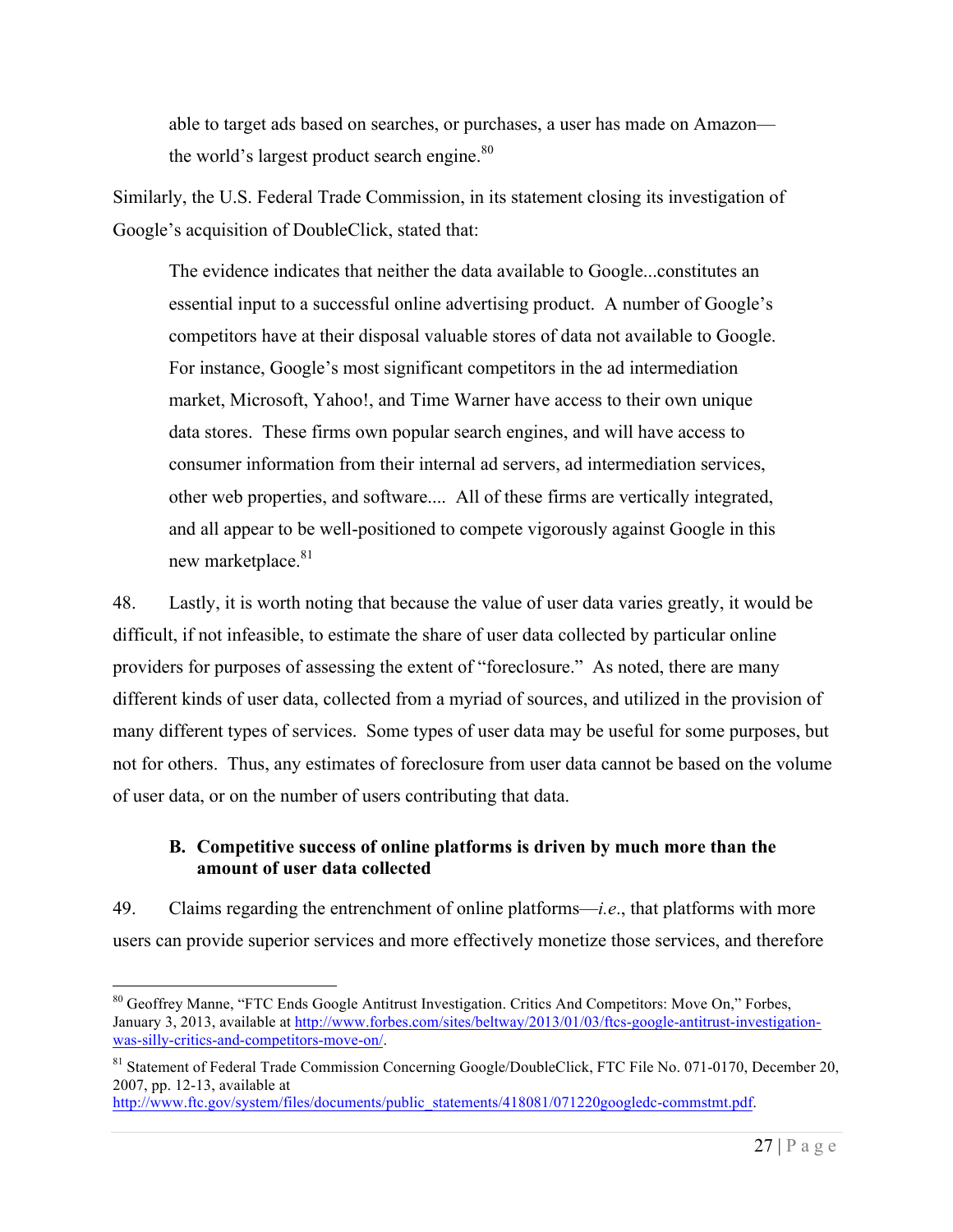> able to target ads based on searches, or purchases, a user has made on Amazon—the world's largest product search engine.[80]

Similarly, the U.S. Federal Trade Commission, in its statement closing its investigation of Google's acquisition of DoubleClick, stated that:

> The evidence indicates that neither the data available to Google...constitutes an essential input to a successful online advertising product. A number of Google's competitors have at their disposal valuable stores of data not available to Google. For instance, Google's most significant competitors in the ad intermediation market, Microsoft, Yahoo!, and Time Warner have access to their own unique data stores. These firms own popular search engines, and will have access to consumer information from their internal ad servers, ad intermediation services, other web properties, and software.... All of these firms are vertically integrated, and all appear to be well-positioned to compete vigorously against Google in this new marketplace.[81]

48. Lastly, it is worth noting that because the value of user data varies greatly, it would be difficult, if not infeasible, to estimate the share of user data collected by particular online providers for purposes of assessing the extent of "foreclosure." As noted, there are many different kinds of user data, collected from a myriad of sources, and utilized in the provision of many different types of services. Some types of user data may be useful for some purposes, but not for others. Thus, any estimates of foreclosure from user data cannot be based on the volume of user data, or on the number of users contributing that data.

### B. Competitive success of online platforms is driven by much more than the amount of user data collected

49. Claims regarding the entrenchment of online platforms—*i.e.*, that platforms with more users can provide superior services and more effectively monetize those services, and therefore

---

[80] Geoffrey Manne, "FTC Ends Google Antitrust Investigation. Critics And Competitors: Move On," Forbes, January 3, 2013, available at http://www.forbes.com/sites/beltway/2013/01/03/ftcs-google-antitrust-investigation-was-silly-critics-and-competitors-move-on/.

[81] Statement of Federal Trade Commission Concerning Google/DoubleClick, FTC File No. 071-0170, December 20, 2007, pp. 12-13, available at http://www.ftc.gov/system/files/documents/public_statements/418081/071220googledc-commstmt.pdf.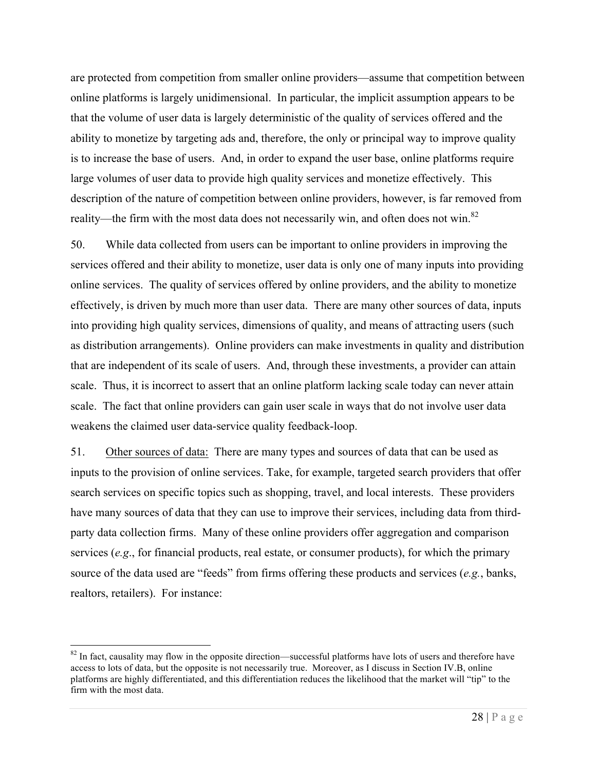are protected from competition from smaller online providers—assume that competition between online platforms is largely unidimensional. In particular, the implicit assumption appears to be that the volume of user data is largely deterministic of the quality of services offered and the ability to monetize by targeting ads and, therefore, the only or principal way to improve quality is to increase the base of users. And, in order to expand the user base, online platforms require large volumes of user data to provide high quality services and monetize effectively. This description of the nature of competition between online providers, however, is far removed from reality—the firm with the most data does not necessarily win, and often does not win.[82]

50. While data collected from users can be important to online providers in improving the services offered and their ability to monetize, user data is only one of many inputs into providing online services. The quality of services offered by online providers, and the ability to monetize effectively, is driven by much more than user data. There are many other sources of data, inputs into providing high quality services, dimensions of quality, and means of attracting users (such as distribution arrangements). Online providers can make investments in quality and distribution that are independent of its scale of users. And, through these investments, a provider can attain scale. Thus, it is incorrect to assert that an online platform lacking scale today can never attain scale. The fact that online providers can gain user scale in ways that do not involve user data weakens the claimed user data-service quality feedback-loop.

51. <u>Other sources of data:</u> There are many types and sources of data that can be used as inputs to the provision of online services. Take, for example, targeted search providers that offer search services on specific topics such as shopping, travel, and local interests. These providers have many sources of data that they can use to improve their services, including data from third-party data collection firms. Many of these online providers offer aggregation and comparison services (*e.g*., for financial products, real estate, or consumer products), for which the primary source of the data used are "feeds" from firms offering these products and services (*e.g.*, banks, realtors, retailers). For instance:

---

[82] In fact, causality may flow in the opposite direction—successful platforms have lots of users and therefore have access to lots of data, but the opposite is not necessarily true. Moreover, as I discuss in Section IV.B, online platforms are highly differentiated, and this differentiation reduces the likelihood that the market will "tip" to the firm with the most data.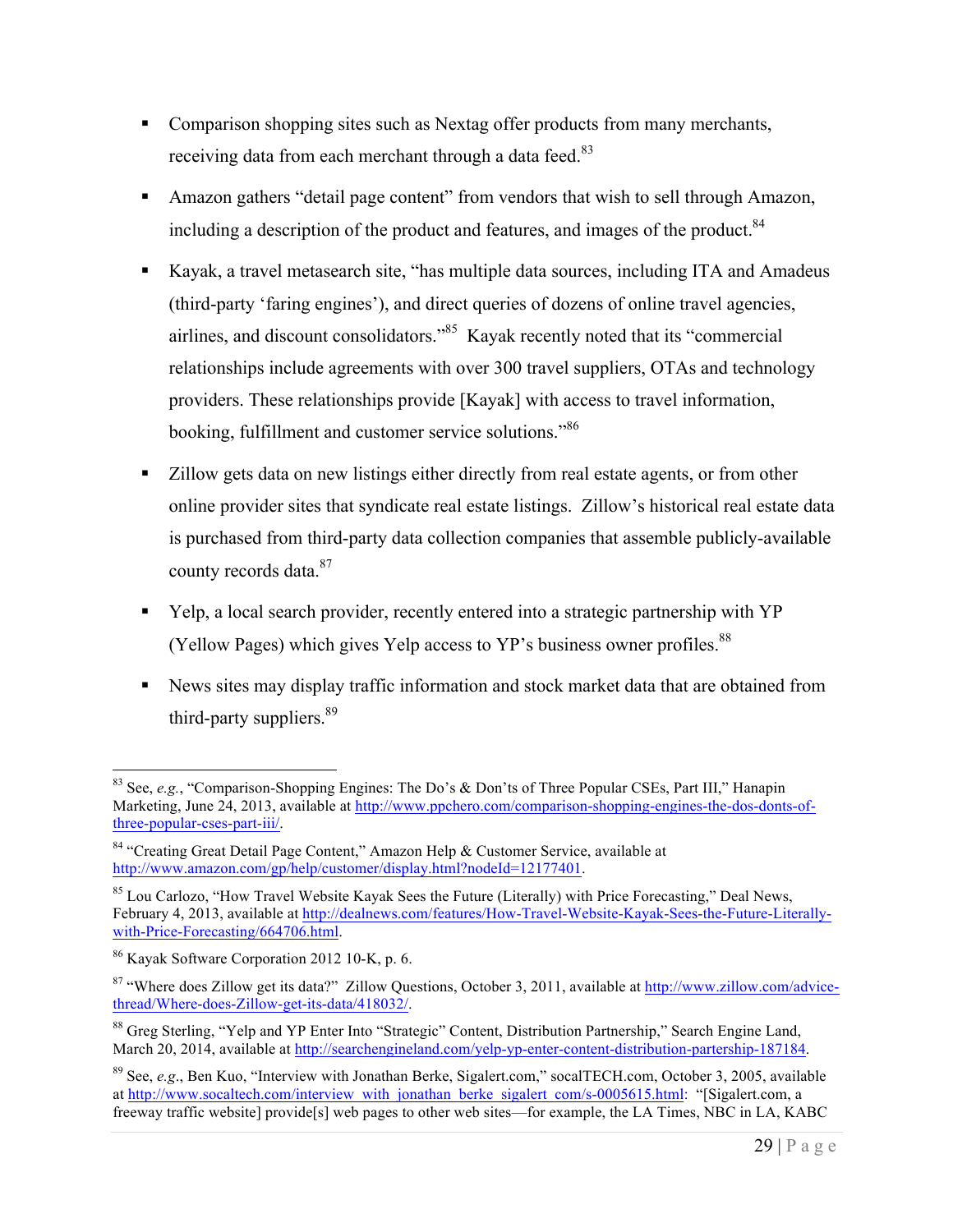- Comparison shopping sites such as Nextag offer products from many merchants, receiving data from each merchant through a data feed.[83]

- Amazon gathers "detail page content" from vendors that wish to sell through Amazon, including a description of the product and features, and images of the product.[84]

- Kayak, a travel metasearch site, "has multiple data sources, including ITA and Amadeus (third-party 'faring engines'), and direct queries of dozens of online travel agencies, airlines, and discount consolidators."[85] Kayak recently noted that its "commercial relationships include agreements with over 300 travel suppliers, OTAs and technology providers. These relationships provide [Kayak] with access to travel information, booking, fulfillment and customer service solutions."[86]

- Zillow gets data on new listings either directly from real estate agents, or from other online provider sites that syndicate real estate listings. Zillow's historical real estate data is purchased from third-party data collection companies that assemble publicly-available county records data.[87]

- Yelp, a local search provider, recently entered into a strategic partnership with YP (Yellow Pages) which gives Yelp access to YP's business owner profiles.[88]

- News sites may display traffic information and stock market data that are obtained from third-party suppliers.[89]

---

[83] See, *e.g.*, "Comparison-Shopping Engines: The Do's & Don'ts of Three Popular CSEs, Part III," Hanapin Marketing, June 24, 2013, available at http://www.ppchero.com/comparison-shopping-engines-the-dos-donts-of-three-popular-cses-part-iii/.

[84] "Creating Great Detail Page Content," Amazon Help & Customer Service, available at http://www.amazon.com/gp/help/customer/display.html?nodeId=12177401.

[85] Lou Carlozo, "How Travel Website Kayak Sees the Future (Literally) with Price Forecasting," Deal News, February 4, 2013, available at http://dealnews.com/features/How-Travel-Website-Kayak-Sees-the-Future-Literally-with-Price-Forecasting/664706.html.

[86] Kayak Software Corporation 2012 10-K, p. 6.

[87] "Where does Zillow get its data?" Zillow Questions, October 3, 2011, available at http://www.zillow.com/advice-thread/Where-does-Zillow-get-its-data/418032/.

[88] Greg Sterling, "Yelp and YP Enter Into "Strategic" Content, Distribution Partnership," Search Engine Land, March 20, 2014, available at http://searchengineland.com/yelp-yp-enter-content-distribution-partership-187184.

[89] See, *e.g.*, Ben Kuo, "Interview with Jonathan Berke, Sigalert.com," socalTECH.com, October 3, 2005, available at http://www.socaltech.com/interview_with_jonathan_berke_sigalert_com/s-0005615.html: "[Sigalert.com, a freeway traffic website] provide[s] web pages to other web sites—for example, the LA Times, NBC in LA, KABC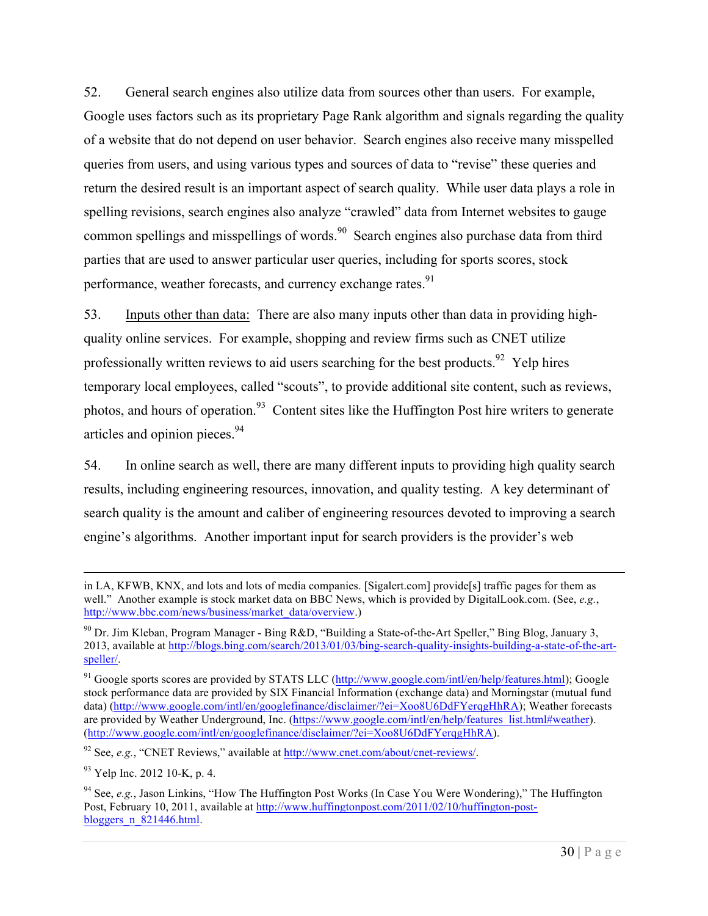52. General search engines also utilize data from sources other than users. For example, Google uses factors such as its proprietary Page Rank algorithm and signals regarding the quality of a website that do not depend on user behavior. Search engines also receive many misspelled queries from users, and using various types and sources of data to "revise" these queries and return the desired result is an important aspect of search quality. While user data plays a role in spelling revisions, search engines also analyze "crawled" data from Internet websites to gauge common spellings and misspellings of words.[90] Search engines also purchase data from third parties that are used to answer particular user queries, including for sports scores, stock performance, weather forecasts, and currency exchange rates.[91]

53. Inputs other than data: There are also many inputs other than data in providing high-quality online services. For example, shopping and review firms such as CNET utilize professionally written reviews to aid users searching for the best products.[92] Yelp hires temporary local employees, called "scouts", to provide additional site content, such as reviews, photos, and hours of operation.[93] Content sites like the Huffington Post hire writers to generate articles and opinion pieces.[94]

54. In online search as well, there are many different inputs to providing high quality search results, including engineering resources, innovation, and quality testing. A key determinant of search quality is the amount and caliber of engineering resources devoted to improving a search engine's algorithms. Another important input for search providers is the provider's web

---

in LA, KFWB, KNX, and lots and lots of media companies. [Sigalert.com] provide[s] traffic pages for them as well." Another example is stock market data on BBC News, which is provided by DigitalLook.com. (See, *e.g.*, http://www.bbc.com/news/business/market_data/overview.)

[90] Dr. Jim Kleban, Program Manager - Bing R&D, "Building a State-of-the-Art Speller," Bing Blog, January 3, 2013, available at http://blogs.bing.com/search/2013/01/03/bing-search-quality-insights-building-a-state-of-the-art-speller/.

[91] Google sports scores are provided by STATS LLC (http://www.google.com/intl/en/help/features.html); Google stock performance data are provided by SIX Financial Information (exchange data) and Morningstar (mutual fund data) (http://www.google.com/intl/en/googlefinance/disclaimer/?ei=Xoo8U6DdFYerqgHhRA); Weather forecasts are provided by Weather Underground, Inc. (https://www.google.com/intl/en/help/features_list.html#weather). (http://www.google.com/intl/en/googlefinance/disclaimer/?ei=Xoo8U6DdFYerqgHhRA).

[92] See, *e.g.*, "CNET Reviews," available at http://www.cnet.com/about/cnet-reviews/.

[93] Yelp Inc. 2012 10-K, p. 4.

[94] See, *e.g.*, Jason Linkins, "How The Huffington Post Works (In Case You Were Wondering)," The Huffington Post, February 10, 2011, available at http://www.huffingtonpost.com/2011/02/10/huffington-post-bloggers_n_821446.html.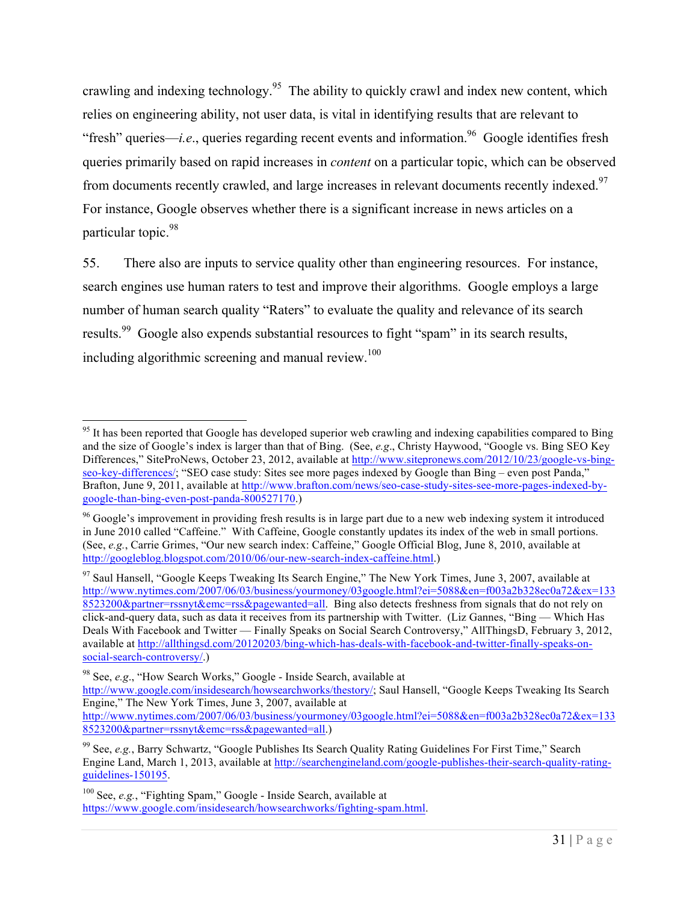crawling and indexing technology.[95] The ability to quickly crawl and index new content, which relies on engineering ability, not user data, is vital in identifying results that are relevant to "fresh" queries—*i.e.*, queries regarding recent events and information.[96] Google identifies fresh queries primarily based on rapid increases in *content* on a particular topic, which can be observed from documents recently crawled, and large increases in relevant documents recently indexed.[97] For instance, Google observes whether there is a significant increase in news articles on a particular topic.[98]

55. There also are inputs to service quality other than engineering resources. For instance, search engines use human raters to test and improve their algorithms. Google employs a large number of human search quality "Raters" to evaluate the quality and relevance of its search results.[99] Google also expends substantial resources to fight "spam" in its search results, including algorithmic screening and manual review.[100]

---

[95] It has been reported that Google has developed superior web crawling and indexing capabilities compared to Bing and the size of Google's index is larger than that of Bing. (See, *e.g.*, Christy Haywood, "Google vs. Bing SEO Key Differences," SiteProNews, October 23, 2012, available at http://www.sitepronews.com/2012/10/23/google-vs-bing-seo-key-differences/; "SEO case study: Sites see more pages indexed by Google than Bing – even post Panda," Brafton, June 9, 2011, available at http://www.brafton.com/news/seo-case-study-sites-see-more-pages-indexed-by-google-than-bing-even-post-panda-800527170.)

[96] Google's improvement in providing fresh results is in large part due to a new web indexing system it introduced in June 2010 called "Caffeine." With Caffeine, Google constantly updates its index of the web in small portions. (See, *e.g.*, Carrie Grimes, "Our new search index: Caffeine," Google Official Blog, June 8, 2010, available at http://googleblog.blogspot.com/2010/06/our-new-search-index-caffeine.html.)

[97] Saul Hansell, "Google Keeps Tweaking Its Search Engine," The New York Times, June 3, 2007, available at http://www.nytimes.com/2007/06/03/business/yourmoney/03google.html?ei=5088&en=f003a2b328ec0a72&ex=1338523200&partner=rssnyt&emc=rss&pagewanted=all. Bing also detects freshness from signals that do not rely on click-and-query data, such as data it receives from its partnership with Twitter. (Liz Gannes, "Bing — Which Has Deals With Facebook and Twitter — Finally Speaks on Social Search Controversy," AllThingsD, February 3, 2012, available at http://allthingsd.com/20120203/bing-which-has-deals-with-facebook-and-twitter-finally-speaks-on-social-search-controversy/.)

[98] See, *e.g.*, "How Search Works," Google - Inside Search, available at http://www.google.com/insidesearch/howsearchworks/thestory/; Saul Hansell, "Google Keeps Tweaking Its Search Engine," The New York Times, June 3, 2007, available at http://www.nytimes.com/2007/06/03/business/yourmoney/03google.html?ei=5088&en=f003a2b328ec0a72&ex=1338523200&partner=rssnyt&emc=rss&pagewanted=all.)

[99] See, *e.g.*, Barry Schwartz, "Google Publishes Its Search Quality Rating Guidelines For First Time," Search Engine Land, March 1, 2013, available at http://searchengineland.com/google-publishes-their-search-quality-rating-guidelines-150195.

[100] See, *e.g.*, "Fighting Spam," Google - Inside Search, available at https://www.google.com/insidesearch/howsearchworks/fighting-spam.html.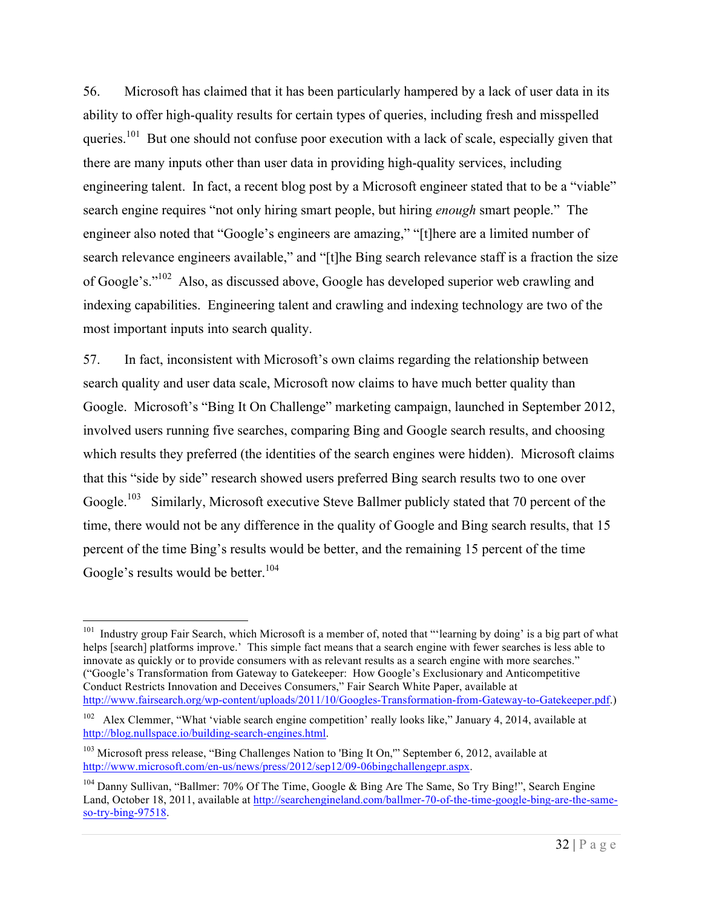56. Microsoft has claimed that it has been particularly hampered by a lack of user data in its ability to offer high-quality results for certain types of queries, including fresh and misspelled queries.[101] But one should not confuse poor execution with a lack of scale, especially given that there are many inputs other than user data in providing high-quality services, including engineering talent. In fact, a recent blog post by a Microsoft engineer stated that to be a "viable" search engine requires "not only hiring smart people, but hiring *enough* smart people." The engineer also noted that "Google's engineers are amazing," "[t]here are a limited number of search relevance engineers available," and "[t]he Bing search relevance staff is a fraction the size of Google's."[102] Also, as discussed above, Google has developed superior web crawling and indexing capabilities. Engineering talent and crawling and indexing technology are two of the most important inputs into search quality.

57. In fact, inconsistent with Microsoft's own claims regarding the relationship between search quality and user data scale, Microsoft now claims to have much better quality than Google. Microsoft's "Bing It On Challenge" marketing campaign, launched in September 2012, involved users running five searches, comparing Bing and Google search results, and choosing which results they preferred (the identities of the search engines were hidden). Microsoft claims that this "side by side" research showed users preferred Bing search results two to one over Google.[103] Similarly, Microsoft executive Steve Ballmer publicly stated that 70 percent of the time, there would not be any difference in the quality of Google and Bing search results, that 15 percent of the time Bing's results would be better, and the remaining 15 percent of the time Google's results would be better.[104]

---

[101] Industry group Fair Search, which Microsoft is a member of, noted that "'learning by doing' is a big part of what helps [search] platforms improve.' This simple fact means that a search engine with fewer searches is less able to innovate as quickly or to provide consumers with as relevant results as a search engine with more searches." ("Google's Transformation from Gateway to Gatekeeper: How Google's Exclusionary and Anticompetitive Conduct Restricts Innovation and Deceives Consumers," Fair Search White Paper, available at http://www.fairsearch.org/wp-content/uploads/2011/10/Googles-Transformation-from-Gateway-to-Gatekeeper.pdf.)

[102] Alex Clemmer, "What 'viable search engine competition' really looks like," January 4, 2014, available at http://blog.nullspace.io/building-search-engines.html.

[103] Microsoft press release, "Bing Challenges Nation to 'Bing It On,'" September 6, 2012, available at http://www.microsoft.com/en-us/news/press/2012/sep12/09-06bingchallengepr.aspx.

[104] Danny Sullivan, "Ballmer: 70% Of The Time, Google & Bing Are The Same, So Try Bing!", Search Engine Land, October 18, 2011, available at http://searchengineland.com/ballmer-70-of-the-time-google-bing-are-the-same-so-try-bing-97518.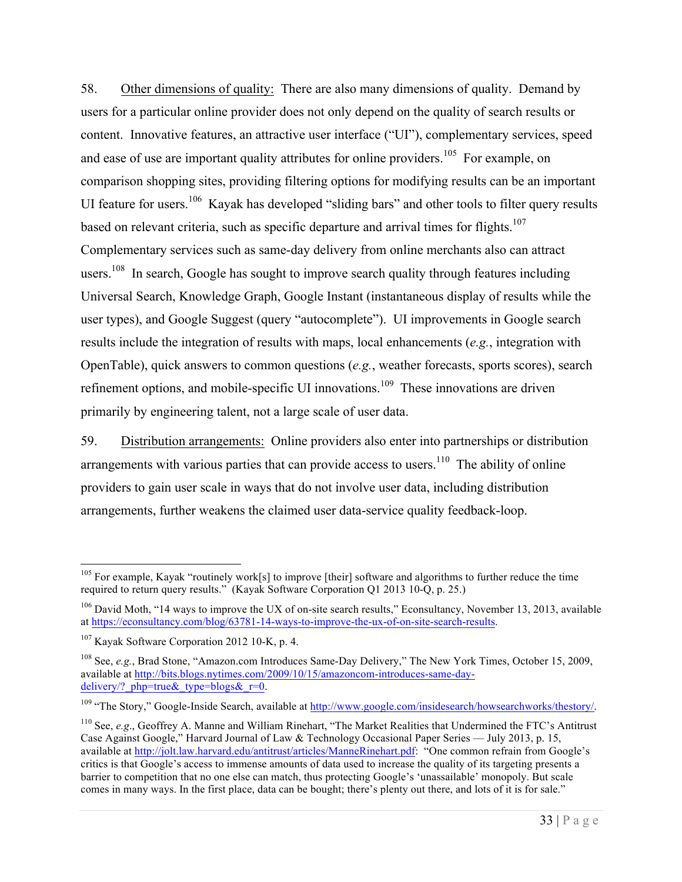58. <u>Other dimensions of quality:</u> There are also many dimensions of quality. Demand by users for a particular online provider does not only depend on the quality of search results or content. Innovative features, an attractive user interface ("UI"), complementary services, speed and ease of use are important quality attributes for online providers.[105] For example, on comparison shopping sites, providing filtering options for modifying results can be an important UI feature for users.[106] Kayak has developed "sliding bars" and other tools to filter query results based on relevant criteria, such as specific departure and arrival times for flights.[107] Complementary services such as same-day delivery from online merchants also can attract users.[108] In search, Google has sought to improve search quality through features including Universal Search, Knowledge Graph, Google Instant (instantaneous display of results while the user types), and Google Suggest (query "autocomplete"). UI improvements in Google search results include the integration of results with maps, local enhancements (*e.g.*, integration with OpenTable), quick answers to common questions (*e.g.*, weather forecasts, sports scores), search refinement options, and mobile-specific UI innovations.[109] These innovations are driven primarily by engineering talent, not a large scale of user data.

59. <u>Distribution arrangements:</u> Online providers also enter into partnerships or distribution arrangements with various parties that can provide access to users.[110] The ability of online providers to gain user scale in ways that do not involve user data, including distribution arrangements, further weakens the claimed user data-service quality feedback-loop.

---

[105] For example, Kayak "routinely work[s] to improve [their] software and algorithms to further reduce the time required to return query results." (Kayak Software Corporation Q1 2013 10-Q, p. 25.)

[106] David Moth, "14 ways to improve the UX of on-site search results," Econsultancy, November 13, 2013, available at https://econsultancy.com/blog/63781-14-ways-to-improve-the-ux-of-on-site-search-results.

[107] Kayak Software Corporation 2012 10-K, p. 4.

[108] See, *e.g.*, Brad Stone, "Amazon.com Introduces Same-Day Delivery," The New York Times, October 15, 2009, available at http://bits.blogs.nytimes.com/2009/10/15/amazoncom-introduces-same-day-delivery/?_php=true&_type=blogs&_r=0.

[109] "The Story," Google-Inside Search, available at http://www.google.com/insidesearch/howsearchworks/thestory/.

[110] See, *e.g.*, Geoffrey A. Manne and William Rinehart, "The Market Realities that Undermined the FTC's Antitrust Case Against Google," Harvard Journal of Law & Technology Occasional Paper Series — July 2013, p. 15, available at http://jolt.law.harvard.edu/antitrust/articles/ManneRinehart.pdf: "One common refrain from Google's critics is that Google's access to immense amounts of data used to increase the quality of its targeting presents a barrier to competition that no one else can match, thus protecting Google's 'unassailable' monopoly. But scale comes in many ways. In the first place, data can be bought; there's plenty out there, and lots of it is for sale."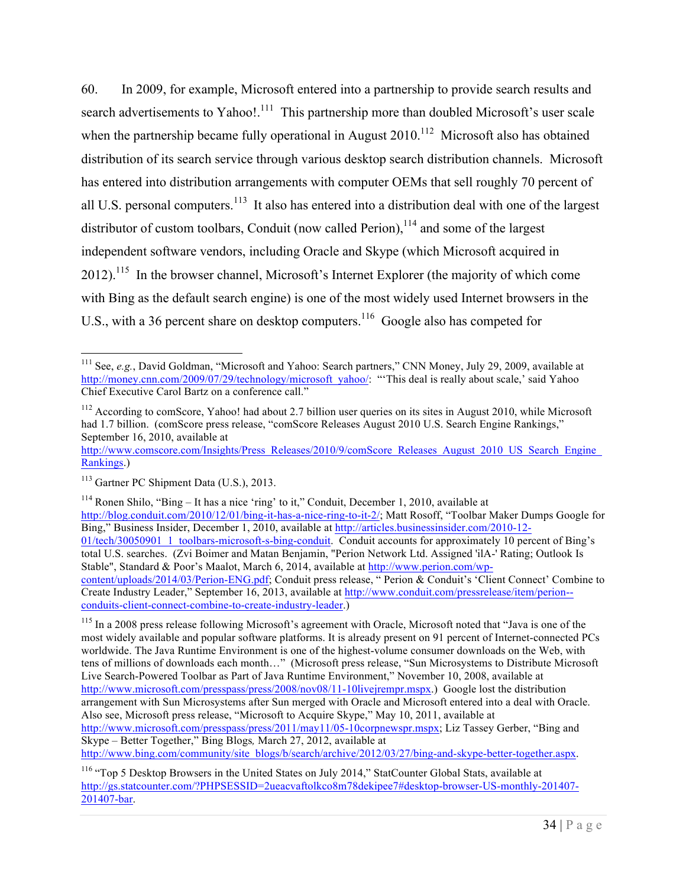60. In 2009, for example, Microsoft entered into a partnership to provide search results and search advertisements to Yahoo!.[111] This partnership more than doubled Microsoft's user scale when the partnership became fully operational in August 2010.[112] Microsoft also has obtained distribution of its search service through various desktop search distribution channels. Microsoft has entered into distribution arrangements with computer OEMs that sell roughly 70 percent of all U.S. personal computers.[113] It also has entered into a distribution deal with one of the largest distributor of custom toolbars, Conduit (now called Perion),[114] and some of the largest independent software vendors, including Oracle and Skype (which Microsoft acquired in 2012).[115] In the browser channel, Microsoft's Internet Explorer (the majority of which come with Bing as the default search engine) is one of the most widely used Internet browsers in the U.S., with a 36 percent share on desktop computers.[116] Google also has competed for

---

[111] See, *e.g.*, David Goldman, "Microsoft and Yahoo: Search partners," CNN Money, July 29, 2009, available at http://money.cnn.com/2009/07/29/technology/microsoft_yahoo/: "'This deal is really about scale,' said Yahoo Chief Executive Carol Bartz on a conference call."

[112] According to comScore, Yahoo! had about 2.7 billion user queries on its sites in August 2010, while Microsoft had 1.7 billion. (comScore press release, "comScore Releases August 2010 U.S. Search Engine Rankings," September 16, 2010, available at http://www.comscore.com/Insights/Press_Releases/2010/9/comScore_Releases_August_2010_US_Search_Engine_Rankings.)

[113] Gartner PC Shipment Data (U.S.), 2013.

[114] Ronen Shilo, "Bing – It has a nice 'ring' to it," Conduit, December 1, 2010, available at http://blog.conduit.com/2010/12/01/bing-it-has-a-nice-ring-to-it-2/; Matt Rosoff, "Toolbar Maker Dumps Google for Bing," Business Insider, December 1, 2010, available at http://articles.businessinsider.com/2010-12-01/tech/30050901_1_toolbars-microsoft-s-bing-conduit. Conduit accounts for approximately 10 percent of Bing's total U.S. searches. (Zvi Boimer and Matan Benjamin, "Perion Network Ltd. Assigned 'ilA-' Rating; Outlook Is Stable", Standard & Poor's Maalot, March 6, 2014, available at http://www.perion.com/wp-content/uploads/2014/03/Perion-ENG.pdf; Conduit press release, " Perion & Conduit's 'Client Connect' Combine to Create Industry Leader," September 16, 2013, available at http://www.conduit.com/pressrelease/item/perion--conduits-client-connect-combine-to-create-industry-leader.)

[115] In a 2008 press release following Microsoft's agreement with Oracle, Microsoft noted that "Java is one of the most widely available and popular software platforms. It is already present on 91 percent of Internet-connected PCs worldwide. The Java Runtime Environment is one of the highest-volume consumer downloads on the Web, with tens of millions of downloads each month…" (Microsoft press release, "Sun Microsystems to Distribute Microsoft Live Search-Powered Toolbar as Part of Java Runtime Environment," November 10, 2008, available at http://www.microsoft.com/presspass/press/2008/nov08/11-10livejrempr.mspx.) Google lost the distribution arrangement with Sun Microsystems after Sun merged with Oracle and Microsoft entered into a deal with Oracle. Also see, Microsoft press release, "Microsoft to Acquire Skype," May 10, 2011, available at http://www.microsoft.com/presspass/press/2011/may11/05-10corpnewspr.mspx; Liz Tassey Gerber, "Bing and Skype – Better Together," Bing Blogs*,* March 27, 2012, available at http://www.bing.com/community/site_blogs/b/search/archive/2012/03/27/bing-and-skype-better-together.aspx.

[116] "Top 5 Desktop Browsers in the United States on July 2014," StatCounter Global Stats, available at http://gs.statcounter.com/?PHPSESSID=2ueacvaftolkco8m78dekipee7#desktop-browser-US-monthly-201407-201407-bar.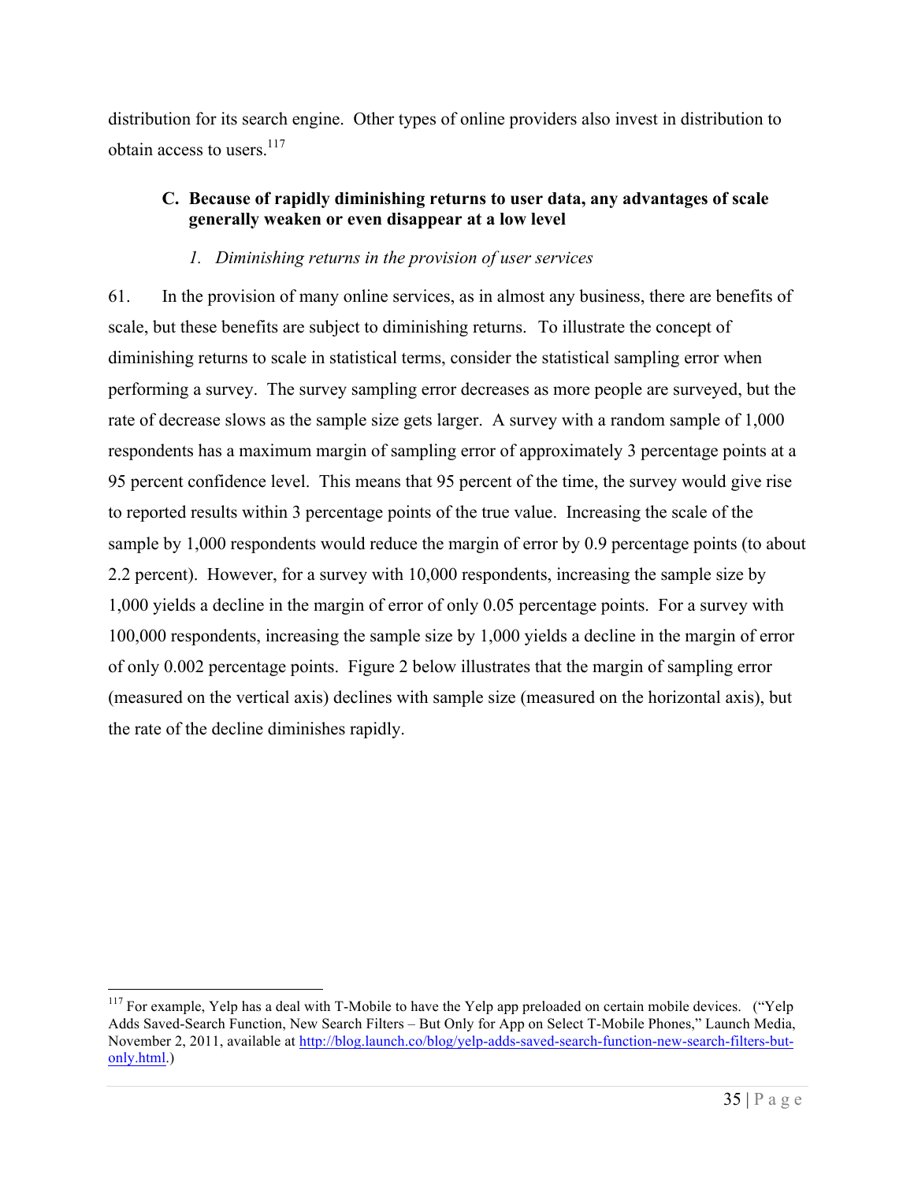distribution for its search engine. Other types of online providers also invest in distribution to obtain access to users.[117]

### C. Because of rapidly diminishing returns to user data, any advantages of scale generally weaken or even disappear at a low level

#### *1. Diminishing returns in the provision of user services*

61. In the provision of many online services, as in almost any business, there are benefits of scale, but these benefits are subject to diminishing returns. To illustrate the concept of diminishing returns to scale in statistical terms, consider the statistical sampling error when performing a survey. The survey sampling error decreases as more people are surveyed, but the rate of decrease slows as the sample size gets larger. A survey with a random sample of 1,000 respondents has a maximum margin of sampling error of approximately 3 percentage points at a 95 percent confidence level. This means that 95 percent of the time, the survey would give rise to reported results within 3 percentage points of the true value. Increasing the scale of the sample by 1,000 respondents would reduce the margin of error by 0.9 percentage points (to about 2.2 percent). However, for a survey with 10,000 respondents, increasing the sample size by 1,000 yields a decline in the margin of error of only 0.05 percentage points. For a survey with 100,000 respondents, increasing the sample size by 1,000 yields a decline in the margin of error of only 0.002 percentage points. Figure 2 below illustrates that the margin of sampling error (measured on the vertical axis) declines with sample size (measured on the horizontal axis), but the rate of the decline diminishes rapidly.

---

[117] For example, Yelp has a deal with T-Mobile to have the Yelp app preloaded on certain mobile devices. ("Yelp Adds Saved-Search Function, New Search Filters – But Only for App on Select T-Mobile Phones," Launch Media, November 2, 2011, available at [http://blog.launch.co/blog/yelp-adds-saved-search-function-new-search-filters-but-only.html](http://blog.launch.co/blog/yelp-adds-saved-search-function-new-search-filters-but-only.html).)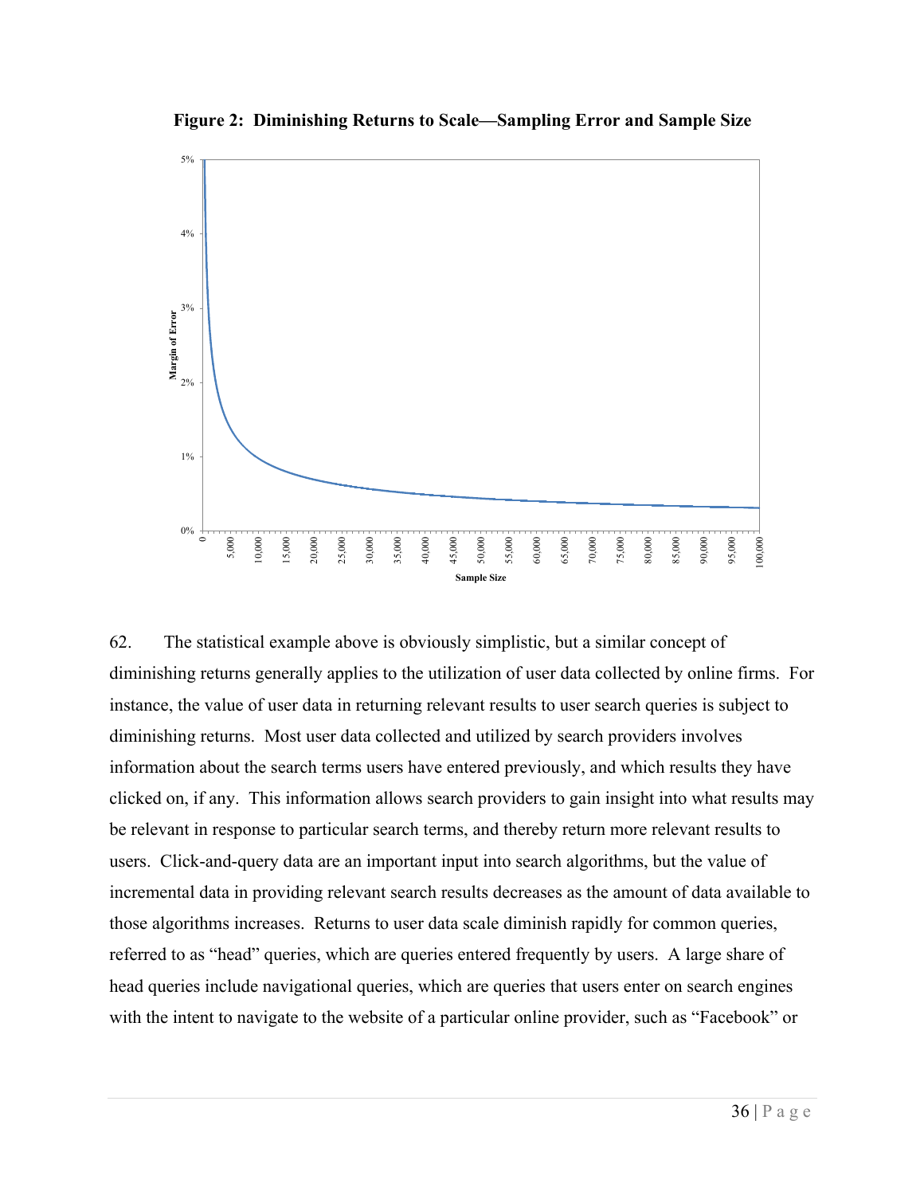**Figure 2: Diminishing Returns to Scale—Sampling Error and Sample Size**

62. The statistical example above is obviously simplistic, but a similar concept of diminishing returns generally applies to the utilization of user data collected by online firms. For instance, the value of user data in returning relevant results to user search queries is subject to diminishing returns. Most user data collected and utilized by search providers involves information about the search terms users have entered previously, and which results they have clicked on, if any. This information allows search providers to gain insight into what results may be relevant in response to particular search terms, and thereby return more relevant results to users. Click-and-query data are an important input into search algorithms, but the value of incremental data in providing relevant search results decreases as the amount of data available to those algorithms increases. Returns to user data scale diminish rapidly for common queries, referred to as "head" queries, which are queries entered frequently by users. A large share of head queries include navigational queries, which are queries that users enter on search engines with the intent to navigate to the website of a particular online provider, such as "Facebook" or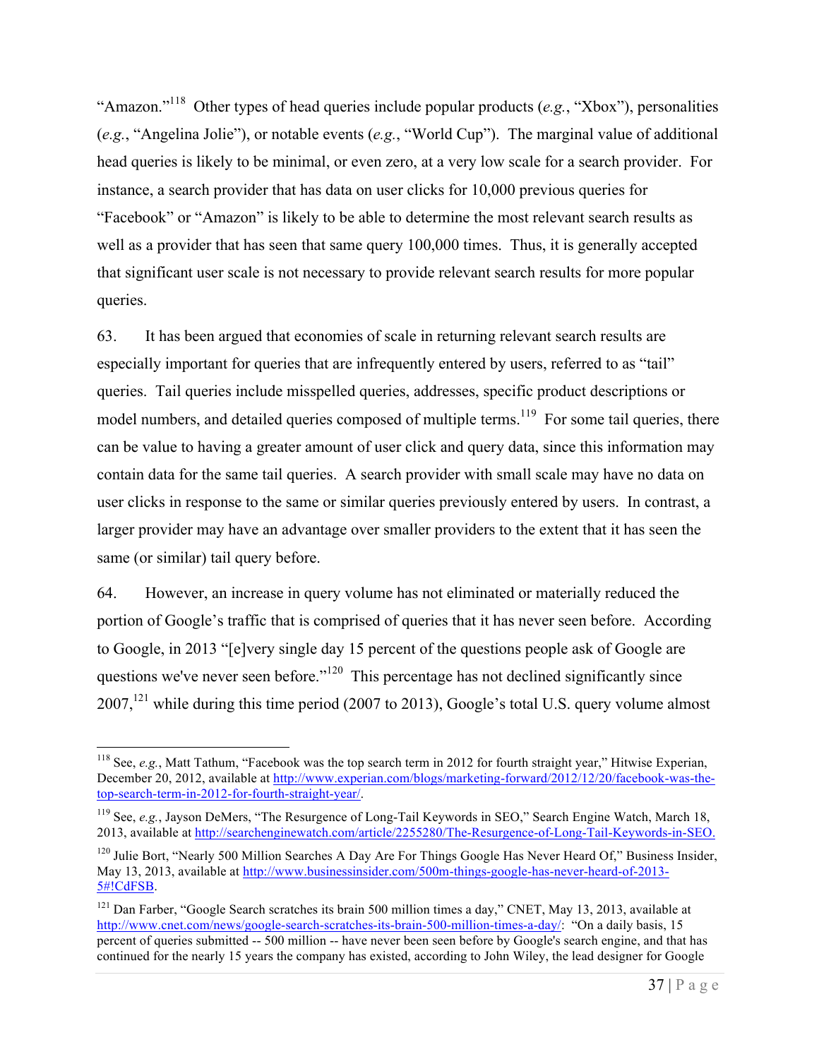"Amazon."[118] Other types of head queries include popular products (*e.g.*, "Xbox"), personalities (*e.g.*, "Angelina Jolie"), or notable events (*e.g.*, "World Cup"). The marginal value of additional head queries is likely to be minimal, or even zero, at a very low scale for a search provider. For instance, a search provider that has data on user clicks for 10,000 previous queries for "Facebook" or "Amazon" is likely to be able to determine the most relevant search results as well as a provider that has seen that same query 100,000 times. Thus, it is generally accepted that significant user scale is not necessary to provide relevant search results for more popular queries.

63. It has been argued that economies of scale in returning relevant search results are especially important for queries that are infrequently entered by users, referred to as "tail" queries. Tail queries include misspelled queries, addresses, specific product descriptions or model numbers, and detailed queries composed of multiple terms.[119] For some tail queries, there can be value to having a greater amount of user click and query data, since this information may contain data for the same tail queries. A search provider with small scale may have no data on user clicks in response to the same or similar queries previously entered by users. In contrast, a larger provider may have an advantage over smaller providers to the extent that it has seen the same (or similar) tail query before.

64. However, an increase in query volume has not eliminated or materially reduced the portion of Google's traffic that is comprised of queries that it has never seen before. According to Google, in 2013 "[e]very single day 15 percent of the questions people ask of Google are questions we've never seen before."[120] This percentage has not declined significantly since 2007,[121] while during this time period (2007 to 2013), Google's total U.S. query volume almost

---

[118] See, *e.g.*, Matt Tathum, "Facebook was the top search term in 2012 for fourth straight year," Hitwise Experian, December 20, 2012, available at http://www.experian.com/blogs/marketing-forward/2012/12/20/facebook-was-the-top-search-term-in-2012-for-fourth-straight-year/.

[119] See, *e.g.*, Jayson DeMers, "The Resurgence of Long-Tail Keywords in SEO," Search Engine Watch, March 18, 2013, available at http://searchenginewatch.com/article/2255280/The-Resurgence-of-Long-Tail-Keywords-in-SEO.

[120] Julie Bort, "Nearly 500 Million Searches A Day Are For Things Google Has Never Heard Of," Business Insider, May 13, 2013, available at http://www.businessinsider.com/500m-things-google-has-never-heard-of-2013-5#!CdFSB.

[121] Dan Farber, "Google Search scratches its brain 500 million times a day," CNET, May 13, 2013, available at http://www.cnet.com/news/google-search-scratches-its-brain-500-million-times-a-day/: "On a daily basis, 15 percent of queries submitted -- 500 million -- have never been seen before by Google's search engine, and that has continued for the nearly 15 years the company has existed, according to John Wiley, the lead designer for Google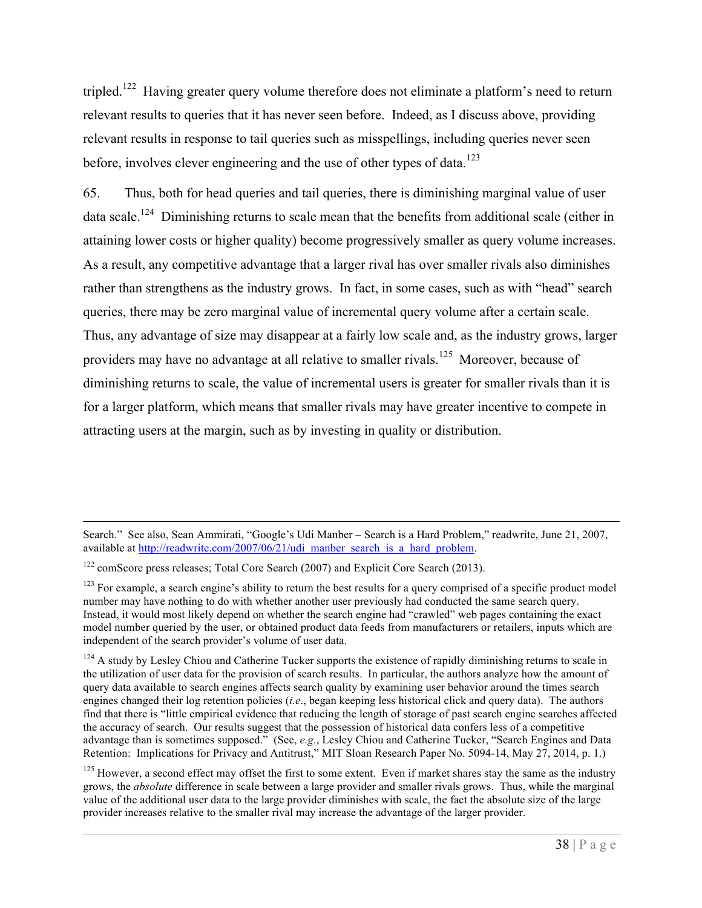tripled.[122] Having greater query volume therefore does not eliminate a platform's need to return relevant results to queries that it has never seen before. Indeed, as I discuss above, providing relevant results in response to tail queries such as misspellings, including queries never seen before, involves clever engineering and the use of other types of data.[123]

65. Thus, both for head queries and tail queries, there is diminishing marginal value of user data scale.[124] Diminishing returns to scale mean that the benefits from additional scale (either in attaining lower costs or higher quality) become progressively smaller as query volume increases. As a result, any competitive advantage that a larger rival has over smaller rivals also diminishes rather than strengthens as the industry grows. In fact, in some cases, such as with "head" search queries, there may be zero marginal value of incremental query volume after a certain scale. Thus, any advantage of size may disappear at a fairly low scale and, as the industry grows, larger providers may have no advantage at all relative to smaller rivals.[125] Moreover, because of diminishing returns to scale, the value of incremental users is greater for smaller rivals than it is for a larger platform, which means that smaller rivals may have greater incentive to compete in attracting users at the margin, such as by investing in quality or distribution.

---

Search." See also, Sean Ammirati, "Google's Udi Manber – Search is a Hard Problem," readwrite, June 21, 2007, available at http://readwrite.com/2007/06/21/udi_manber_search_is_a_hard_problem.

[122] comScore press releases; Total Core Search (2007) and Explicit Core Search (2013).

[123] For example, a search engine's ability to return the best results for a query comprised of a specific product model number may have nothing to do with whether another user previously had conducted the same search query. Instead, it would most likely depend on whether the search engine had "crawled" web pages containing the exact model number queried by the user, or obtained product data feeds from manufacturers or retailers, inputs which are independent of the search provider's volume of user data.

[124] A study by Lesley Chiou and Catherine Tucker supports the existence of rapidly diminishing returns to scale in the utilization of user data for the provision of search results. In particular, the authors analyze how the amount of query data available to search engines affects search quality by examining user behavior around the times search engines changed their log retention policies (*i.e*., began keeping less historical click and query data). The authors find that there is "little empirical evidence that reducing the length of storage of past search engine searches affected the accuracy of search. Our results suggest that the possession of historical data confers less of a competitive advantage than is sometimes supposed." (See, *e.g.*, Lesley Chiou and Catherine Tucker, "Search Engines and Data Retention: Implications for Privacy and Antitrust," MIT Sloan Research Paper No. 5094-14, May 27, 2014, p. 1.)

[125] However, a second effect may offset the first to some extent. Even if market shares stay the same as the industry grows, the *absolute* difference in scale between a large provider and smaller rivals grows. Thus, while the marginal value of the additional user data to the large provider diminishes with scale, the fact the absolute size of the large provider increases relative to the smaller rival may increase the advantage of the larger provider.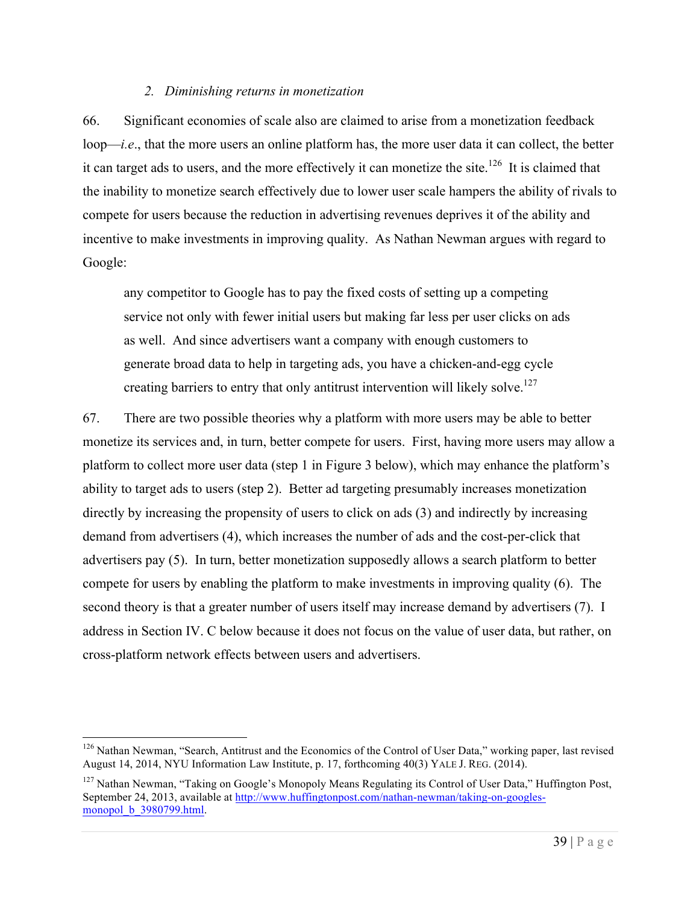### *2. Diminishing returns in monetization*

66. Significant economies of scale also are claimed to arise from a monetization feedback loop—*i.e.*, that the more users an online platform has, the more user data it can collect, the better it can target ads to users, and the more effectively it can monetize the site.[126] It is claimed that the inability to monetize search effectively due to lower user scale hampers the ability of rivals to compete for users because the reduction in advertising revenues deprives it of the ability and incentive to make investments in improving quality. As Nathan Newman argues with regard to Google:

> any competitor to Google has to pay the fixed costs of setting up a competing service not only with fewer initial users but making far less per user clicks on ads as well. And since advertisers want a company with enough customers to generate broad data to help in targeting ads, you have a chicken-and-egg cycle creating barriers to entry that only antitrust intervention will likely solve.[127]

67. There are two possible theories why a platform with more users may be able to better monetize its services and, in turn, better compete for users. First, having more users may allow a platform to collect more user data (step 1 in Figure 3 below), which may enhance the platform's ability to target ads to users (step 2). Better ad targeting presumably increases monetization directly by increasing the propensity of users to click on ads (3) and indirectly by increasing demand from advertisers (4), which increases the number of ads and the cost-per-click that advertisers pay (5). In turn, better monetization supposedly allows a search platform to better compete for users by enabling the platform to make investments in improving quality (6). The second theory is that a greater number of users itself may increase demand by advertisers (7). I address in Section IV. C below because it does not focus on the value of user data, but rather, on cross-platform network effects between users and advertisers.

---

[126] Nathan Newman, "Search, Antitrust and the Economics of the Control of User Data," working paper, last revised August 14, 2014, NYU Information Law Institute, p. 17, forthcoming 40(3) YALE J. REG. (2014).

[127] Nathan Newman, "Taking on Google's Monopoly Means Regulating its Control of User Data," Huffington Post, September 24, 2013, available at http://www.huffingtonpost.com/nathan-newman/taking-on-googles-monopol_b_3980799.html.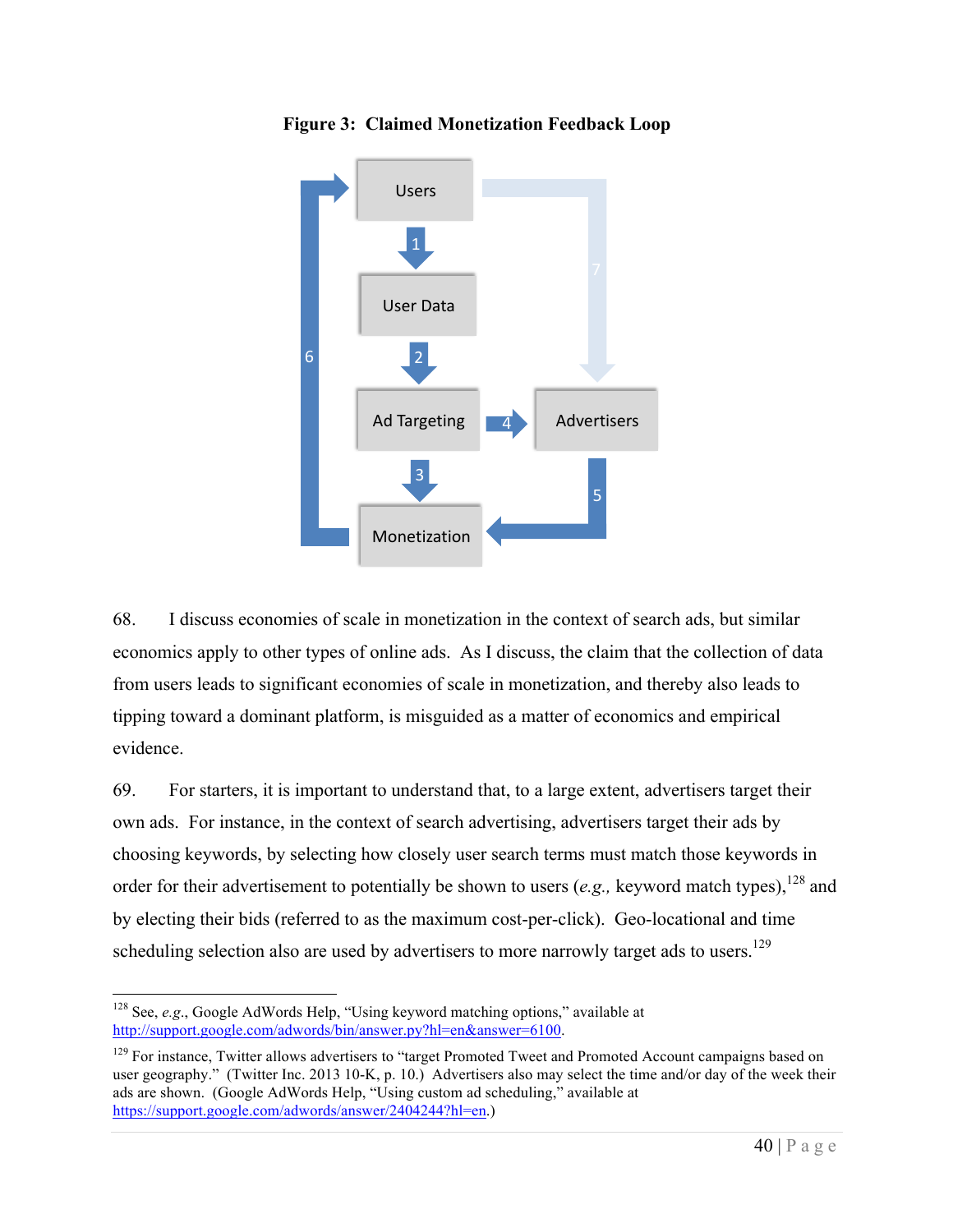**Figure 3: Claimed Monetization Feedback Loop**

68. I discuss economies of scale in monetization in the context of search ads, but similar economics apply to other types of online ads. As I discuss, the claim that the collection of data from users leads to significant economies of scale in monetization, and thereby also leads to tipping toward a dominant platform, is misguided as a matter of economics and empirical evidence.

69. For starters, it is important to understand that, to a large extent, advertisers target their own ads. For instance, in the context of search advertising, advertisers target their ads by choosing keywords, by selecting how closely user search terms must match those keywords in order for their advertisement to potentially be shown to users (*e.g.,* keyword match types),[128] and by electing their bids (referred to as the maximum cost-per-click). Geo-locational and time scheduling selection also are used by advertisers to more narrowly target ads to users.[129]

---

[128] See, *e.g.*, Google AdWords Help, "Using keyword matching options," available at http://support.google.com/adwords/bin/answer.py?hl=en&answer=6100.

[129] For instance, Twitter allows advertisers to "target Promoted Tweet and Promoted Account campaigns based on user geography." (Twitter Inc. 2013 10-K, p. 10.) Advertisers also may select the time and/or day of the week their ads are shown. (Google AdWords Help, "Using custom ad scheduling," available at https://support.google.com/adwords/answer/2404244?hl=en.)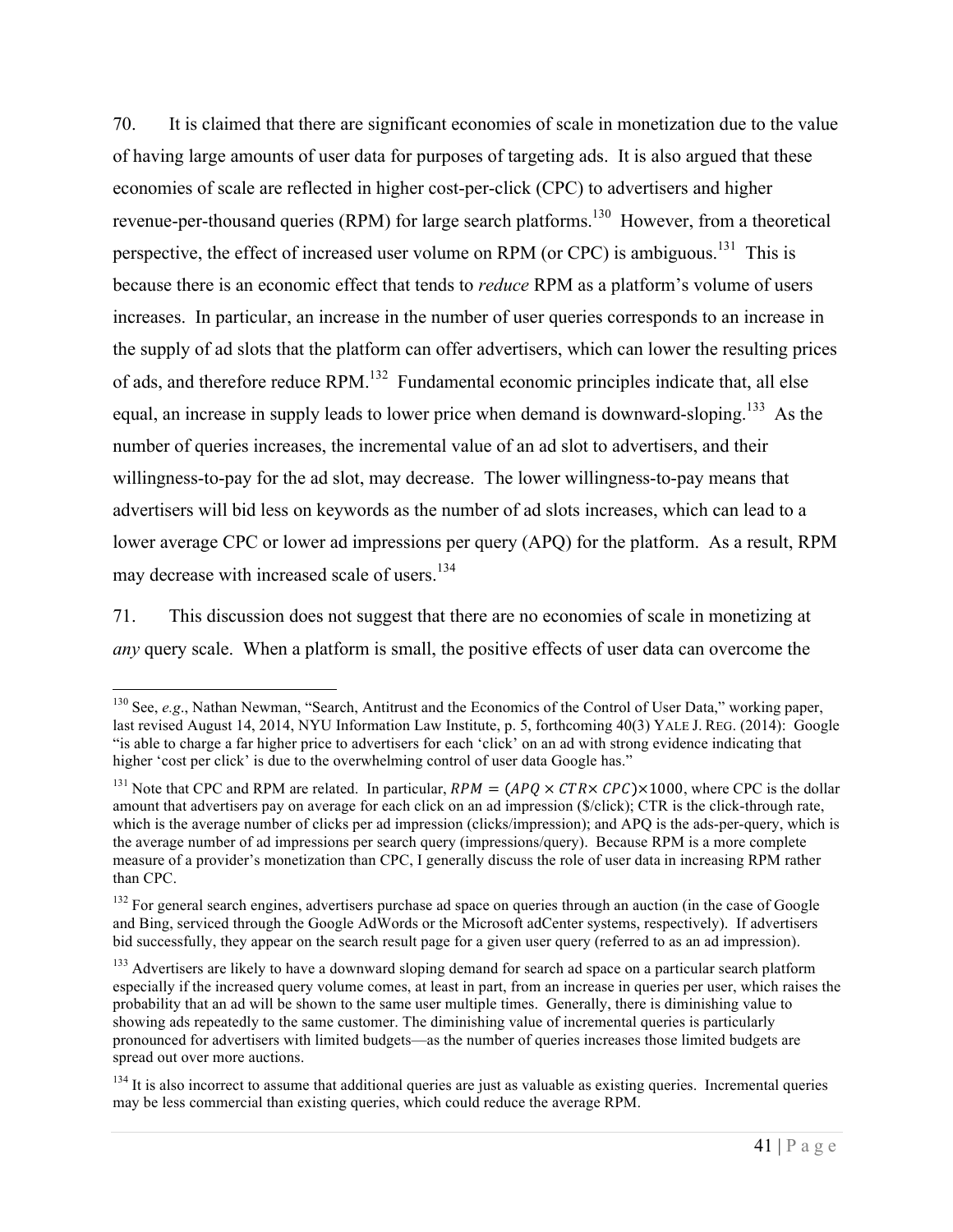70. It is claimed that there are significant economies of scale in monetization due to the value of having large amounts of user data for purposes of targeting ads. It is also argued that these economies of scale are reflected in higher cost-per-click (CPC) to advertisers and higher revenue-per-thousand queries (RPM) for large search platforms.[130] However, from a theoretical perspective, the effect of increased user volume on RPM (or CPC) is ambiguous.[131] This is because there is an economic effect that tends to *reduce* RPM as a platform's volume of users increases. In particular, an increase in the number of user queries corresponds to an increase in the supply of ad slots that the platform can offer advertisers, which can lower the resulting prices of ads, and therefore reduce RPM.[132] Fundamental economic principles indicate that, all else equal, an increase in supply leads to lower price when demand is downward-sloping.[133] As the number of queries increases, the incremental value of an ad slot to advertisers, and their willingness-to-pay for the ad slot, may decrease. The lower willingness-to-pay means that advertisers will bid less on keywords as the number of ad slots increases, which can lead to a lower average CPC or lower ad impressions per query (APQ) for the platform. As a result, RPM may decrease with increased scale of users.[134]

71. This discussion does not suggest that there are no economies of scale in monetizing at *any* query scale. When a platform is small, the positive effects of user data can overcome the

---

[130] See, *e.g.*, Nathan Newman, "Search, Antitrust and the Economics of the Control of User Data," working paper, last revised August 14, 2014, NYU Information Law Institute, p. 5, forthcoming 40(3) YALE J. REG. (2014): Google "is able to charge a far higher price to advertisers for each 'click' on an ad with strong evidence indicating that higher 'cost per click' is due to the overwhelming control of user data Google has."

[131] Note that CPC and RPM are related. In particular, $RPM = (APQ \times CTR \times CPC) \times 1000$, where CPC is the dollar amount that advertisers pay on average for each click on an ad impression (\$/click); CTR is the click-through rate, which is the average number of clicks per ad impression (clicks/impression); and APQ is the ads-per-query, which is the average number of ad impressions per search query (impressions/query). Because RPM is a more complete measure of a provider's monetization than CPC, I generally discuss the role of user data in increasing RPM rather than CPC.

[132] For general search engines, advertisers purchase ad space on queries through an auction (in the case of Google and Bing, serviced through the Google AdWords or the Microsoft adCenter systems, respectively). If advertisers bid successfully, they appear on the search result page for a given user query (referred to as an ad impression).

[133] Advertisers are likely to have a downward sloping demand for search ad space on a particular search platform especially if the increased query volume comes, at least in part, from an increase in queries per user, which raises the probability that an ad will be shown to the same user multiple times. Generally, there is diminishing value to showing ads repeatedly to the same customer. The diminishing value of incremental queries is particularly pronounced for advertisers with limited budgets—as the number of queries increases those limited budgets are spread out over more auctions.

[134] It is also incorrect to assume that additional queries are just as valuable as existing queries. Incremental queries may be less commercial than existing queries, which could reduce the average RPM.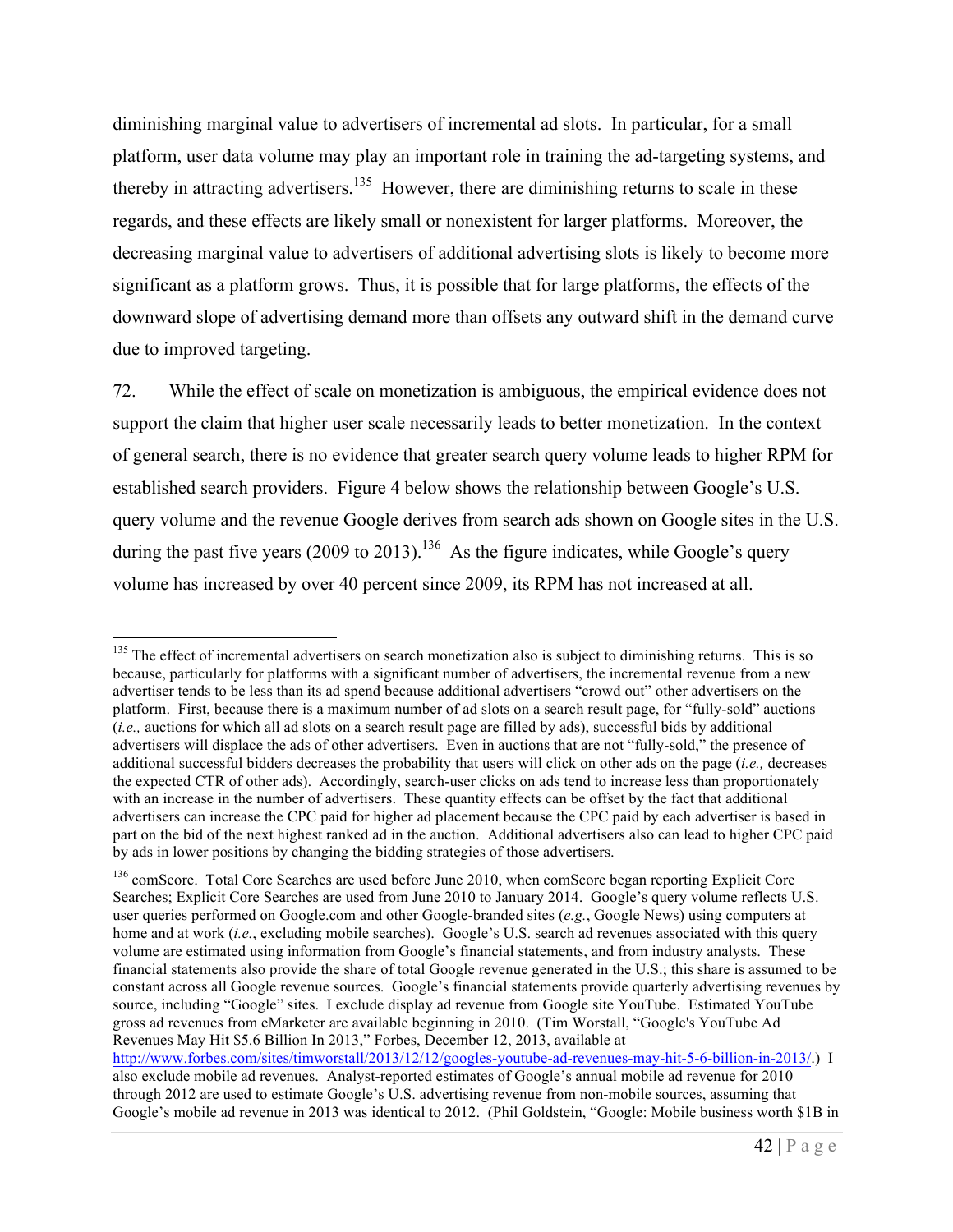diminishing marginal value to advertisers of incremental ad slots. In particular, for a small platform, user data volume may play an important role in training the ad-targeting systems, and thereby in attracting advertisers.[135] However, there are diminishing returns to scale in these regards, and these effects are likely small or nonexistent for larger platforms. Moreover, the decreasing marginal value to advertisers of additional advertising slots is likely to become more significant as a platform grows. Thus, it is possible that for large platforms, the effects of the downward slope of advertising demand more than offsets any outward shift in the demand curve due to improved targeting.

72. While the effect of scale on monetization is ambiguous, the empirical evidence does not support the claim that higher user scale necessarily leads to better monetization. In the context of general search, there is no evidence that greater search query volume leads to higher RPM for established search providers. Figure 4 below shows the relationship between Google's U.S. query volume and the revenue Google derives from search ads shown on Google sites in the U.S. during the past five years (2009 to 2013).[136] As the figure indicates, while Google's query volume has increased by over 40 percent since 2009, its RPM has not increased at all.

---

[135] The effect of incremental advertisers on search monetization also is subject to diminishing returns. This is so because, particularly for platforms with a significant number of advertisers, the incremental revenue from a new advertiser tends to be less than its ad spend because additional advertisers "crowd out" other advertisers on the platform. First, because there is a maximum number of ad slots on a search result page, for "fully-sold" auctions (*i.e.,* auctions for which all ad slots on a search result page are filled by ads), successful bids by additional advertisers will displace the ads of other advertisers. Even in auctions that are not "fully-sold," the presence of additional successful bidders decreases the probability that users will click on other ads on the page (*i.e.,* decreases the expected CTR of other ads). Accordingly, search-user clicks on ads tend to increase less than proportionately with an increase in the number of advertisers. These quantity effects can be offset by the fact that additional advertisers can increase the CPC paid for higher ad placement because the CPC paid by each advertiser is based in part on the bid of the next highest ranked ad in the auction. Additional advertisers also can lead to higher CPC paid by ads in lower positions by changing the bidding strategies of those advertisers.

[136] comScore. Total Core Searches are used before June 2010, when comScore began reporting Explicit Core Searches; Explicit Core Searches are used from June 2010 to January 2014. Google's query volume reflects U.S. user queries performed on Google.com and other Google-branded sites (*e.g.*, Google News) using computers at home and at work (*i.e.*, excluding mobile searches). Google's U.S. search ad revenues associated with this query volume are estimated using information from Google's financial statements, and from industry analysts. These financial statements also provide the share of total Google revenue generated in the U.S.; this share is assumed to be constant across all Google revenue sources. Google's financial statements provide quarterly advertising revenues by source, including "Google" sites. I exclude display ad revenue from Google site YouTube. Estimated YouTube gross ad revenues from eMarketer are available beginning in 2010. (Tim Worstall, "Google's YouTube Ad Revenues May Hit $5.6 Billion In 2013," Forbes, December 12, 2013, available at http://www.forbes.com/sites/timworstall/2013/12/12/googles-youtube-ad-revenues-may-hit-5-6-billion-in-2013/.) I also exclude mobile ad revenues. Analyst-reported estimates of Google's annual mobile ad revenue for 2010 through 2012 are used to estimate Google's U.S. advertising revenue from non-mobile sources, assuming that Google's mobile ad revenue in 2013 was identical to 2012. (Phil Goldstein, "Google: Mobile business worth $1B in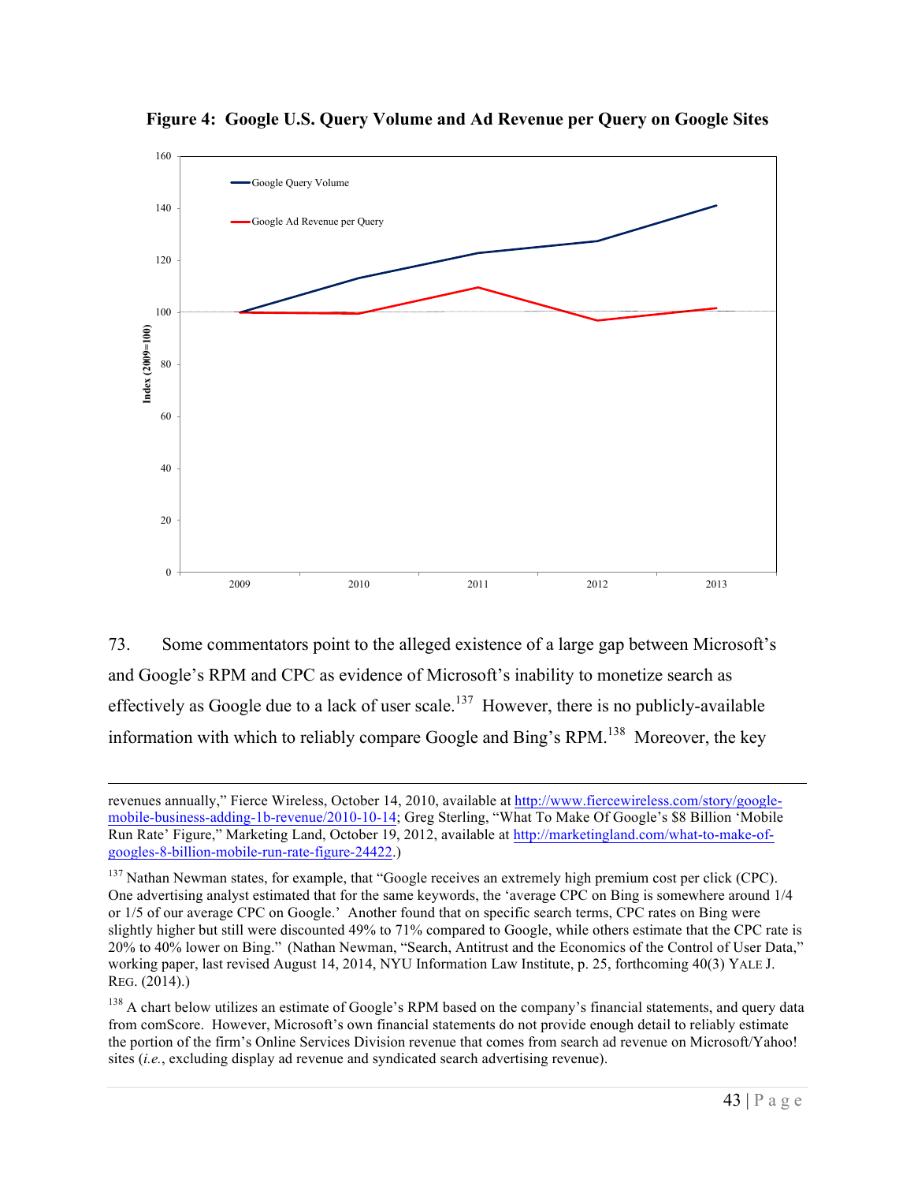**Figure 4: Google U.S. Query Volume and Ad Revenue per Query on Google Sites**

73. Some commentators point to the alleged existence of a large gap between Microsoft's and Google's RPM and CPC as evidence of Microsoft's inability to monetize search as effectively as Google due to a lack of user scale.[137] However, there is no publicly-available information with which to reliably compare Google and Bing's RPM.[138] Moreover, the key

---

revenues annually," Fierce Wireless, October 14, 2010, available at http://www.fiercewireless.com/story/google-mobile-business-adding-1b-revenue/2010-10-14; Greg Sterling, "What To Make Of Google's $8 Billion 'Mobile Run Rate' Figure," Marketing Land, October 19, 2012, available at http://marketingland.com/what-to-make-of-googles-8-billion-mobile-run-rate-figure-24422.)

[137] Nathan Newman states, for example, that "Google receives an extremely high premium cost per click (CPC). One advertising analyst estimated that for the same keywords, the 'average CPC on Bing is somewhere around 1/4 or 1/5 of our average CPC on Google.' Another found that on specific search terms, CPC rates on Bing were slightly higher but still were discounted 49% to 71% compared to Google, while others estimate that the CPC rate is 20% to 40% lower on Bing." (Nathan Newman, "Search, Antitrust and the Economics of the Control of User Data," working paper, last revised August 14, 2014, NYU Information Law Institute, p. 25, forthcoming 40(3) YALE J. REG. (2014).)

[138] A chart below utilizes an estimate of Google's RPM based on the company's financial statements, and query data from comScore. However, Microsoft's own financial statements do not provide enough detail to reliably estimate the portion of the firm's Online Services Division revenue that comes from search ad revenue on Microsoft/Yahoo! sites (*i.e.*, excluding display ad revenue and syndicated search advertising revenue).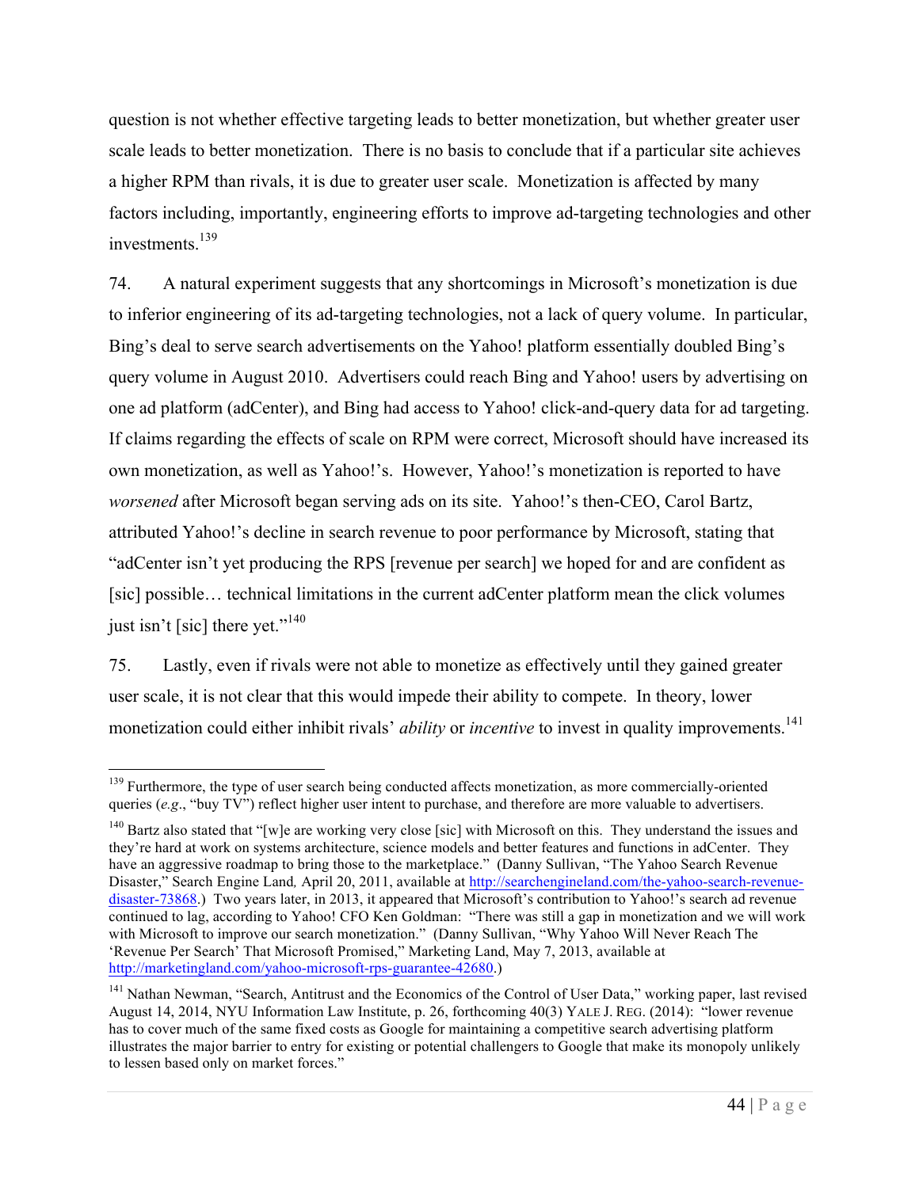question is not whether effective targeting leads to better monetization, but whether greater user scale leads to better monetization. There is no basis to conclude that if a particular site achieves a higher RPM than rivals, it is due to greater user scale. Monetization is affected by many factors including, importantly, engineering efforts to improve ad-targeting technologies and other investments.[139]

74. A natural experiment suggests that any shortcomings in Microsoft's monetization is due to inferior engineering of its ad-targeting technologies, not a lack of query volume. In particular, Bing's deal to serve search advertisements on the Yahoo! platform essentially doubled Bing's query volume in August 2010. Advertisers could reach Bing and Yahoo! users by advertising on one ad platform (adCenter), and Bing had access to Yahoo! click-and-query data for ad targeting. If claims regarding the effects of scale on RPM were correct, Microsoft should have increased its own monetization, as well as Yahoo!'s. However, Yahoo!'s monetization is reported to have *worsened* after Microsoft began serving ads on its site. Yahoo!'s then-CEO, Carol Bartz, attributed Yahoo!'s decline in search revenue to poor performance by Microsoft, stating that "adCenter isn't yet producing the RPS [revenue per search] we hoped for and are confident as [sic] possible… technical limitations in the current adCenter platform mean the click volumes just isn't [sic] there yet."[140]

75. Lastly, even if rivals were not able to monetize as effectively until they gained greater user scale, it is not clear that this would impede their ability to compete. In theory, lower monetization could either inhibit rivals' *ability* or *incentive* to invest in quality improvements.[141]

---

[139] Furthermore, the type of user search being conducted affects monetization, as more commercially-oriented queries (*e.g.*, "buy TV") reflect higher user intent to purchase, and therefore are more valuable to advertisers.

[140] Bartz also stated that "[w]e are working very close [sic] with Microsoft on this. They understand the issues and they're hard at work on systems architecture, science models and better features and functions in adCenter. They have an aggressive roadmap to bring those to the marketplace." (Danny Sullivan, "The Yahoo Search Revenue Disaster," Search Engine Land*,* April 20, 2011, available at http://searchengineland.com/the-yahoo-search-revenue-disaster-73868.) Two years later, in 2013, it appeared that Microsoft's contribution to Yahoo!'s search ad revenue continued to lag, according to Yahoo! CFO Ken Goldman: "There was still a gap in monetization and we will work with Microsoft to improve our search monetization." (Danny Sullivan, "Why Yahoo Will Never Reach The 'Revenue Per Search' That Microsoft Promised," Marketing Land, May 7, 2013, available at http://marketingland.com/yahoo-microsoft-rps-guarantee-42680.)

[141] Nathan Newman, "Search, Antitrust and the Economics of the Control of User Data," working paper, last revised August 14, 2014, NYU Information Law Institute, p. 26, forthcoming 40(3) YALE J. REG. (2014): "lower revenue has to cover much of the same fixed costs as Google for maintaining a competitive search advertising platform illustrates the major barrier to entry for existing or potential challengers to Google that make its monopoly unlikely to lessen based only on market forces."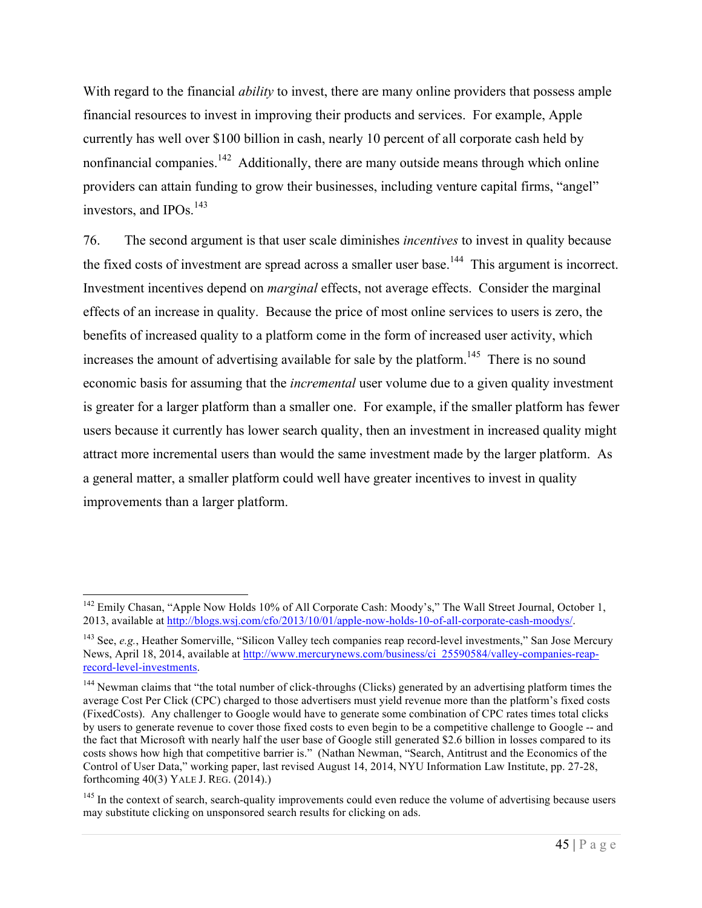With regard to the financial *ability* to invest, there are many online providers that possess ample financial resources to invest in improving their products and services. For example, Apple currently has well over $100 billion in cash, nearly 10 percent of all corporate cash held by nonfinancial companies.[142] Additionally, there are many outside means through which online providers can attain funding to grow their businesses, including venture capital firms, "angel" investors, and IPOs.[143]

76. The second argument is that user scale diminishes *incentives* to invest in quality because the fixed costs of investment are spread across a smaller user base.[144] This argument is incorrect. Investment incentives depend on *marginal* effects, not average effects. Consider the marginal effects of an increase in quality. Because the price of most online services to users is zero, the benefits of increased quality to a platform come in the form of increased user activity, which increases the amount of advertising available for sale by the platform.[145] There is no sound economic basis for assuming that the *incremental* user volume due to a given quality investment is greater for a larger platform than a smaller one. For example, if the smaller platform has fewer users because it currently has lower search quality, then an investment in increased quality might attract more incremental users than would the same investment made by the larger platform. As a general matter, a smaller platform could well have greater incentives to invest in quality improvements than a larger platform.

---

[142] Emily Chasan, "Apple Now Holds 10% of All Corporate Cash: Moody's," The Wall Street Journal, October 1, 2013, available at http://blogs.wsj.com/cfo/2013/10/01/apple-now-holds-10-of-all-corporate-cash-moodys/.

[143] See, *e.g.*, Heather Somerville, "Silicon Valley tech companies reap record-level investments," San Jose Mercury News, April 18, 2014, available at http://www.mercurynews.com/business/ci_25590584/valley-companies-reap-record-level-investments.

[144] Newman claims that "the total number of click-throughs (Clicks) generated by an advertising platform times the average Cost Per Click (CPC) charged to those advertisers must yield revenue more than the platform's fixed costs (FixedCosts). Any challenger to Google would have to generate some combination of CPC rates times total clicks by users to generate revenue to cover those fixed costs to even begin to be a competitive challenge to Google -- and the fact that Microsoft with nearly half the user base of Google still generated $2.6 billion in losses compared to its costs shows how high that competitive barrier is." (Nathan Newman, "Search, Antitrust and the Economics of the Control of User Data," working paper, last revised August 14, 2014, NYU Information Law Institute, pp. 27-28, forthcoming 40(3) YALE J. REG. (2014).)

[145] In the context of search, search-quality improvements could even reduce the volume of advertising because users may substitute clicking on unsponsored search results for clicking on ads.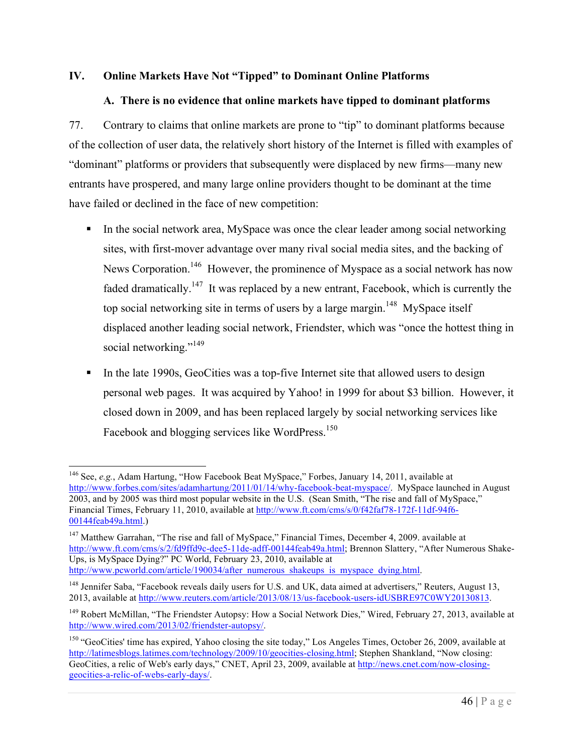## IV. Online Markets Have Not "Tipped" to Dominant Online Platforms

### A. There is no evidence that online markets have tipped to dominant platforms

77. Contrary to claims that online markets are prone to "tip" to dominant platforms because of the collection of user data, the relatively short history of the Internet is filled with examples of "dominant" platforms or providers that subsequently were displaced by new firms—many new entrants have prospered, and many large online providers thought to be dominant at the time have failed or declined in the face of new competition:

- In the social network area, MySpace was once the clear leader among social networking sites, with first-mover advantage over many rival social media sites, and the backing of News Corporation.[146] However, the prominence of Myspace as a social network has now faded dramatically.[147] It was replaced by a new entrant, Facebook, which is currently the top social networking site in terms of users by a large margin.[148] MySpace itself displaced another leading social network, Friendster, which was "once the hottest thing in social networking."[149]

- In the late 1990s, GeoCities was a top-five Internet site that allowed users to design personal web pages. It was acquired by Yahoo! in 1999 for about $3 billion. However, it closed down in 2009, and has been replaced largely by social networking services like Facebook and blogging services like WordPress.[150]

---

[146] See, *e.g.*, Adam Hartung, "How Facebook Beat MySpace," Forbes, January 14, 2011, available at http://www.forbes.com/sites/adamhartung/2011/01/14/why-facebook-beat-myspace/. MySpace launched in August 2003, and by 2005 was third most popular website in the U.S. (Sean Smith, "The rise and fall of MySpace," Financial Times, February 11, 2010, available at http://www.ft.com/cms/s/0/f42faf78-172f-11df-94f6-00144feab49a.html.)

[147] Matthew Garrahan, "The rise and fall of MySpace," Financial Times, December 4, 2009. available at http://www.ft.com/cms/s/2/fd9ffd9c-dee5-11de-adff-00144feab49a.html; Brennon Slattery, "After Numerous Shake-Ups, is MySpace Dying?" PC World, February 23, 2010, available at http://www.pcworld.com/article/190034/after_numerous_shakeups_is_myspace_dying.html.

[148] Jennifer Saba, "Facebook reveals daily users for U.S. and UK, data aimed at advertisers," Reuters, August 13, 2013, available at http://www.reuters.com/article/2013/08/13/us-facebook-users-idUSBRE97C0WY20130813.

[149] Robert McMillan, "The Friendster Autopsy: How a Social Network Dies," Wired, February 27, 2013, available at http://www.wired.com/2013/02/friendster-autopsy/.

[150] "GeoCities' time has expired, Yahoo closing the site today," Los Angeles Times, October 26, 2009, available at http://latimesblogs.latimes.com/technology/2009/10/geocities-closing.html; Stephen Shankland, "Now closing: GeoCities, a relic of Web's early days," CNET, April 23, 2009, available at http://news.cnet.com/now-closing-geocities-a-relic-of-webs-early-days/.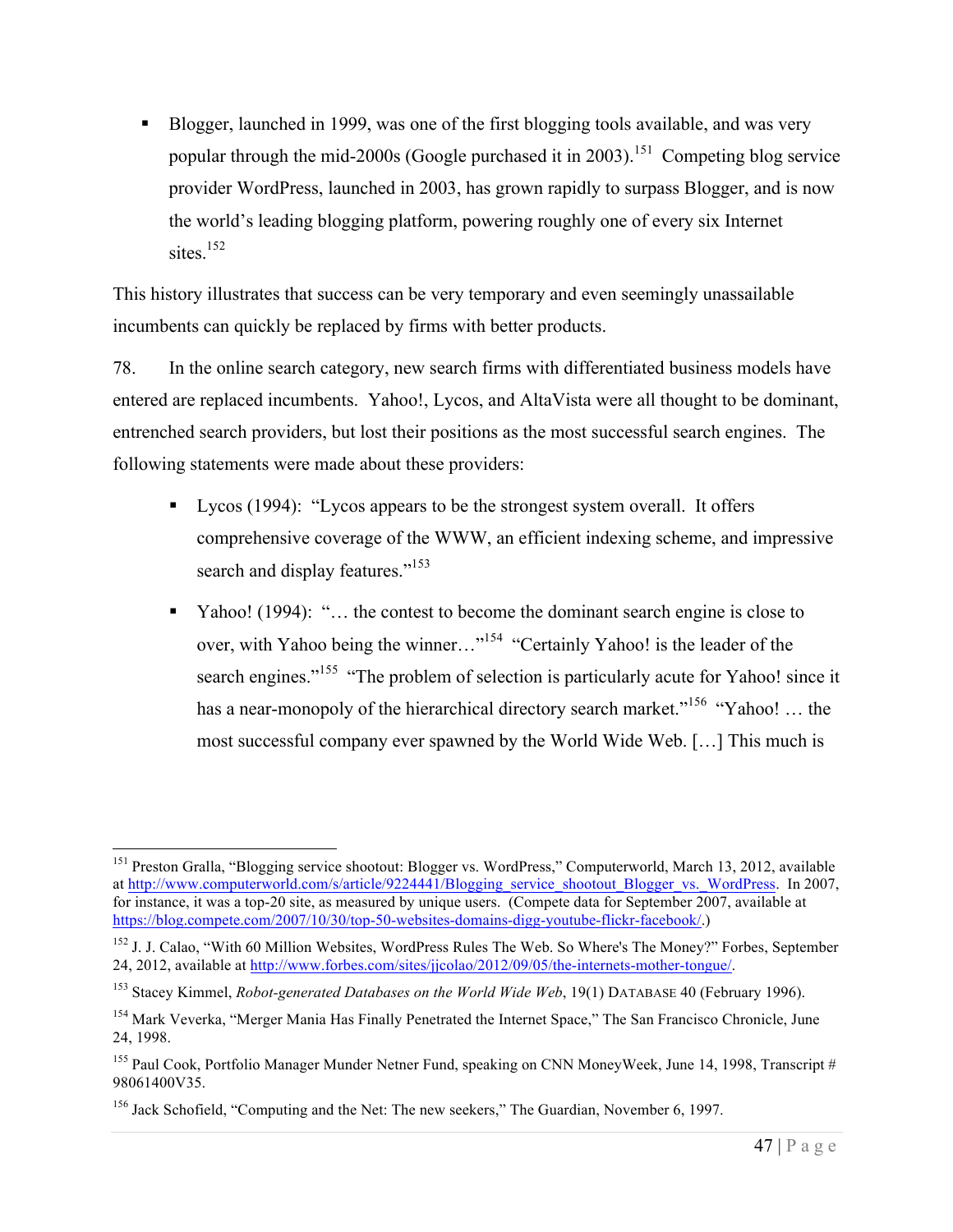- Blogger, launched in 1999, was one of the first blogging tools available, and was very popular through the mid-2000s (Google purchased it in 2003).[151] Competing blog service provider WordPress, launched in 2003, has grown rapidly to surpass Blogger, and is now the world's leading blogging platform, powering roughly one of every six Internet sites.[152]

This history illustrates that success can be very temporary and even seemingly unassailable incumbents can quickly be replaced by firms with better products.

78. In the online search category, new search firms with differentiated business models have entered are replaced incumbents. Yahoo!, Lycos, and AltaVista were all thought to be dominant, entrenched search providers, but lost their positions as the most successful search engines. The following statements were made about these providers:

- Lycos (1994): "Lycos appears to be the strongest system overall. It offers comprehensive coverage of the WWW, an efficient indexing scheme, and impressive search and display features."[153]

- Yahoo! (1994): "… the contest to become the dominant search engine is close to over, with Yahoo being the winner…"[154] "Certainly Yahoo! is the leader of the search engines."[155] "The problem of selection is particularly acute for Yahoo! since it has a near-monopoly of the hierarchical directory search market."[156] "Yahoo! … the most successful company ever spawned by the World Wide Web. […] This much is

---

[151] Preston Gralla, "Blogging service shootout: Blogger vs. WordPress," Computerworld, March 13, 2012, available at http://www.computerworld.com/s/article/9224441/Blogging_service_shootout_Blogger_vs._WordPress. In 2007, for instance, it was a top-20 site, as measured by unique users. (Compete data for September 2007, available at https://blog.compete.com/2007/10/30/top-50-websites-domains-digg-youtube-flickr-facebook/.)

[152] J. J. Calao, "With 60 Million Websites, WordPress Rules The Web. So Where's The Money?" Forbes, September 24, 2012, available at http://www.forbes.com/sites/jjcolao/2012/09/05/the-internets-mother-tongue/.

[153] Stacey Kimmel, *Robot-generated Databases on the World Wide Web*, 19(1) DATABASE 40 (February 1996).

[154] Mark Veverka, "Merger Mania Has Finally Penetrated the Internet Space," The San Francisco Chronicle, June 24, 1998.

[155] Paul Cook, Portfolio Manager Munder Netner Fund, speaking on CNN MoneyWeek, June 14, 1998, Transcript # 98061400V35.

[156] Jack Schofield, "Computing and the Net: The new seekers," The Guardian, November 6, 1997.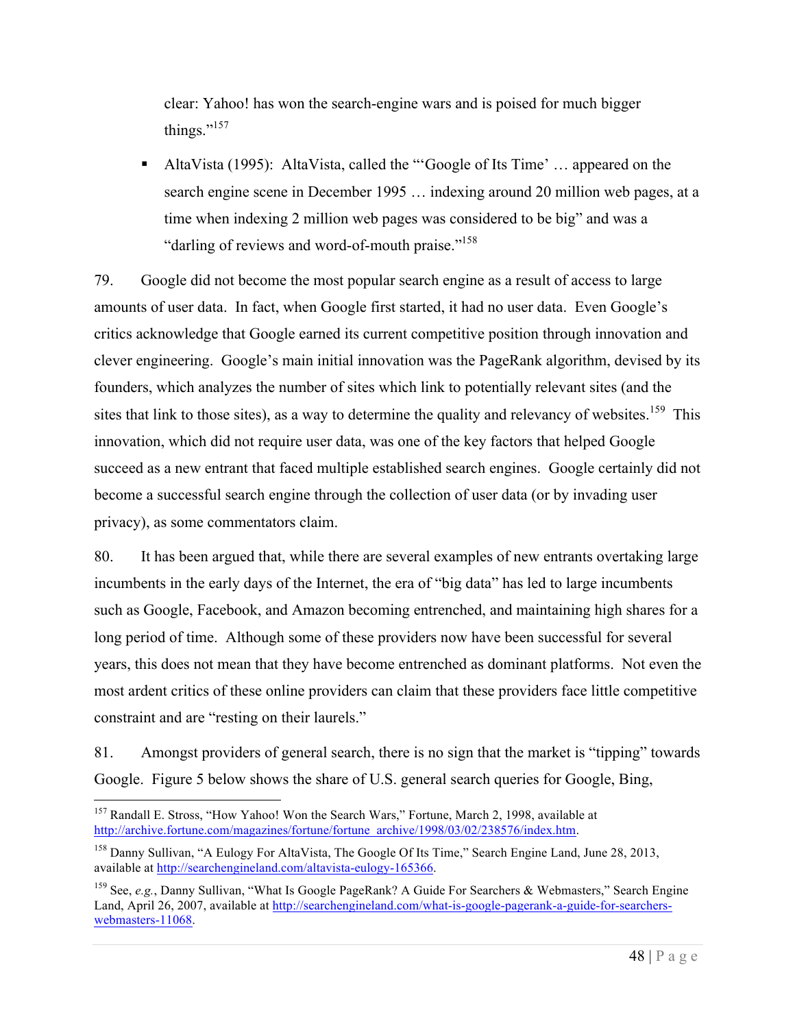clear: Yahoo! has won the search-engine wars and is poised for much bigger things."[157]

- AltaVista (1995): AltaVista, called the "'Google of Its Time' … appeared on the search engine scene in December 1995 … indexing around 20 million web pages, at a time when indexing 2 million web pages was considered to be big" and was a "darling of reviews and word-of-mouth praise."[158]

79. Google did not become the most popular search engine as a result of access to large amounts of user data. In fact, when Google first started, it had no user data. Even Google's critics acknowledge that Google earned its current competitive position through innovation and clever engineering. Google's main initial innovation was the PageRank algorithm, devised by its founders, which analyzes the number of sites which link to potentially relevant sites (and the sites that link to those sites), as a way to determine the quality and relevancy of websites.[159] This innovation, which did not require user data, was one of the key factors that helped Google succeed as a new entrant that faced multiple established search engines. Google certainly did not become a successful search engine through the collection of user data (or by invading user privacy), as some commentators claim.

80. It has been argued that, while there are several examples of new entrants overtaking large incumbents in the early days of the Internet, the era of "big data" has led to large incumbents such as Google, Facebook, and Amazon becoming entrenched, and maintaining high shares for a long period of time. Although some of these providers now have been successful for several years, this does not mean that they have become entrenched as dominant platforms. Not even the most ardent critics of these online providers can claim that these providers face little competitive constraint and are "resting on their laurels."

81. Amongst providers of general search, there is no sign that the market is "tipping" towards Google. Figure 5 below shows the share of U.S. general search queries for Google, Bing,

---

[157] Randall E. Stross, "How Yahoo! Won the Search Wars," Fortune, March 2, 1998, available at http://archive.fortune.com/magazines/fortune/fortune_archive/1998/03/02/238576/index.htm.

[158] Danny Sullivan, "A Eulogy For AltaVista, The Google Of Its Time," Search Engine Land, June 28, 2013, available at http://searchengineland.com/altavista-eulogy-165366.

[159] See, *e.g.*, Danny Sullivan, "What Is Google PageRank? A Guide For Searchers & Webmasters," Search Engine Land, April 26, 2007, available at http://searchengineland.com/what-is-google-pagerank-a-guide-for-searchers-webmasters-11068.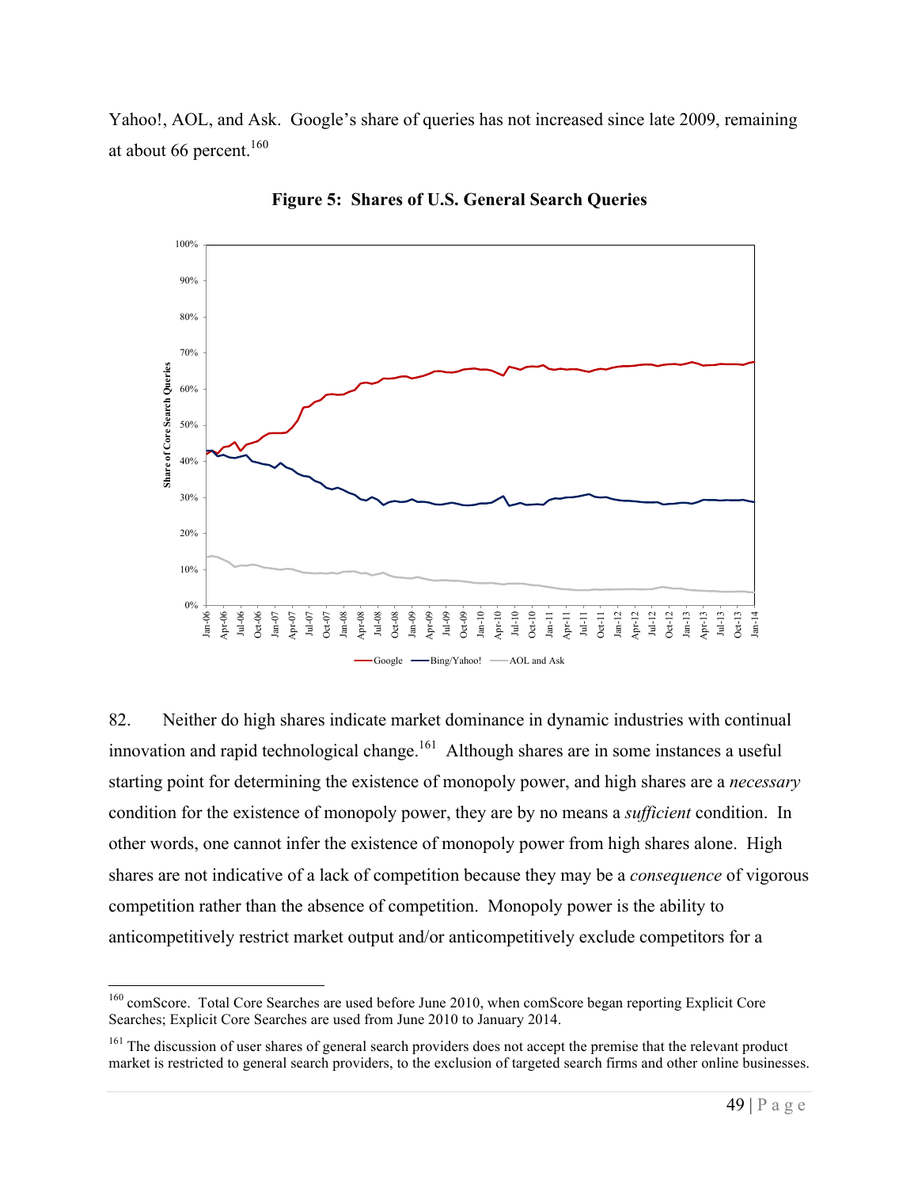Yahoo!, AOL, and Ask. Google's share of queries has not increased since late 2009, remaining at about 66 percent.[160]

**Figure 5: Shares of U.S. General Search Queries**

82. Neither do high shares indicate market dominance in dynamic industries with continual innovation and rapid technological change.[161] Although shares are in some instances a useful starting point for determining the existence of monopoly power, and high shares are a *necessary* condition for the existence of monopoly power, they are by no means a *sufficient* condition. In other words, one cannot infer the existence of monopoly power from high shares alone. High shares are not indicative of a lack of competition because they may be a *consequence* of vigorous competition rather than the absence of competition. Monopoly power is the ability to anticompetitively restrict market output and/or anticompetitively exclude competitors for a

---

[160] comScore. Total Core Searches are used before June 2010, when comScore began reporting Explicit Core Searches; Explicit Core Searches are used from June 2010 to January 2014.

[161] The discussion of user shares of general search providers does not accept the premise that the relevant product market is restricted to general search providers, to the exclusion of targeted search firms and other online businesses.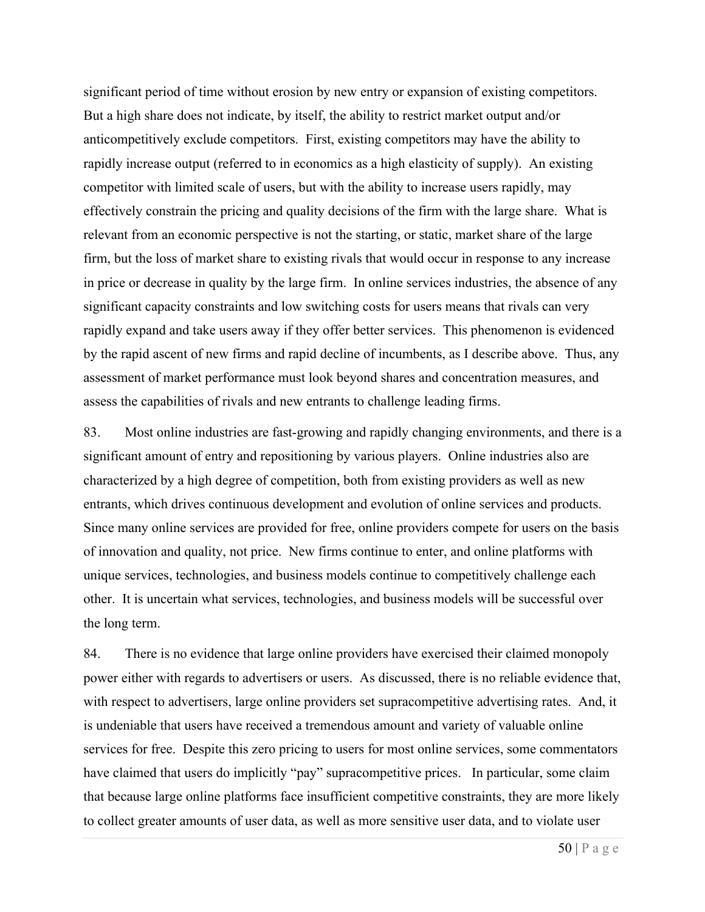significant period of time without erosion by new entry or expansion of existing competitors. But a high share does not indicate, by itself, the ability to restrict market output and/or anticompetitively exclude competitors. First, existing competitors may have the ability to rapidly increase output (referred to in economics as a high elasticity of supply). An existing competitor with limited scale of users, but with the ability to increase users rapidly, may effectively constrain the pricing and quality decisions of the firm with the large share. What is relevant from an economic perspective is not the starting, or static, market share of the large firm, but the loss of market share to existing rivals that would occur in response to any increase in price or decrease in quality by the large firm. In online services industries, the absence of any significant capacity constraints and low switching costs for users means that rivals can very rapidly expand and take users away if they offer better services. This phenomenon is evidenced by the rapid ascent of new firms and rapid decline of incumbents, as I describe above. Thus, any assessment of market performance must look beyond shares and concentration measures, and assess the capabilities of rivals and new entrants to challenge leading firms.

83. Most online industries are fast-growing and rapidly changing environments, and there is a significant amount of entry and repositioning by various players. Online industries also are characterized by a high degree of competition, both from existing providers as well as new entrants, which drives continuous development and evolution of online services and products. Since many online services are provided for free, online providers compete for users on the basis of innovation and quality, not price. New firms continue to enter, and online platforms with unique services, technologies, and business models continue to competitively challenge each other. It is uncertain what services, technologies, and business models will be successful over the long term.

84. There is no evidence that large online providers have exercised their claimed monopoly power either with regards to advertisers or users. As discussed, there is no reliable evidence that, with respect to advertisers, large online providers set supracompetitive advertising rates. And, it is undeniable that users have received a tremendous amount and variety of valuable online services for free. Despite this zero pricing to users for most online services, some commentators have claimed that users do implicitly "pay" supracompetitive prices. In particular, some claim that because large online platforms face insufficient competitive constraints, they are more likely to collect greater amounts of user data, as well as more sensitive user data, and to violate user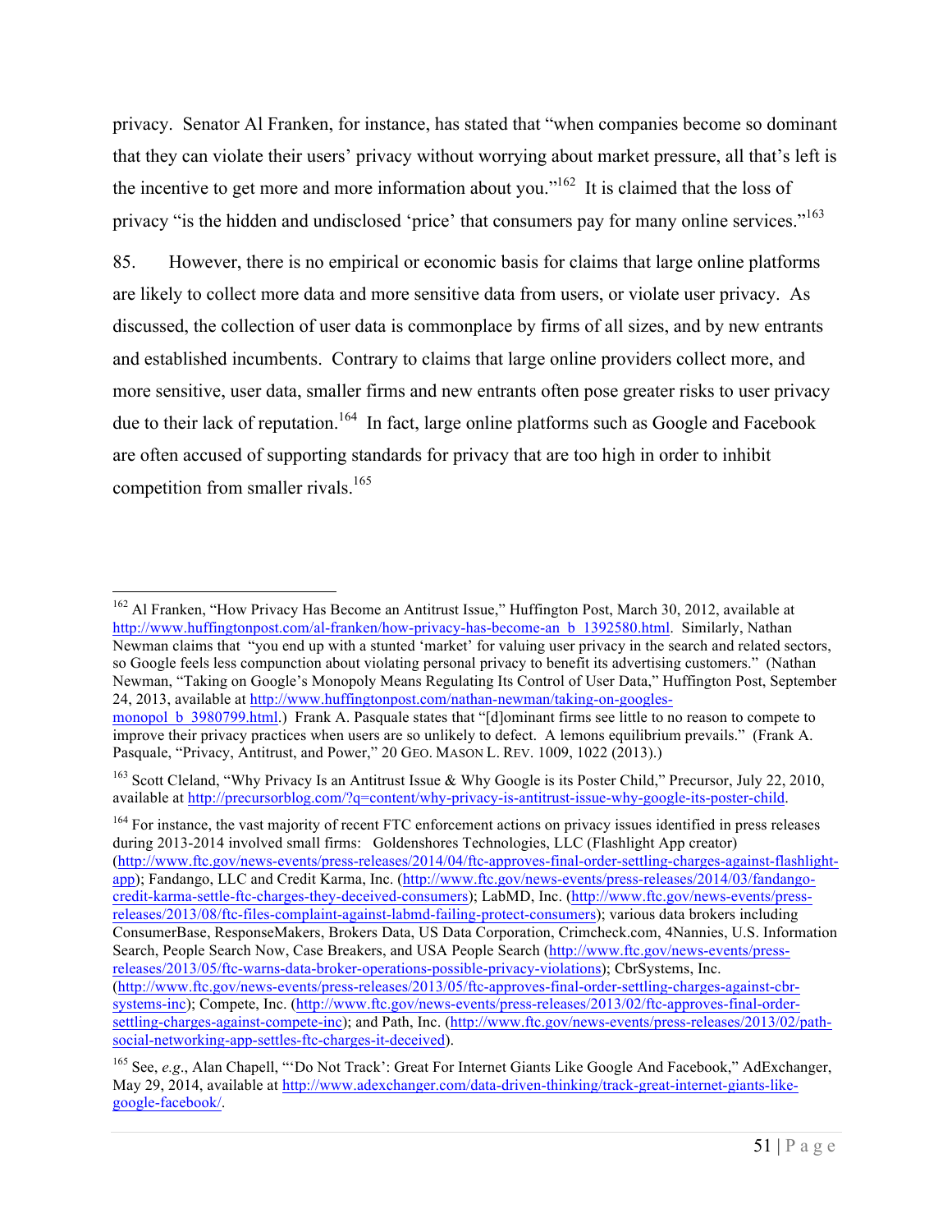privacy. Senator Al Franken, for instance, has stated that "when companies become so dominant that they can violate their users' privacy without worrying about market pressure, all that's left is the incentive to get more and more information about you."[162] It is claimed that the loss of privacy "is the hidden and undisclosed 'price' that consumers pay for many online services."[163]

85. However, there is no empirical or economic basis for claims that large online platforms are likely to collect more data and more sensitive data from users, or violate user privacy. As discussed, the collection of user data is commonplace by firms of all sizes, and by new entrants and established incumbents. Contrary to claims that large online providers collect more, and more sensitive, user data, smaller firms and new entrants often pose greater risks to user privacy due to their lack of reputation.[164] In fact, large online platforms such as Google and Facebook are often accused of supporting standards for privacy that are too high in order to inhibit competition from smaller rivals.[165]

---

[162] Al Franken, "How Privacy Has Become an Antitrust Issue," Huffington Post, March 30, 2012, available at http://www.huffingtonpost.com/al-franken/how-privacy-has-become-an_b_1392580.html. Similarly, Nathan Newman claims that "you end up with a stunted 'market' for valuing user privacy in the search and related sectors, so Google feels less compunction about violating personal privacy to benefit its advertising customers." (Nathan Newman, "Taking on Google's Monopoly Means Regulating Its Control of User Data," Huffington Post, September 24, 2013, available at http://www.huffingtonpost.com/nathan-newman/taking-on-googles-monopol_b_3980799.html.) Frank A. Pasquale states that "[d]ominant firms see little to no reason to compete to improve their privacy practices when users are so unlikely to defect. A lemons equilibrium prevails." (Frank A. Pasquale, "Privacy, Antitrust, and Power," 20 Geo. Mason L. Rev. 1009, 1022 (2013).)

[163] Scott Cleland, "Why Privacy Is an Antitrust Issue & Why Google is its Poster Child," Precursor, July 22, 2010, available at http://precursorblog.com/?q=content/why-privacy-is-antitrust-issue-why-google-its-poster-child.

[164] For instance, the vast majority of recent FTC enforcement actions on privacy issues identified in press releases during 2013-2014 involved small firms: Goldenshores Technologies, LLC (Flashlight App creator) (http://www.ftc.gov/news-events/press-releases/2014/04/ftc-approves-final-order-settling-charges-against-flashlight-app); Fandango, LLC and Credit Karma, Inc. (http://www.ftc.gov/news-events/press-releases/2014/03/fandango-credit-karma-settle-ftc-charges-they-deceived-consumers); LabMD, Inc. (http://www.ftc.gov/news-events/press-releases/2013/08/ftc-files-complaint-against-labmd-failing-protect-consumers); various data brokers including ConsumerBase, ResponseMakers, Brokers Data, US Data Corporation, Crimcheck.com, 4Nannies, U.S. Information Search, People Search Now, Case Breakers, and USA People Search (http://www.ftc.gov/news-events/press-releases/2013/05/ftc-warns-data-broker-operations-possible-privacy-violations); CbrSystems, Inc. (http://www.ftc.gov/news-events/press-releases/2013/05/ftc-approves-final-order-settling-charges-against-cbr-systems-inc); Compete, Inc. (http://www.ftc.gov/news-events/press-releases/2013/02/ftc-approves-final-order-settling-charges-against-compete-inc); and Path, Inc. (http://www.ftc.gov/news-events/press-releases/2013/02/path-social-networking-app-settles-ftc-charges-it-deceived).

[165] See, *e.g.*, Alan Chapell, "'Do Not Track': Great For Internet Giants Like Google And Facebook," AdExchanger, May 29, 2014, available at http://www.adexchanger.com/data-driven-thinking/track-great-internet-giants-like-google-facebook/.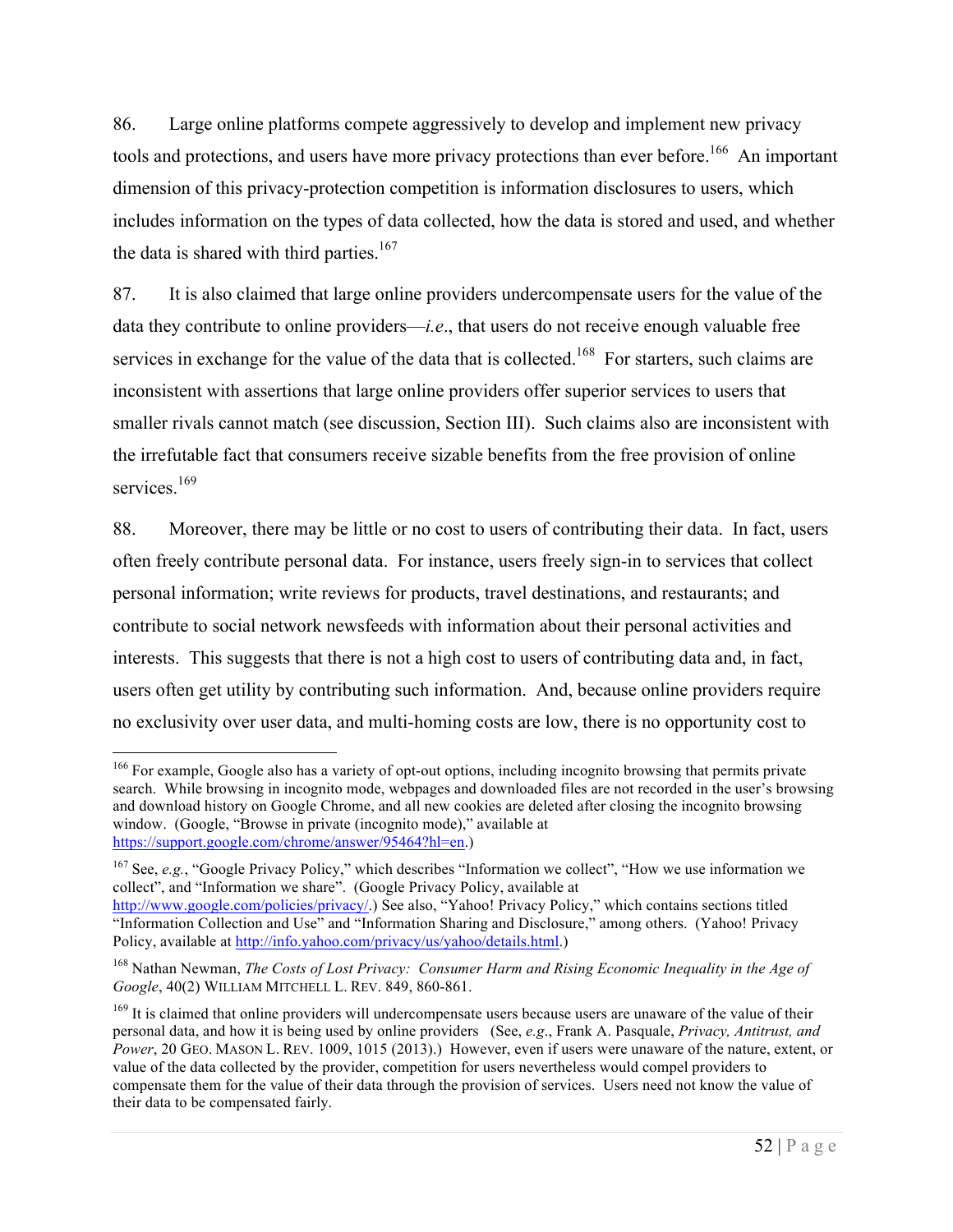86. Large online platforms compete aggressively to develop and implement new privacy tools and protections, and users have more privacy protections than ever before.[166] An important dimension of this privacy-protection competition is information disclosures to users, which includes information on the types of data collected, how the data is stored and used, and whether the data is shared with third parties.[167]

87. It is also claimed that large online providers undercompensate users for the value of the data they contribute to online providers—*i.e*., that users do not receive enough valuable free services in exchange for the value of the data that is collected.[168] For starters, such claims are inconsistent with assertions that large online providers offer superior services to users that smaller rivals cannot match (see discussion, Section III). Such claims also are inconsistent with the irrefutable fact that consumers receive sizable benefits from the free provision of online services.[169]

88. Moreover, there may be little or no cost to users of contributing their data. In fact, users often freely contribute personal data. For instance, users freely sign-in to services that collect personal information; write reviews for products, travel destinations, and restaurants; and contribute to social network newsfeeds with information about their personal activities and interests. This suggests that there is not a high cost to users of contributing data and, in fact, users often get utility by contributing such information. And, because online providers require no exclusivity over user data, and multi-homing costs are low, there is no opportunity cost to

---

[166] For example, Google also has a variety of opt-out options, including incognito browsing that permits private search. While browsing in incognito mode, webpages and downloaded files are not recorded in the user's browsing and download history on Google Chrome, and all new cookies are deleted after closing the incognito browsing window. (Google, "Browse in private (incognito mode)," available at https://support.google.com/chrome/answer/95464?hl=en.)

[167] See, *e.g.*, "Google Privacy Policy," which describes "Information we collect", "How we use information we collect", and "Information we share". (Google Privacy Policy, available at http://www.google.com/policies/privacy/.) See also, "Yahoo! Privacy Policy," which contains sections titled "Information Collection and Use" and "Information Sharing and Disclosure," among others. (Yahoo! Privacy Policy, available at http://info.yahoo.com/privacy/us/yahoo/details.html.)

[168] Nathan Newman, *The Costs of Lost Privacy: Consumer Harm and Rising Economic Inequality in the Age of Google*, 40(2) WILLIAM MITCHELL L. REV. 849, 860-861.

[169] It is claimed that online providers will undercompensate users because users are unaware of the value of their personal data, and how it is being used by online providers (See, *e.g*., Frank A. Pasquale, *Privacy, Antitrust, and Power*, 20 GEO. MASON L. REV. 1009, 1015 (2013).) However, even if users were unaware of the nature, extent, or value of the data collected by the provider, competition for users nevertheless would compel providers to compensate them for the value of their data through the provision of services. Users need not know the value of their data to be compensated fairly.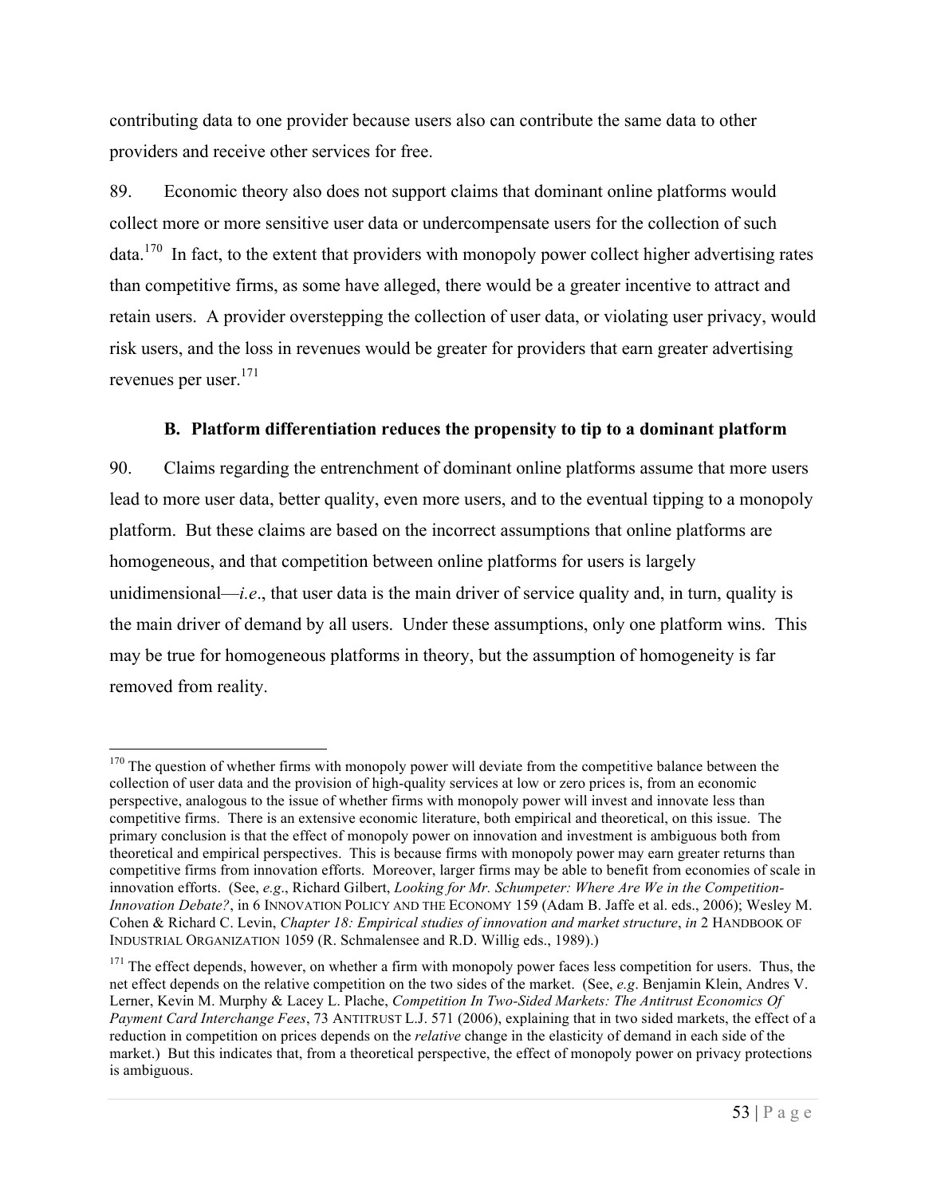contributing data to one provider because users also can contribute the same data to other providers and receive other services for free.

89. Economic theory also does not support claims that dominant online platforms would collect more or more sensitive user data or undercompensate users for the collection of such data.[170] In fact, to the extent that providers with monopoly power collect higher advertising rates than competitive firms, as some have alleged, there would be a greater incentive to attract and retain users. A provider overstepping the collection of user data, or violating user privacy, would risk users, and the loss in revenues would be greater for providers that earn greater advertising revenues per user.[171]

### B. Platform differentiation reduces the propensity to tip to a dominant platform

90. Claims regarding the entrenchment of dominant online platforms assume that more users lead to more user data, better quality, even more users, and to the eventual tipping to a monopoly platform. But these claims are based on the incorrect assumptions that online platforms are homogeneous, and that competition between online platforms for users is largely unidimensional—*i.e*., that user data is the main driver of service quality and, in turn, quality is the main driver of demand by all users. Under these assumptions, only one platform wins. This may be true for homogeneous platforms in theory, but the assumption of homogeneity is far removed from reality.

---

[170] The question of whether firms with monopoly power will deviate from the competitive balance between the collection of user data and the provision of high-quality services at low or zero prices is, from an economic perspective, analogous to the issue of whether firms with monopoly power will invest and innovate less than competitive firms. There is an extensive economic literature, both empirical and theoretical, on this issue. The primary conclusion is that the effect of monopoly power on innovation and investment is ambiguous both from theoretical and empirical perspectives. This is because firms with monopoly power may earn greater returns than competitive firms from innovation efforts. Moreover, larger firms may be able to benefit from economies of scale in innovation efforts. (See, *e.g*., Richard Gilbert, *Looking for Mr. Schumpeter: Where Are We in the Competition-Innovation Debate?*, in 6 INNOVATION POLICY AND THE ECONOMY 159 (Adam B. Jaffe et al. eds., 2006); Wesley M. Cohen & Richard C. Levin, *Chapter 18: Empirical studies of innovation and market structure*, *in* 2 HANDBOOK OF INDUSTRIAL ORGANIZATION 1059 (R. Schmalensee and R.D. Willig eds., 1989).)

[171] The effect depends, however, on whether a firm with monopoly power faces less competition for users. Thus, the net effect depends on the relative competition on the two sides of the market. (See, *e.g*. Benjamin Klein, Andres V. Lerner, Kevin M. Murphy & Lacey L. Plache, *Competition In Two-Sided Markets: The Antitrust Economics Of Payment Card Interchange Fees*, 73 ANTITRUST L.J. 571 (2006), explaining that in two sided markets, the effect of a reduction in competition on prices depends on the *relative* change in the elasticity of demand in each side of the market.) But this indicates that, from a theoretical perspective, the effect of monopoly power on privacy protections is ambiguous.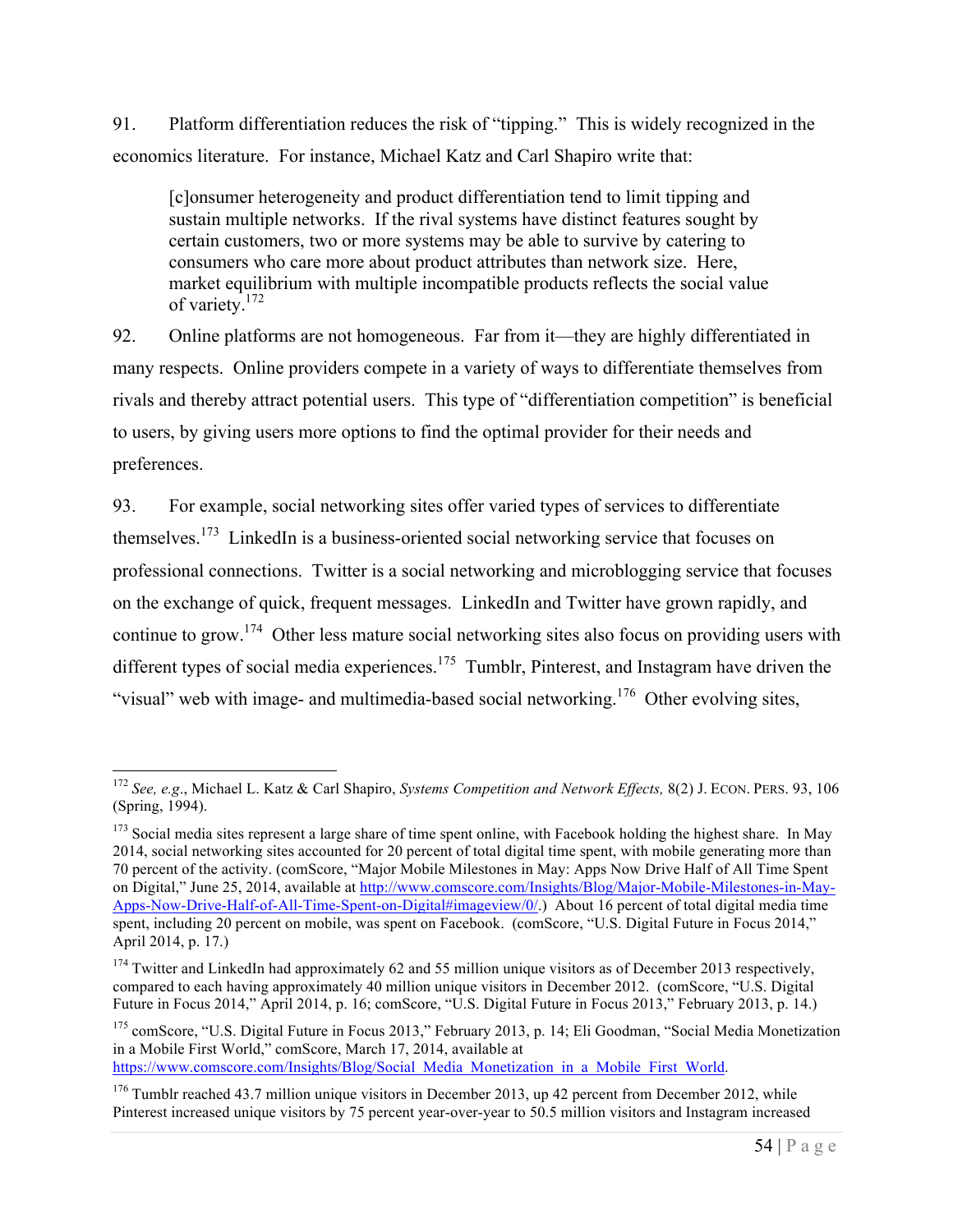91. Platform differentiation reduces the risk of "tipping." This is widely recognized in the economics literature. For instance, Michael Katz and Carl Shapiro write that:

> [c]onsumer heterogeneity and product differentiation tend to limit tipping and sustain multiple networks. If the rival systems have distinct features sought by certain customers, two or more systems may be able to survive by catering to consumers who care more about product attributes than network size. Here, market equilibrium with multiple incompatible products reflects the social value of variety.[172]

92. Online platforms are not homogeneous. Far from it—they are highly differentiated in many respects. Online providers compete in a variety of ways to differentiate themselves from rivals and thereby attract potential users. This type of "differentiation competition" is beneficial to users, by giving users more options to find the optimal provider for their needs and preferences.

93. For example, social networking sites offer varied types of services to differentiate themselves.[173] LinkedIn is a business-oriented social networking service that focuses on professional connections. Twitter is a social networking and microblogging service that focuses on the exchange of quick, frequent messages. LinkedIn and Twitter have grown rapidly, and continue to grow.[174] Other less mature social networking sites also focus on providing users with different types of social media experiences.[175] Tumblr, Pinterest, and Instagram have driven the "visual" web with image- and multimedia-based social networking.[176] Other evolving sites,

---

[172] *See, e.g.*, Michael L. Katz & Carl Shapiro, *Systems Competition and Network Effects,* 8(2) J. ECON. PERS. 93, 106 (Spring, 1994).

[173] Social media sites represent a large share of time spent online, with Facebook holding the highest share. In May 2014, social networking sites accounted for 20 percent of total digital time spent, with mobile generating more than 70 percent of the activity. (comScore, "Major Mobile Milestones in May: Apps Now Drive Half of All Time Spent on Digital," June 25, 2014, available at http://www.comscore.com/Insights/Blog/Major-Mobile-Milestones-in-May-Apps-Now-Drive-Half-of-All-Time-Spent-on-Digital#imageview/0/.) About 16 percent of total digital media time spent, including 20 percent on mobile, was spent on Facebook. (comScore, "U.S. Digital Future in Focus 2014," April 2014, p. 17.)

[174] Twitter and LinkedIn had approximately 62 and 55 million unique visitors as of December 2013 respectively, compared to each having approximately 40 million unique visitors in December 2012. (comScore, "U.S. Digital Future in Focus 2014," April 2014, p. 16; comScore, "U.S. Digital Future in Focus 2013," February 2013, p. 14.)

[175] comScore, "U.S. Digital Future in Focus 2013," February 2013, p. 14; Eli Goodman, "Social Media Monetization in a Mobile First World," comScore, March 17, 2014, available at https://www.comscore.com/Insights/Blog/Social_Media_Monetization_in_a_Mobile_First_World.

[176] Tumblr reached 43.7 million unique visitors in December 2013, up 42 percent from December 2012, while Pinterest increased unique visitors by 75 percent year-over-year to 50.5 million visitors and Instagram increased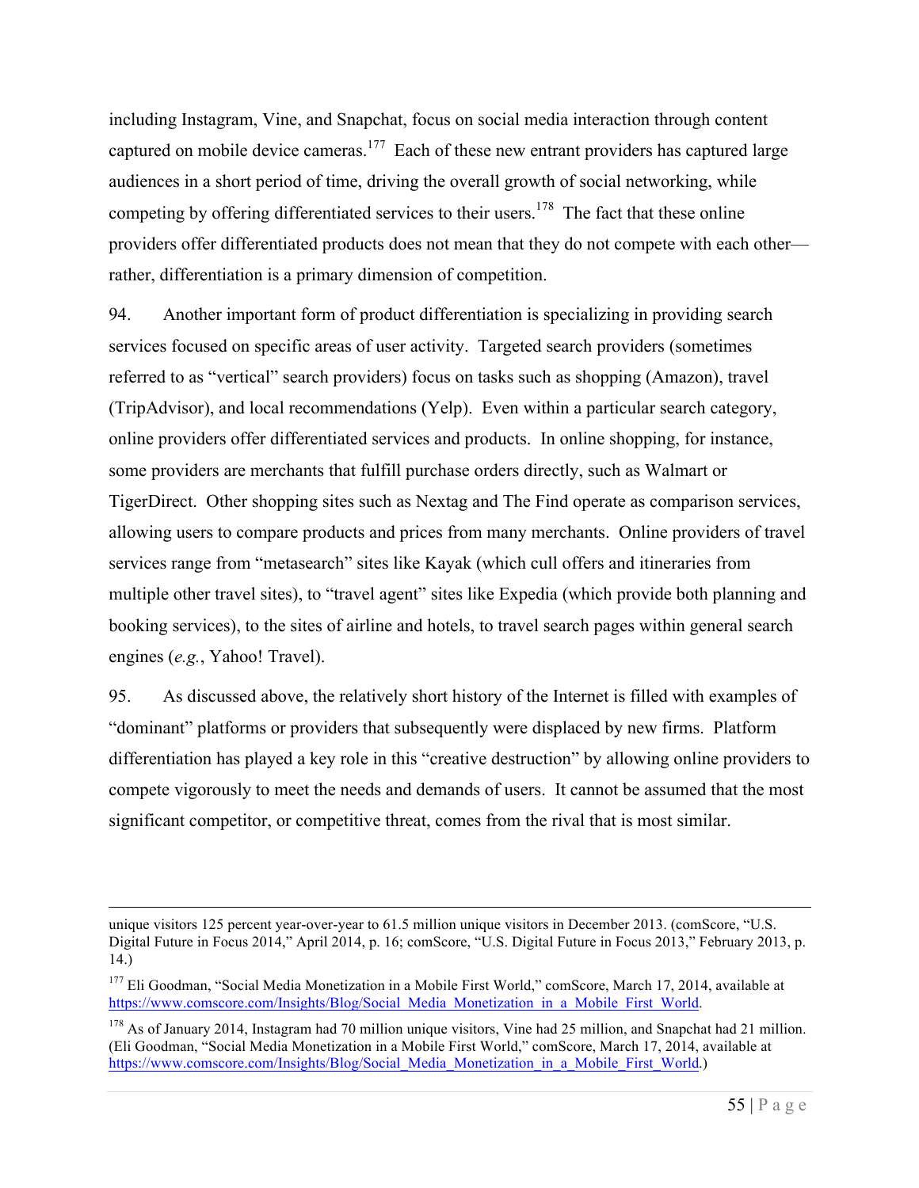including Instagram, Vine, and Snapchat, focus on social media interaction through content captured on mobile device cameras.[177] Each of these new entrant providers has captured large audiences in a short period of time, driving the overall growth of social networking, while competing by offering differentiated services to their users.[178] The fact that these online providers offer differentiated products does not mean that they do not compete with each other—rather, differentiation is a primary dimension of competition.

94. Another important form of product differentiation is specializing in providing search services focused on specific areas of user activity. Targeted search providers (sometimes referred to as "vertical" search providers) focus on tasks such as shopping (Amazon), travel (TripAdvisor), and local recommendations (Yelp). Even within a particular search category, online providers offer differentiated services and products. In online shopping, for instance, some providers are merchants that fulfill purchase orders directly, such as Walmart or TigerDirect. Other shopping sites such as Nextag and The Find operate as comparison services, allowing users to compare products and prices from many merchants. Online providers of travel services range from "metasearch" sites like Kayak (which cull offers and itineraries from multiple other travel sites), to "travel agent" sites like Expedia (which provide both planning and booking services), to the sites of airline and hotels, to travel search pages within general search engines (*e.g.*, Yahoo! Travel).

95. As discussed above, the relatively short history of the Internet is filled with examples of "dominant" platforms or providers that subsequently were displaced by new firms. Platform differentiation has played a key role in this "creative destruction" by allowing online providers to compete vigorously to meet the needs and demands of users. It cannot be assumed that the most significant competitor, or competitive threat, comes from the rival that is most similar.

---

unique visitors 125 percent year-over-year to 61.5 million unique visitors in December 2013. (comScore, "U.S. Digital Future in Focus 2014," April 2014, p. 16; comScore, "U.S. Digital Future in Focus 2013," February 2013, p. 14.)

[177] Eli Goodman, "Social Media Monetization in a Mobile First World," comScore, March 17, 2014, available at https://www.comscore.com/Insights/Blog/Social_Media_Monetization_in_a_Mobile_First_World.

[178] As of January 2014, Instagram had 70 million unique visitors, Vine had 25 million, and Snapchat had 21 million. (Eli Goodman, "Social Media Monetization in a Mobile First World," comScore, March 17, 2014, available at https://www.comscore.com/Insights/Blog/Social_Media_Monetization_in_a_Mobile_First_World.)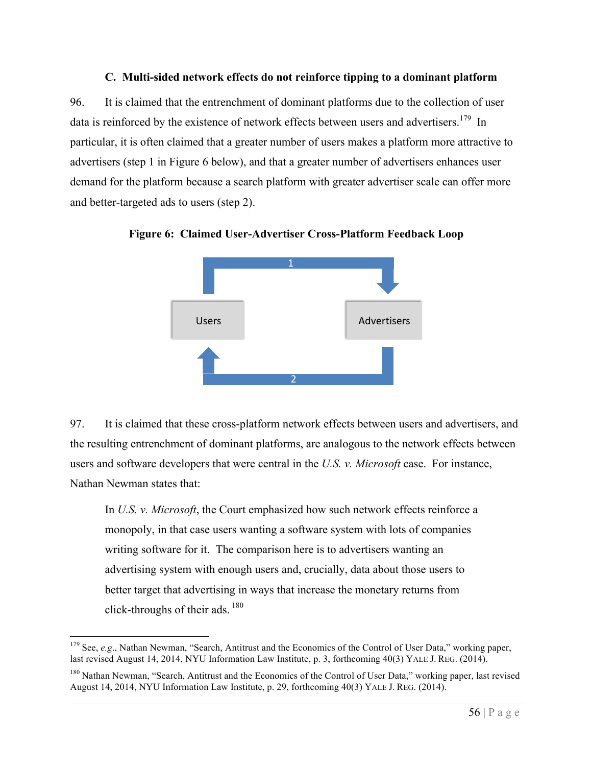### C. Multi-sided network effects do not reinforce tipping to a dominant platform

96. It is claimed that the entrenchment of dominant platforms due to the collection of user data is reinforced by the existence of network effects between users and advertisers.[179] In particular, it is often claimed that a greater number of users makes a platform more attractive to advertisers (step 1 in Figure 6 below), and that a greater number of advertisers enhances user demand for the platform because a search platform with greater advertiser scale can offer more and better-targeted ads to users (step 2).

**Figure 6: Claimed User-Advertiser Cross-Platform Feedback Loop**

Users → (1) → Advertisers

Advertisers → (2) → Users

97. It is claimed that these cross-platform network effects between users and advertisers, and the resulting entrenchment of dominant platforms, are analogous to the network effects between users and software developers that were central in the *U.S. v. Microsoft* case. For instance, Nathan Newman states that:

> In *U.S. v. Microsoft*, the Court emphasized how such network effects reinforce a monopoly, in that case users wanting a software system with lots of companies writing software for it. The comparison here is to advertisers wanting an advertising system with enough users and, crucially, data about those users to better target that advertising in ways that increase the monetary returns from click-throughs of their ads.[180]

---

[179] See, *e.g.*, Nathan Newman, "Search, Antitrust and the Economics of the Control of User Data," working paper, last revised August 14, 2014, NYU Information Law Institute, p. 3, forthcoming 40(3) YALE J. REG. (2014).

[180] Nathan Newman, "Search, Antitrust and the Economics of the Control of User Data," working paper, last revised August 14, 2014, NYU Information Law Institute, p. 29, forthcoming 40(3) YALE J. REG. (2014).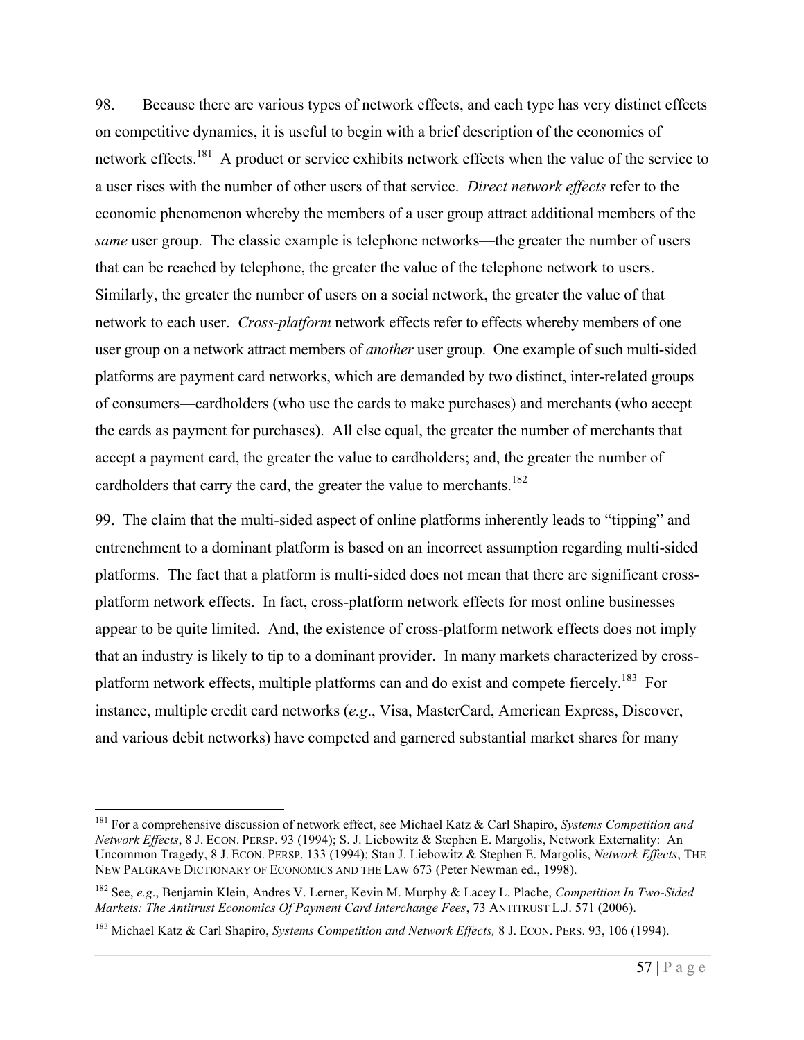98. Because there are various types of network effects, and each type has very distinct effects on competitive dynamics, it is useful to begin with a brief description of the economics of network effects.[181] A product or service exhibits network effects when the value of the service to a user rises with the number of other users of that service. *Direct network effects* refer to the economic phenomenon whereby the members of a user group attract additional members of the *same* user group. The classic example is telephone networks—the greater the number of users that can be reached by telephone, the greater the value of the telephone network to users. Similarly, the greater the number of users on a social network, the greater the value of that network to each user. *Cross-platform* network effects refer to effects whereby members of one user group on a network attract members of *another* user group. One example of such multi-sided platforms are payment card networks, which are demanded by two distinct, inter-related groups of consumers—cardholders (who use the cards to make purchases) and merchants (who accept the cards as payment for purchases). All else equal, the greater the number of merchants that accept a payment card, the greater the value to cardholders; and, the greater the number of cardholders that carry the card, the greater the value to merchants.[182]

99. The claim that the multi-sided aspect of online platforms inherently leads to "tipping" and entrenchment to a dominant platform is based on an incorrect assumption regarding multi-sided platforms. The fact that a platform is multi-sided does not mean that there are significant cross-platform network effects. In fact, cross-platform network effects for most online businesses appear to be quite limited. And, the existence of cross-platform network effects does not imply that an industry is likely to tip to a dominant provider. In many markets characterized by cross-platform network effects, multiple platforms can and do exist and compete fiercely.[183] For instance, multiple credit card networks (*e.g*., Visa, MasterCard, American Express, Discover, and various debit networks) have competed and garnered substantial market shares for many

---

[181] For a comprehensive discussion of network effect, see Michael Katz & Carl Shapiro, *Systems Competition and Network Effects*, 8 J. ECON. PERSP. 93 (1994); S. J. Liebowitz & Stephen E. Margolis, Network Externality: An Uncommon Tragedy, 8 J. ECON. PERSP. 133 (1994); Stan J. Liebowitz & Stephen E. Margolis, *Network Effects*, THE NEW PALGRAVE DICTIONARY OF ECONOMICS AND THE LAW 673 (Peter Newman ed., 1998).

[182] See, *e.g*., Benjamin Klein, Andres V. Lerner, Kevin M. Murphy & Lacey L. Plache, *Competition In Two-Sided Markets: The Antitrust Economics Of Payment Card Interchange Fees*, 73 ANTITRUST L.J. 571 (2006).

[183] Michael Katz & Carl Shapiro, *Systems Competition and Network Effects,* 8 J. ECON. PERS. 93, 106 (1994).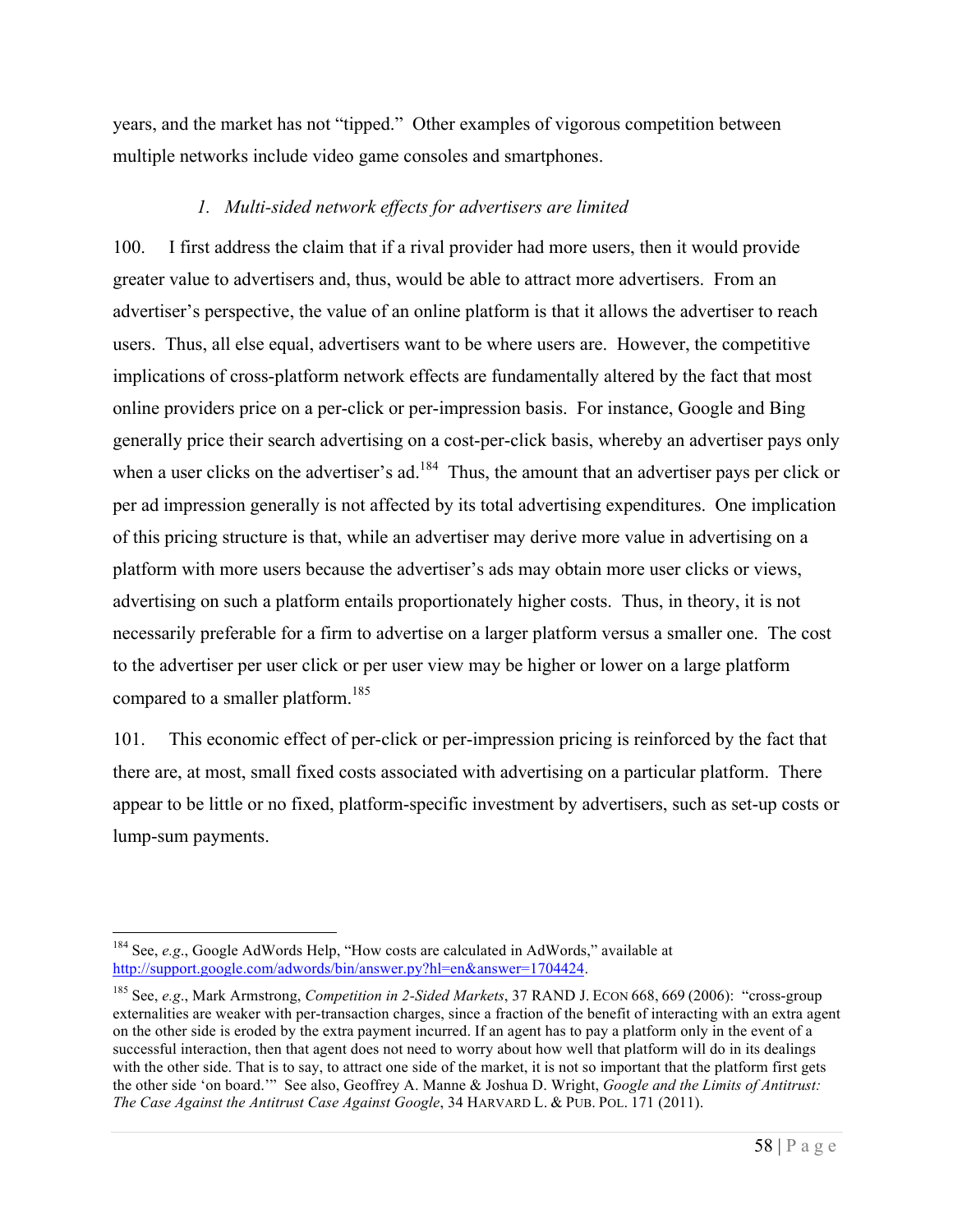years, and the market has not "tipped." Other examples of vigorous competition between multiple networks include video game consoles and smartphones.

### *1. Multi-sided network effects for advertisers are limited*

100. I first address the claim that if a rival provider had more users, then it would provide greater value to advertisers and, thus, would be able to attract more advertisers. From an advertiser's perspective, the value of an online platform is that it allows the advertiser to reach users. Thus, all else equal, advertisers want to be where users are. However, the competitive implications of cross-platform network effects are fundamentally altered by the fact that most online providers price on a per-click or per-impression basis. For instance, Google and Bing generally price their search advertising on a cost-per-click basis, whereby an advertiser pays only when a user clicks on the advertiser's ad.[184] Thus, the amount that an advertiser pays per click or per ad impression generally is not affected by its total advertising expenditures. One implication of this pricing structure is that, while an advertiser may derive more value in advertising on a platform with more users because the advertiser's ads may obtain more user clicks or views, advertising on such a platform entails proportionately higher costs. Thus, in theory, it is not necessarily preferable for a firm to advertise on a larger platform versus a smaller one. The cost to the advertiser per user click or per user view may be higher or lower on a large platform compared to a smaller platform.[185]

101. This economic effect of per-click or per-impression pricing is reinforced by the fact that there are, at most, small fixed costs associated with advertising on a particular platform. There appear to be little or no fixed, platform-specific investment by advertisers, such as set-up costs or lump-sum payments.

---

[184] See, *e.g*., Google AdWords Help, "How costs are calculated in AdWords," available at http://support.google.com/adwords/bin/answer.py?hl=en&answer=1704424.

[185] See, *e.g*., Mark Armstrong, *Competition in 2-Sided Markets*, 37 RAND J. ECON 668, 669 (2006): "cross-group externalities are weaker with per-transaction charges, since a fraction of the benefit of interacting with an extra agent on the other side is eroded by the extra payment incurred. If an agent has to pay a platform only in the event of a successful interaction, then that agent does not need to worry about how well that platform will do in its dealings with the other side. That is to say, to attract one side of the market, it is not so important that the platform first gets the other side 'on board.'" See also, Geoffrey A. Manne & Joshua D. Wright, *Google and the Limits of Antitrust: The Case Against the Antitrust Case Against Google*, 34 HARVARD L. & PUB. POL. 171 (2011).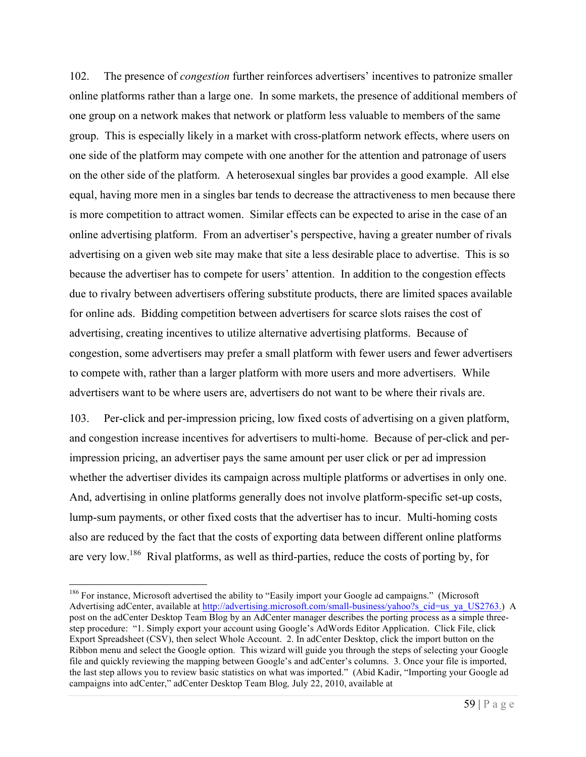102. The presence of *congestion* further reinforces advertisers' incentives to patronize smaller online platforms rather than a large one. In some markets, the presence of additional members of one group on a network makes that network or platform less valuable to members of the same group. This is especially likely in a market with cross-platform network effects, where users on one side of the platform may compete with one another for the attention and patronage of users on the other side of the platform. A heterosexual singles bar provides a good example. All else equal, having more men in a singles bar tends to decrease the attractiveness to men because there is more competition to attract women. Similar effects can be expected to arise in the case of an online advertising platform. From an advertiser's perspective, having a greater number of rivals advertising on a given web site may make that site a less desirable place to advertise. This is so because the advertiser has to compete for users' attention. In addition to the congestion effects due to rivalry between advertisers offering substitute products, there are limited spaces available for online ads. Bidding competition between advertisers for scarce slots raises the cost of advertising, creating incentives to utilize alternative advertising platforms. Because of congestion, some advertisers may prefer a small platform with fewer users and fewer advertisers to compete with, rather than a larger platform with more users and more advertisers. While advertisers want to be where users are, advertisers do not want to be where their rivals are.

103. Per-click and per-impression pricing, low fixed costs of advertising on a given platform, and congestion increase incentives for advertisers to multi-home. Because of per-click and per-impression pricing, an advertiser pays the same amount per user click or per ad impression whether the advertiser divides its campaign across multiple platforms or advertises in only one. And, advertising in online platforms generally does not involve platform-specific set-up costs, lump-sum payments, or other fixed costs that the advertiser has to incur. Multi-homing costs also are reduced by the fact that the costs of exporting data between different online platforms are very low.[186] Rival platforms, as well as third-parties, reduce the costs of porting by, for

---

[186] For instance, Microsoft advertised the ability to "Easily import your Google ad campaigns." (Microsoft Advertising adCenter, available at http://advertising.microsoft.com/small-business/yahoo?s_cid=us_ya_US2763.) A post on the adCenter Desktop Team Blog by an AdCenter manager describes the porting process as a simple three-step procedure: "1. Simply export your account using Google's AdWords Editor Application. Click File, click Export Spreadsheet (CSV), then select Whole Account. 2. In adCenter Desktop, click the import button on the Ribbon menu and select the Google option. This wizard will guide you through the steps of selecting your Google file and quickly reviewing the mapping between Google's and adCenter's columns. 3. Once your file is imported, the last step allows you to review basic statistics on what was imported." (Abid Kadir, "Importing your Google ad campaigns into adCenter," adCenter Desktop Team Blog*,* July 22, 2010, available at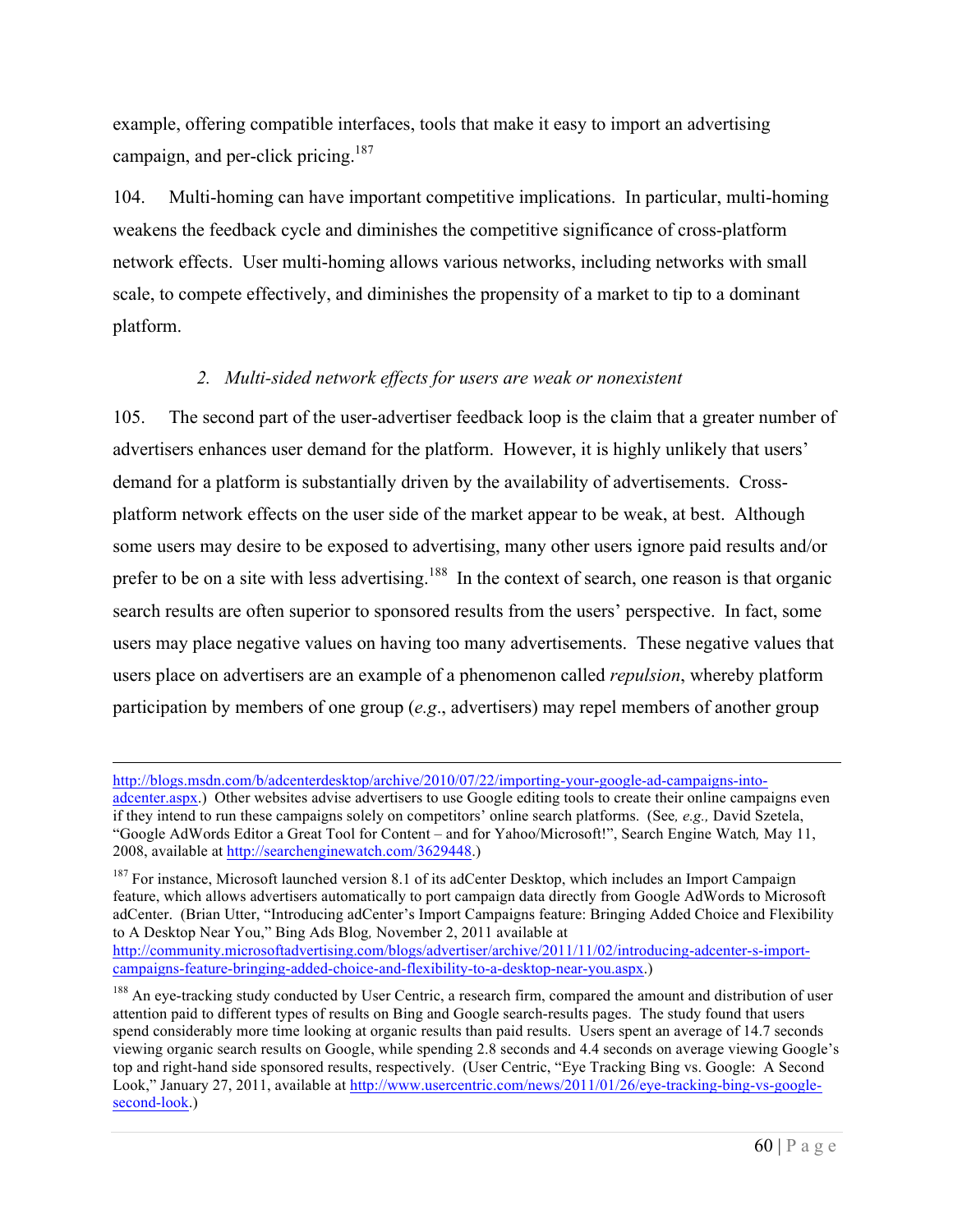example, offering compatible interfaces, tools that make it easy to import an advertising campaign, and per-click pricing.[187]

104. Multi-homing can have important competitive implications. In particular, multi-homing weakens the feedback cycle and diminishes the competitive significance of cross-platform network effects. User multi-homing allows various networks, including networks with small scale, to compete effectively, and diminishes the propensity of a market to tip to a dominant platform.

### 2. *Multi-sided network effects for users are weak or nonexistent*

105. The second part of the user-advertiser feedback loop is the claim that a greater number of advertisers enhances user demand for the platform. However, it is highly unlikely that users' demand for a platform is substantially driven by the availability of advertisements. Cross-platform network effects on the user side of the market appear to be weak, at best. Although some users may desire to be exposed to advertising, many other users ignore paid results and/or prefer to be on a site with less advertising.[188] In the context of search, one reason is that organic search results are often superior to sponsored results from the users' perspective. In fact, some users may place negative values on having too many advertisements. These negative values that users place on advertisers are an example of a phenomenon called *repulsion*, whereby platform participation by members of one group (*e.g.*, advertisers) may repel members of another group

---

http://blogs.msdn.com/b/adcenterdesktop/archive/2010/07/22/importing-your-google-ad-campaigns-into-adcenter.aspx.) Other websites advise advertisers to use Google editing tools to create their online campaigns even if they intend to run these campaigns solely on competitors' online search platforms. (See*, e.g.,* David Szetela, "Google AdWords Editor a Great Tool for Content – and for Yahoo/Microsoft!", Search Engine Watch*,* May 11, 2008, available at http://searchenginewatch.com/3629448.)

[187] For instance, Microsoft launched version 8.1 of its adCenter Desktop, which includes an Import Campaign feature, which allows advertisers automatically to port campaign data directly from Google AdWords to Microsoft adCenter. (Brian Utter, "Introducing adCenter's Import Campaigns feature: Bringing Added Choice and Flexibility to A Desktop Near You," Bing Ads Blog*,* November 2, 2011 available at http://community.microsoftadvertising.com/blogs/advertiser/archive/2011/11/02/introducing-adcenter-s-import-campaigns-feature-bringing-added-choice-and-flexibility-to-a-desktop-near-you.aspx.)

[188] An eye-tracking study conducted by User Centric, a research firm, compared the amount and distribution of user attention paid to different types of results on Bing and Google search-results pages. The study found that users spend considerably more time looking at organic results than paid results. Users spent an average of 14.7 seconds viewing organic search results on Google, while spending 2.8 seconds and 4.4 seconds on average viewing Google's top and right-hand side sponsored results, respectively. (User Centric, "Eye Tracking Bing vs. Google: A Second Look," January 27, 2011, available at http://www.usercentric.com/news/2011/01/26/eye-tracking-bing-vs-google-second-look.)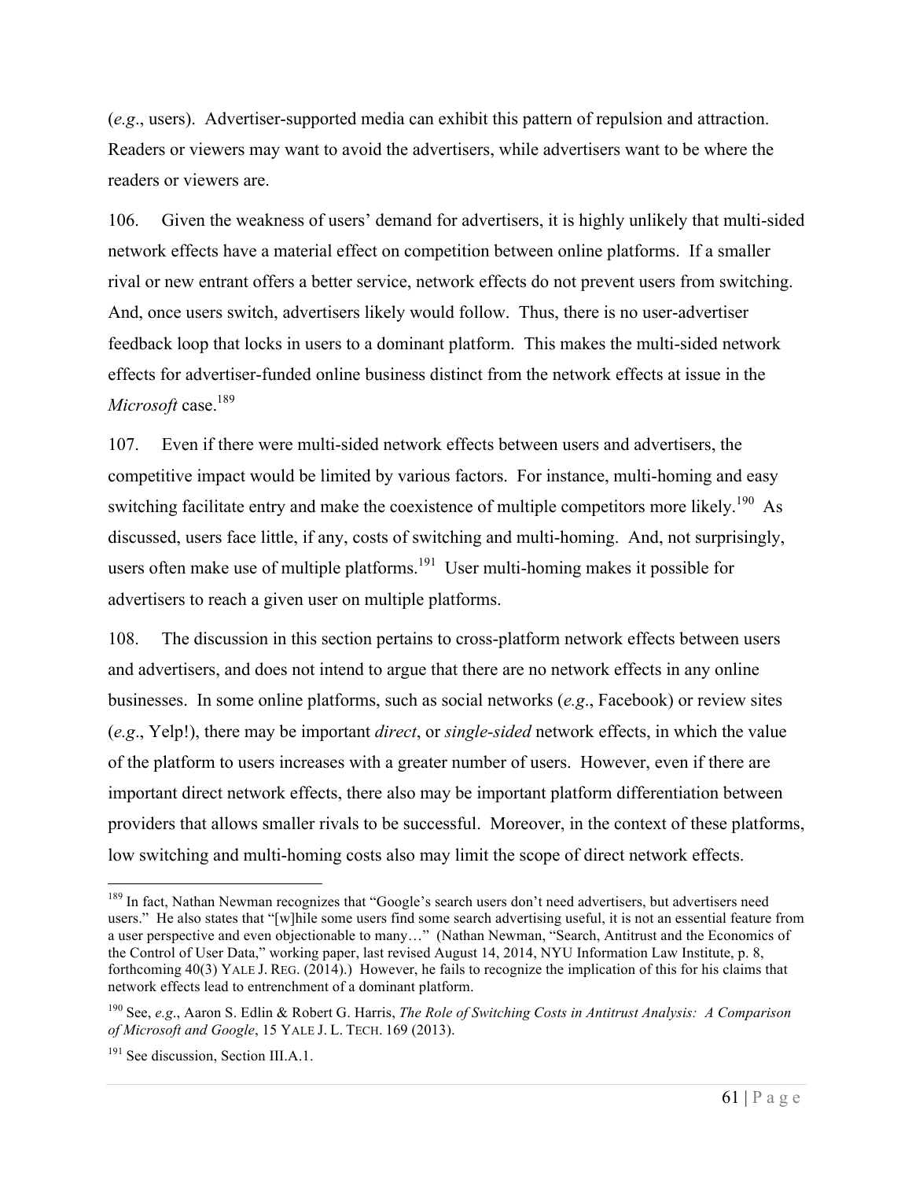(*e.g.*, users). Advertiser-supported media can exhibit this pattern of repulsion and attraction. Readers or viewers may want to avoid the advertisers, while advertisers want to be where the readers or viewers are.

106. Given the weakness of users' demand for advertisers, it is highly unlikely that multi-sided network effects have a material effect on competition between online platforms. If a smaller rival or new entrant offers a better service, network effects do not prevent users from switching. And, once users switch, advertisers likely would follow. Thus, there is no user-advertiser feedback loop that locks in users to a dominant platform. This makes the multi-sided network effects for advertiser-funded online business distinct from the network effects at issue in the *Microsoft* case.[189]

107. Even if there were multi-sided network effects between users and advertisers, the competitive impact would be limited by various factors. For instance, multi-homing and easy switching facilitate entry and make the coexistence of multiple competitors more likely.[190] As discussed, users face little, if any, costs of switching and multi-homing. And, not surprisingly, users often make use of multiple platforms.[191] User multi-homing makes it possible for advertisers to reach a given user on multiple platforms.

108. The discussion in this section pertains to cross-platform network effects between users and advertisers, and does not intend to argue that there are no network effects in any online businesses. In some online platforms, such as social networks (*e.g.*, Facebook) or review sites (*e.g.*, Yelp!), there may be important *direct*, or *single-sided* network effects, in which the value of the platform to users increases with a greater number of users. However, even if there are important direct network effects, there also may be important platform differentiation between providers that allows smaller rivals to be successful. Moreover, in the context of these platforms, low switching and multi-homing costs also may limit the scope of direct network effects.

[189] In fact, Nathan Newman recognizes that "Google's search users don't need advertisers, but advertisers need users." He also states that "[w]hile some users find some search advertising useful, it is not an essential feature from a user perspective and even objectionable to many…" (Nathan Newman, "Search, Antitrust and the Economics of the Control of User Data," working paper, last revised August 14, 2014, NYU Information Law Institute, p. 8, forthcoming 40(3) YALE J. REG. (2014).) However, he fails to recognize the implication of this for his claims that network effects lead to entrenchment of a dominant platform.

[190] See, *e.g.*, Aaron S. Edlin & Robert G. Harris, *The Role of Switching Costs in Antitrust Analysis: A Comparison of Microsoft and Google*, 15 YALE J. L. TECH. 169 (2013).

[191] See discussion, Section III.A.1.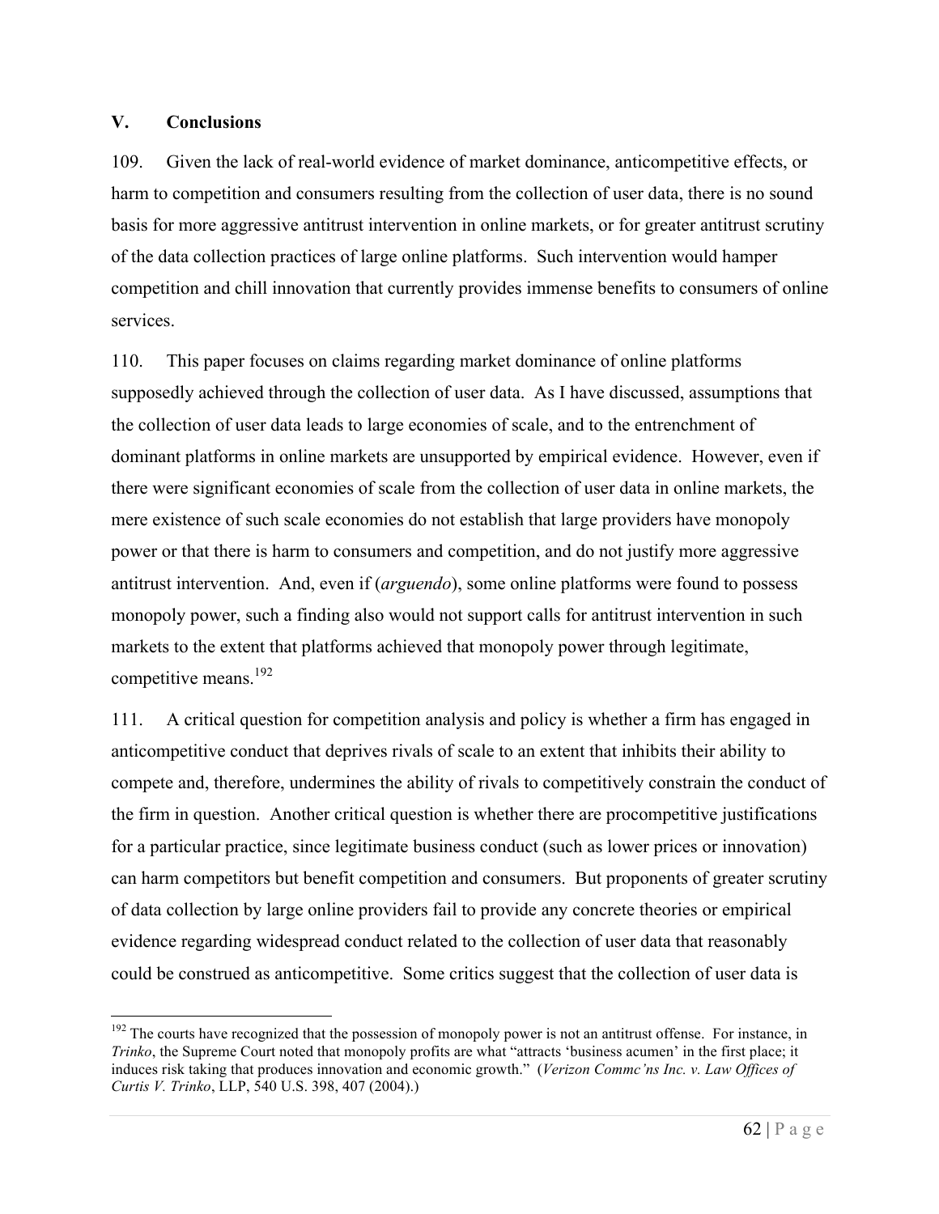## V. Conclusions

109. Given the lack of real-world evidence of market dominance, anticompetitive effects, or harm to competition and consumers resulting from the collection of user data, there is no sound basis for more aggressive antitrust intervention in online markets, or for greater antitrust scrutiny of the data collection practices of large online platforms. Such intervention would hamper competition and chill innovation that currently provides immense benefits to consumers of online services.

110. This paper focuses on claims regarding market dominance of online platforms supposedly achieved through the collection of user data. As I have discussed, assumptions that the collection of user data leads to large economies of scale, and to the entrenchment of dominant platforms in online markets are unsupported by empirical evidence. However, even if there were significant economies of scale from the collection of user data in online markets, the mere existence of such scale economies do not establish that large providers have monopoly power or that there is harm to consumers and competition, and do not justify more aggressive antitrust intervention. And, even if (*arguendo*), some online platforms were found to possess monopoly power, such a finding also would not support calls for antitrust intervention in such markets to the extent that platforms achieved that monopoly power through legitimate, competitive means.[192]

111. A critical question for competition analysis and policy is whether a firm has engaged in anticompetitive conduct that deprives rivals of scale to an extent that inhibits their ability to compete and, therefore, undermines the ability of rivals to competitively constrain the conduct of the firm in question. Another critical question is whether there are procompetitive justifications for a particular practice, since legitimate business conduct (such as lower prices or innovation) can harm competitors but benefit competition and consumers. But proponents of greater scrutiny of data collection by large online providers fail to provide any concrete theories or empirical evidence regarding widespread conduct related to the collection of user data that reasonably could be construed as anticompetitive. Some critics suggest that the collection of user data is

---

[192] The courts have recognized that the possession of monopoly power is not an antitrust offense. For instance, in *Trinko*, the Supreme Court noted that monopoly profits are what "attracts 'business acumen' in the first place; it induces risk taking that produces innovation and economic growth." (*Verizon Commc'ns Inc. v. Law Offices of Curtis V. Trinko*, LLP, 540 U.S. 398, 407 (2004).)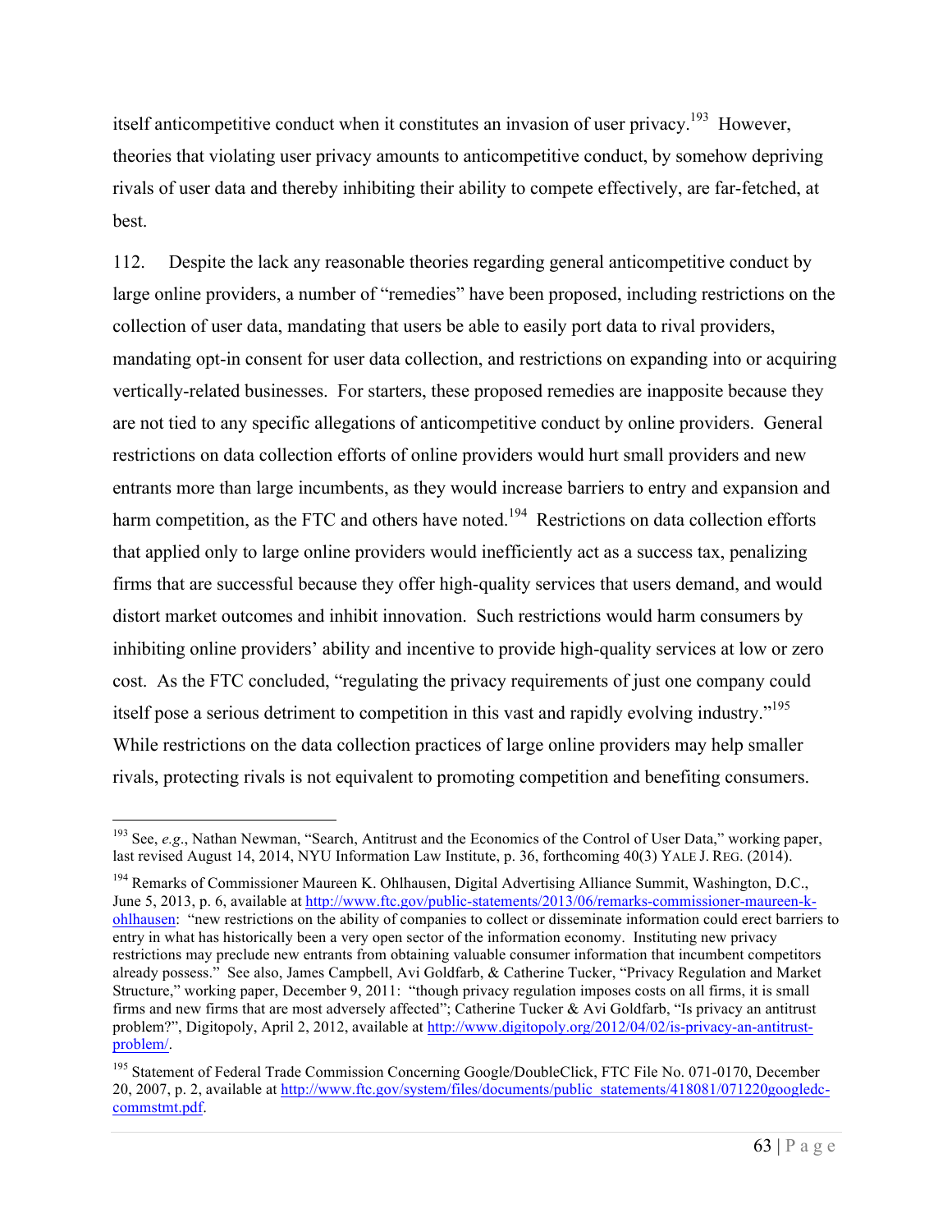itself anticompetitive conduct when it constitutes an invasion of user privacy.[193] However, theories that violating user privacy amounts to anticompetitive conduct, by somehow depriving rivals of user data and thereby inhibiting their ability to compete effectively, are far-fetched, at best.

112. Despite the lack any reasonable theories regarding general anticompetitive conduct by large online providers, a number of "remedies" have been proposed, including restrictions on the collection of user data, mandating that users be able to easily port data to rival providers, mandating opt-in consent for user data collection, and restrictions on expanding into or acquiring vertically-related businesses. For starters, these proposed remedies are inapposite because they are not tied to any specific allegations of anticompetitive conduct by online providers. General restrictions on data collection efforts of online providers would hurt small providers and new entrants more than large incumbents, as they would increase barriers to entry and expansion and harm competition, as the FTC and others have noted.[194] Restrictions on data collection efforts that applied only to large online providers would inefficiently act as a success tax, penalizing firms that are successful because they offer high-quality services that users demand, and would distort market outcomes and inhibit innovation. Such restrictions would harm consumers by inhibiting online providers' ability and incentive to provide high-quality services at low or zero cost. As the FTC concluded, "regulating the privacy requirements of just one company could itself pose a serious detriment to competition in this vast and rapidly evolving industry."[195] While restrictions on the data collection practices of large online providers may help smaller rivals, protecting rivals is not equivalent to promoting competition and benefiting consumers.

---

[193] See, *e.g*., Nathan Newman, "Search, Antitrust and the Economics of the Control of User Data," working paper, last revised August 14, 2014, NYU Information Law Institute, p. 36, forthcoming 40(3) YALE J. REG. (2014).

[194] Remarks of Commissioner Maureen K. Ohlhausen, Digital Advertising Alliance Summit, Washington, D.C., June 5, 2013, p. 6, available at http://www.ftc.gov/public-statements/2013/06/remarks-commissioner-maureen-k-ohlhausen: "new restrictions on the ability of companies to collect or disseminate information could erect barriers to entry in what has historically been a very open sector of the information economy. Instituting new privacy restrictions may preclude new entrants from obtaining valuable consumer information that incumbent competitors already possess." See also, James Campbell, Avi Goldfarb, & Catherine Tucker, "Privacy Regulation and Market Structure," working paper, December 9, 2011: "though privacy regulation imposes costs on all firms, it is small firms and new firms that are most adversely affected"; Catherine Tucker & Avi Goldfarb, "Is privacy an antitrust problem?", Digitopoly, April 2, 2012, available at http://www.digitopoly.org/2012/04/02/is-privacy-an-antitrust-problem/.

[195] Statement of Federal Trade Commission Concerning Google/DoubleClick, FTC File No. 071-0170, December 20, 2007, p. 2, available at http://www.ftc.gov/system/files/documents/public_statements/418081/071220googledc-commstmt.pdf.